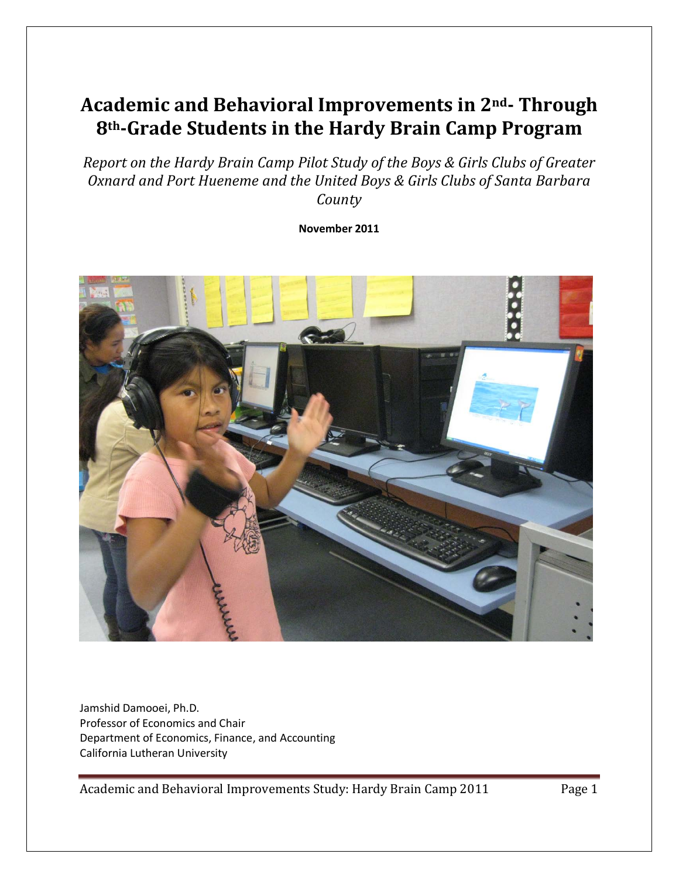# Academic and Behavioral Improvements in 2nd- Through 8th-Grade Students in the Hardy Brain Camp Program

*Report on the Hardy Brain Camp Pilot Study of the Boys & Girls Clubs of Greater Oxnard and Port Hueneme and the United Boys & Girls Clubs of Santa Barbara County*

**November 2011**

Jamshid Damooei, Ph.D.
Professor of Economics and Chair
Department of Economics, Finance, and Accounting
California Lutheran University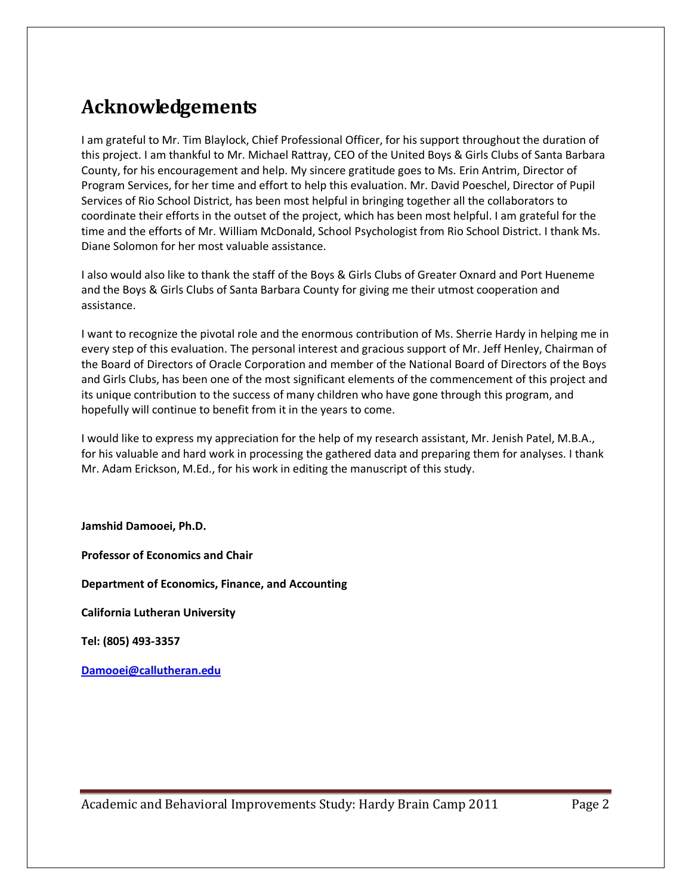# Acknowledgements

I am grateful to Mr. Tim Blaylock, Chief Professional Officer, for his support throughout the duration of this project. I am thankful to Mr. Michael Rattray, CEO of the United Boys & Girls Clubs of Santa Barbara County, for his encouragement and help. My sincere gratitude goes to Ms. Erin Antrim, Director of Program Services, for her time and effort to help this evaluation. Mr. David Poeschel, Director of Pupil Services of Rio School District, has been most helpful in bringing together all the collaborators to coordinate their efforts in the outset of the project, which has been most helpful. I am grateful for the time and the efforts of Mr. William McDonald, School Psychologist from Rio School District. I thank Ms. Diane Solomon for her most valuable assistance.

I also would also like to thank the staff of the Boys & Girls Clubs of Greater Oxnard and Port Hueneme and the Boys & Girls Clubs of Santa Barbara County for giving me their utmost cooperation and assistance.

I want to recognize the pivotal role and the enormous contribution of Ms. Sherrie Hardy in helping me in every step of this evaluation. The personal interest and gracious support of Mr. Jeff Henley, Chairman of the Board of Directors of Oracle Corporation and member of the National Board of Directors of the Boys and Girls Clubs, has been one of the most significant elements of the commencement of this project and its unique contribution to the success of many children who have gone through this program, and hopefully will continue to benefit from it in the years to come.

I would like to express my appreciation for the help of my research assistant, Mr. Jenish Patel, M.B.A., for his valuable and hard work in processing the gathered data and preparing them for analyses. I thank Mr. Adam Erickson, M.Ed., for his work in editing the manuscript of this study.

**Jamshid Damooei, Ph.D.**

**Professor of Economics and Chair**

**Department of Economics, Finance, and Accounting**

**California Lutheran University**

**Tel: (805) 493-3357**

**Damooei@callutheran.edu**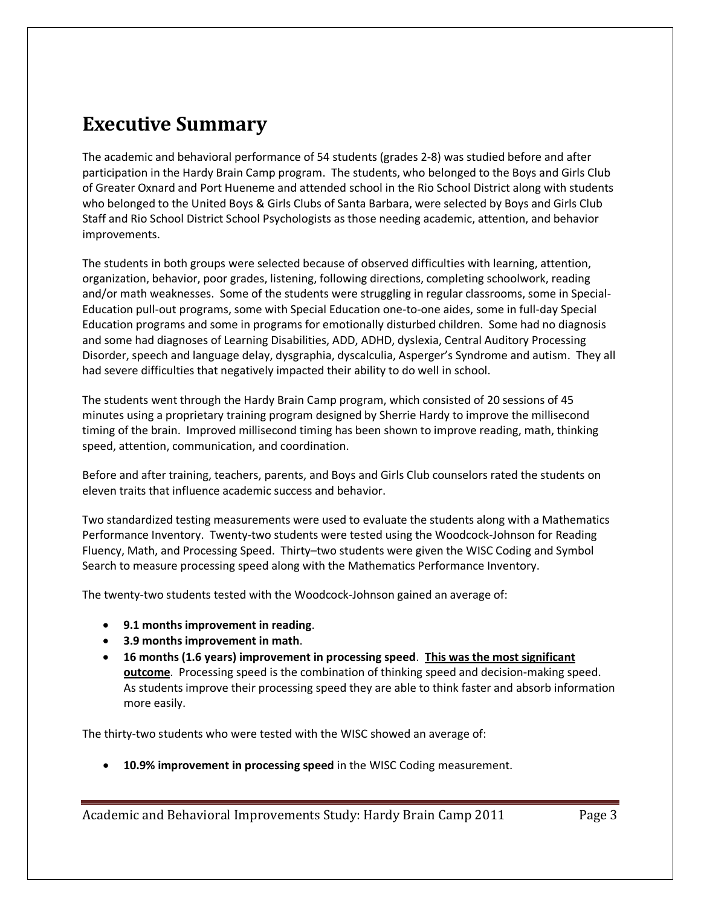# Executive Summary

The academic and behavioral performance of 54 students (grades 2-8) was studied before and after participation in the Hardy Brain Camp program. The students, who belonged to the Boys and Girls Club of Greater Oxnard and Port Hueneme and attended school in the Rio School District along with students who belonged to the United Boys & Girls Clubs of Santa Barbara, were selected by Boys and Girls Club Staff and Rio School District School Psychologists as those needing academic, attention, and behavior improvements.

The students in both groups were selected because of observed difficulties with learning, attention, organization, behavior, poor grades, listening, following directions, completing schoolwork, reading and/or math weaknesses. Some of the students were struggling in regular classrooms, some in Special-Education pull-out programs, some with Special Education one-to-one aides, some in full-day Special Education programs and some in programs for emotionally disturbed children. Some had no diagnosis and some had diagnoses of Learning Disabilities, ADD, ADHD, dyslexia, Central Auditory Processing Disorder, speech and language delay, dysgraphia, dyscalculia, Asperger's Syndrome and autism. They all had severe difficulties that negatively impacted their ability to do well in school.

The students went through the Hardy Brain Camp program, which consisted of 20 sessions of 45 minutes using a proprietary training program designed by Sherrie Hardy to improve the millisecond timing of the brain. Improved millisecond timing has been shown to improve reading, math, thinking speed, attention, communication, and coordination.

Before and after training, teachers, parents, and Boys and Girls Club counselors rated the students on eleven traits that influence academic success and behavior.

Two standardized testing measurements were used to evaluate the students along with a Mathematics Performance Inventory. Twenty-two students were tested using the Woodcock-Johnson for Reading Fluency, Math, and Processing Speed. Thirty–two students were given the WISC Coding and Symbol Search to measure processing speed along with the Mathematics Performance Inventory.

The twenty-two students tested with the Woodcock-Johnson gained an average of:

- **9.1 months improvement in reading**.
- **3.9 months improvement in math**.
- **16 months (1.6 years) improvement in processing speed**. **<u>This was the most significant outcome</u>**. Processing speed is the combination of thinking speed and decision-making speed. As students improve their processing speed they are able to think faster and absorb information more easily.

The thirty-two students who were tested with the WISC showed an average of:

- **10.9% improvement in processing speed** in the WISC Coding measurement.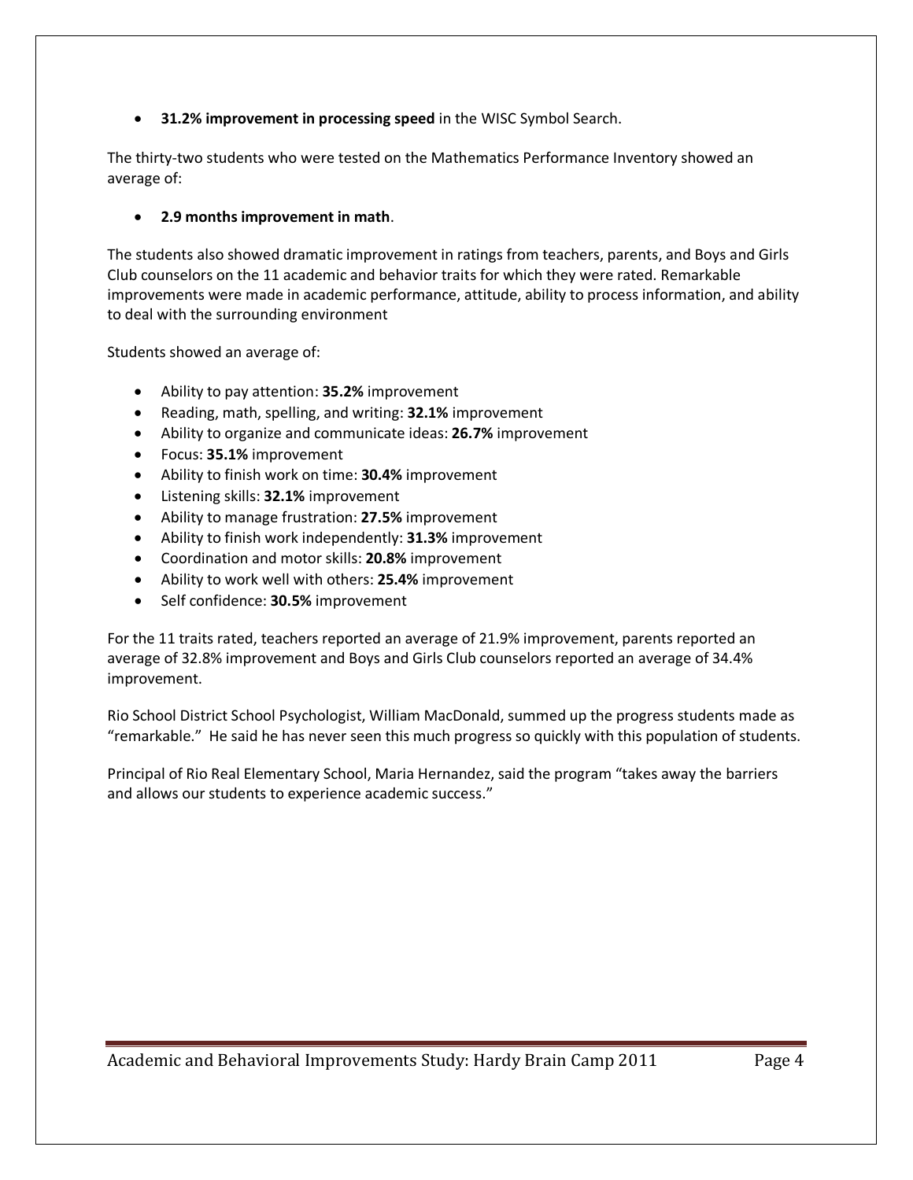- **31.2% improvement in processing speed** in the WISC Symbol Search.

The thirty-two students who were tested on the Mathematics Performance Inventory showed an average of:

- **2.9 months improvement in math**.

The students also showed dramatic improvement in ratings from teachers, parents, and Boys and Girls Club counselors on the 11 academic and behavior traits for which they were rated. Remarkable improvements were made in academic performance, attitude, ability to process information, and ability to deal with the surrounding environment

Students showed an average of:

- Ability to pay attention: **35.2%** improvement
- Reading, math, spelling, and writing: **32.1%** improvement
- Ability to organize and communicate ideas: **26.7%** improvement
- Focus: **35.1%** improvement
- Ability to finish work on time: **30.4%** improvement
- Listening skills: **32.1%** improvement
- Ability to manage frustration: **27.5%** improvement
- Ability to finish work independently: **31.3%** improvement
- Coordination and motor skills: **20.8%** improvement
- Ability to work well with others: **25.4%** improvement
- Self confidence: **30.5%** improvement

For the 11 traits rated, teachers reported an average of 21.9% improvement, parents reported an average of 32.8% improvement and Boys and Girls Club counselors reported an average of 34.4% improvement.

Rio School District School Psychologist, William MacDonald, summed up the progress students made as "remarkable." He said he has never seen this much progress so quickly with this population of students.

Principal of Rio Real Elementary School, Maria Hernandez, said the program "takes away the barriers and allows our students to experience academic success."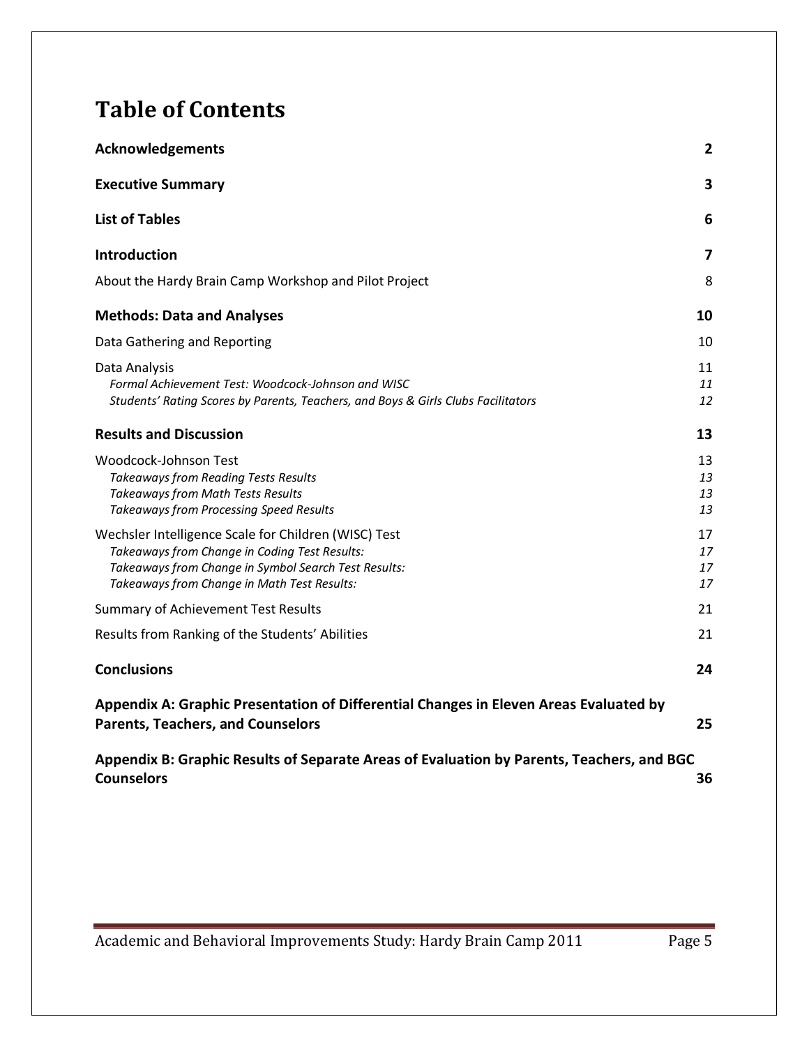# Table of Contents

| | |
|---|---|
| **Acknowledgements** | **2** |
| **Executive Summary** | **3** |
| **List of Tables** | **6** |
| **Introduction** | **7** |
| About the Hardy Brain Camp Workshop and Pilot Project | 8 |
| **Methods: Data and Analyses** | **10** |
| Data Gathering and Reporting | 10 |
| Data Analysis | 11 |
| *Formal Achievement Test: Woodcock-Johnson and WISC* | *11* |
| *Students' Rating Scores by Parents, Teachers, and Boys & Girls Clubs Facilitators* | *12* |
| **Results and Discussion** | **13** |
| Woodcock-Johnson Test | 13 |
| *Takeaways from Reading Tests Results* | *13* |
| *Takeaways from Math Tests Results* | *13* |
| *Takeaways from Processing Speed Results* | *13* |
| Wechsler Intelligence Scale for Children (WISC) Test | 17 |
| *Takeaways from Change in Coding Test Results:* | *17* |
| *Takeaways from Change in Symbol Search Test Results:* | *17* |
| *Takeaways from Change in Math Test Results:* | *17* |
| Summary of Achievement Test Results | 21 |
| Results from Ranking of the Students' Abilities | 21 |
| **Conclusions** | **24** |
| **Appendix A: Graphic Presentation of Differential Changes in Eleven Areas Evaluated by Parents, Teachers, and Counselors** | **25** |
| **Appendix B: Graphic Results of Separate Areas of Evaluation by Parents, Teachers, and BGC Counselors** | **36** |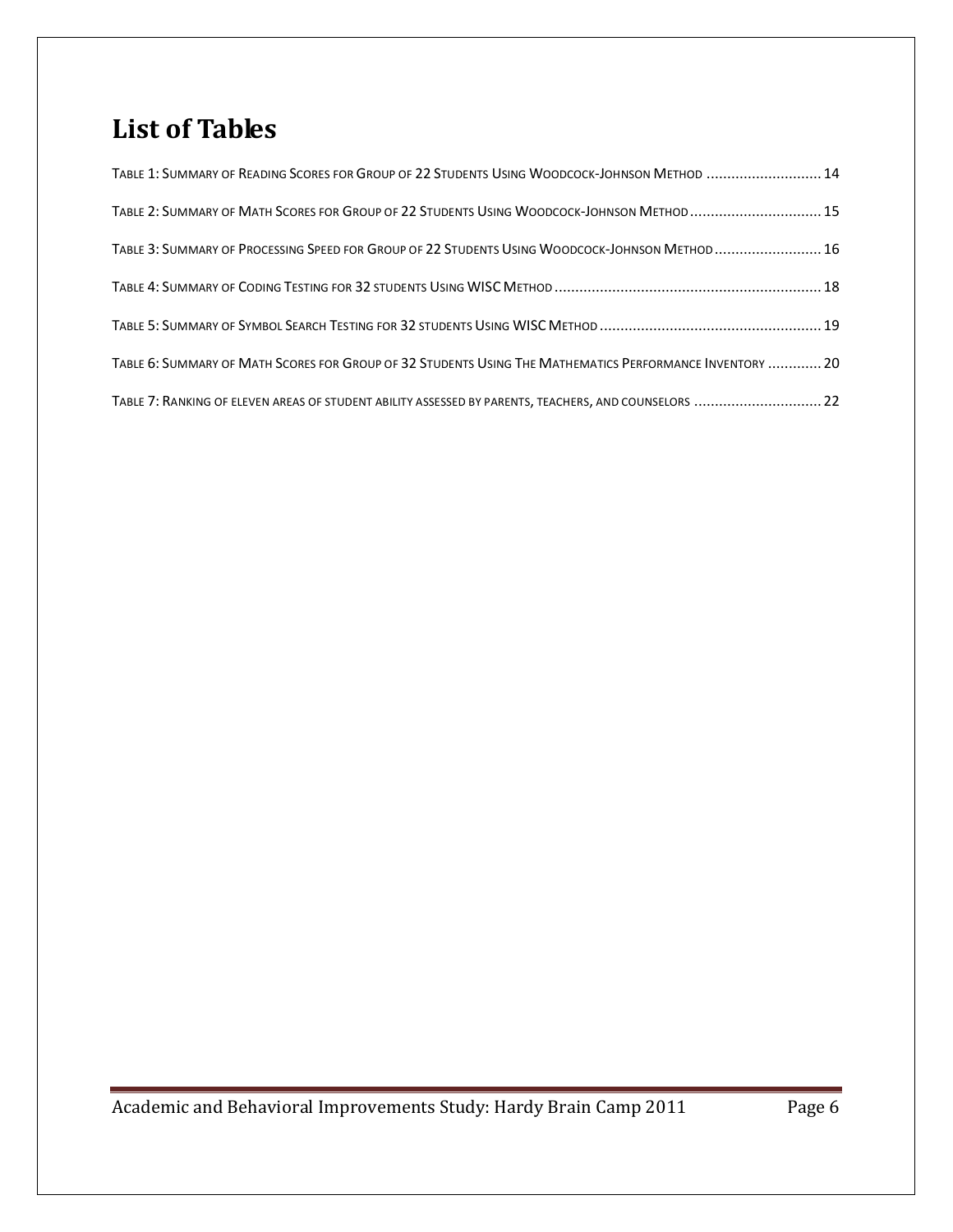# List of Tables

Table 1: Summary of Reading Scores for Group of 22 Students Using Woodcock-Johnson Method ............................ 14

Table 2: Summary of Math Scores for Group of 22 Students Using Woodcock-Johnson Method ................................ 15

Table 3: Summary of Processing Speed for Group of 22 Students Using Woodcock-Johnson Method .......................... 16

Table 4: Summary of Coding Testing for 32 students Using WISC Method ................................................................. 18

Table 5: Summary of Symbol Search Testing for 32 students Using WISC Method ...................................................... 19

Table 6: Summary of Math Scores for Group of 32 Students Using The Mathematics Performance Inventory ............. 20

Table 7: Ranking of eleven areas of student ability assessed by parents, teachers, and counselors ............................... 22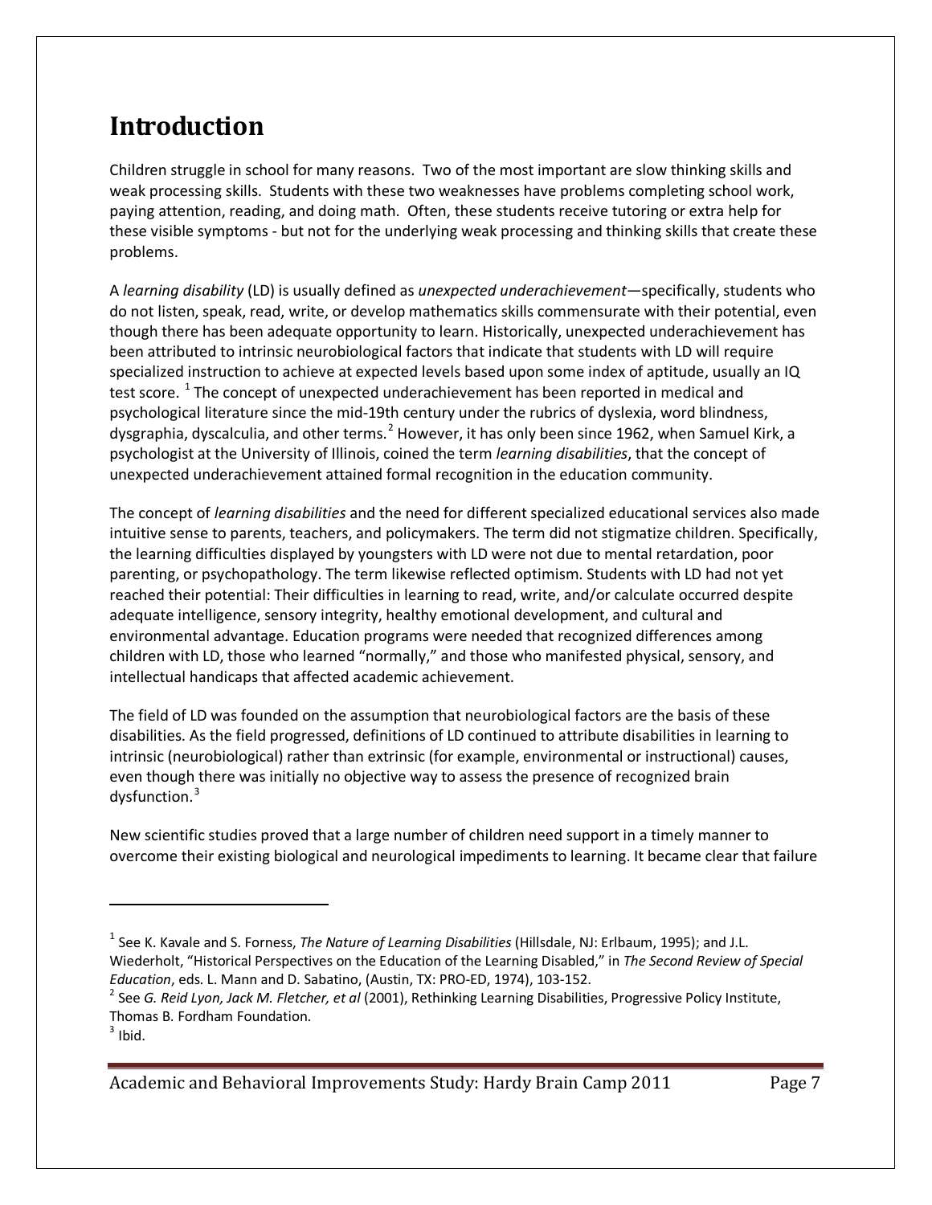# Introduction

Children struggle in school for many reasons. Two of the most important are slow thinking skills and weak processing skills. Students with these two weaknesses have problems completing school work, paying attention, reading, and doing math. Often, these students receive tutoring or extra help for these visible symptoms - but not for the underlying weak processing and thinking skills that create these problems.

A *learning disability* (LD) is usually defined as *unexpected underachievement*—specifically, students who do not listen, speak, read, write, or develop mathematics skills commensurate with their potential, even though there has been adequate opportunity to learn. Historically, unexpected underachievement has been attributed to intrinsic neurobiological factors that indicate that students with LD will require specialized instruction to achieve at expected levels based upon some index of aptitude, usually an IQ test score. [1] The concept of unexpected underachievement has been reported in medical and psychological literature since the mid-19th century under the rubrics of dyslexia, word blindness, dysgraphia, dyscalculia, and other terms.[2] However, it has only been since 1962, when Samuel Kirk, a psychologist at the University of Illinois, coined the term *learning disabilities*, that the concept of unexpected underachievement attained formal recognition in the education community.

The concept of *learning disabilities* and the need for different specialized educational services also made intuitive sense to parents, teachers, and policymakers. The term did not stigmatize children. Specifically, the learning difficulties displayed by youngsters with LD were not due to mental retardation, poor parenting, or psychopathology. The term likewise reflected optimism. Students with LD had not yet reached their potential: Their difficulties in learning to read, write, and/or calculate occurred despite adequate intelligence, sensory integrity, healthy emotional development, and cultural and environmental advantage. Education programs were needed that recognized differences among children with LD, those who learned "normally," and those who manifested physical, sensory, and intellectual handicaps that affected academic achievement.

The field of LD was founded on the assumption that neurobiological factors are the basis of these disabilities. As the field progressed, definitions of LD continued to attribute disabilities in learning to intrinsic (neurobiological) rather than extrinsic (for example, environmental or instructional) causes, even though there was initially no objective way to assess the presence of recognized brain dysfunction.[3]

New scientific studies proved that a large number of children need support in a timely manner to overcome their existing biological and neurological impediments to learning. It became clear that failure

---

[1] See K. Kavale and S. Forness, *The Nature of Learning Disabilities* (Hillsdale, NJ: Erlbaum, 1995); and J.L. Wiederholt, "Historical Perspectives on the Education of the Learning Disabled," in *The Second Review of Special Education*, eds. L. Mann and D. Sabatino, (Austin, TX: PRO-ED, 1974), 103-152.

[2] See *G. Reid Lyon, Jack M. Fletcher, et al* (2001), Rethinking Learning Disabilities, Progressive Policy Institute, Thomas B. Fordham Foundation.

[3] Ibid.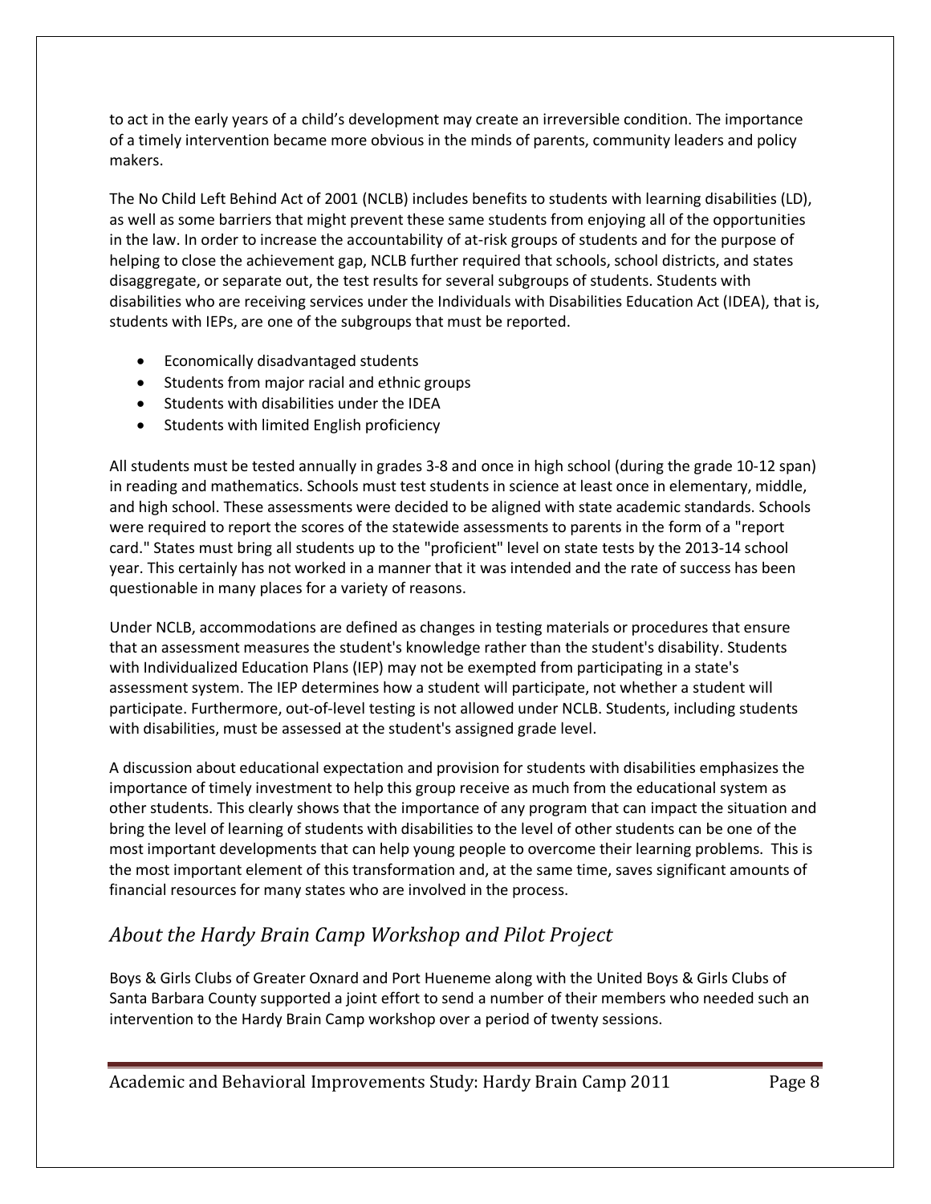to act in the early years of a child's development may create an irreversible condition. The importance of a timely intervention became more obvious in the minds of parents, community leaders and policy makers.

The No Child Left Behind Act of 2001 (NCLB) includes benefits to students with learning disabilities (LD), as well as some barriers that might prevent these same students from enjoying all of the opportunities in the law. In order to increase the accountability of at-risk groups of students and for the purpose of helping to close the achievement gap, NCLB further required that schools, school districts, and states disaggregate, or separate out, the test results for several subgroups of students. Students with disabilities who are receiving services under the Individuals with Disabilities Education Act (IDEA), that is, students with IEPs, are one of the subgroups that must be reported.

- Economically disadvantaged students
- Students from major racial and ethnic groups
- Students with disabilities under the IDEA
- Students with limited English proficiency

All students must be tested annually in grades 3-8 and once in high school (during the grade 10-12 span) in reading and mathematics. Schools must test students in science at least once in elementary, middle, and high school. These assessments were decided to be aligned with state academic standards. Schools were required to report the scores of the statewide assessments to parents in the form of a "report card." States must bring all students up to the "proficient" level on state tests by the 2013-14 school year. This certainly has not worked in a manner that it was intended and the rate of success has been questionable in many places for a variety of reasons.

Under NCLB, accommodations are defined as changes in testing materials or procedures that ensure that an assessment measures the student's knowledge rather than the student's disability. Students with Individualized Education Plans (IEP) may not be exempted from participating in a state's assessment system. The IEP determines how a student will participate, not whether a student will participate. Furthermore, out-of-level testing is not allowed under NCLB. Students, including students with disabilities, must be assessed at the student's assigned grade level.

A discussion about educational expectation and provision for students with disabilities emphasizes the importance of timely investment to help this group receive as much from the educational system as other students. This clearly shows that the importance of any program that can impact the situation and bring the level of learning of students with disabilities to the level of other students can be one of the most important developments that can help young people to overcome their learning problems. This is the most important element of this transformation and, at the same time, saves significant amounts of financial resources for many states who are involved in the process.

## *About the Hardy Brain Camp Workshop and Pilot Project*

Boys & Girls Clubs of Greater Oxnard and Port Hueneme along with the United Boys & Girls Clubs of Santa Barbara County supported a joint effort to send a number of their members who needed such an intervention to the Hardy Brain Camp workshop over a period of twenty sessions.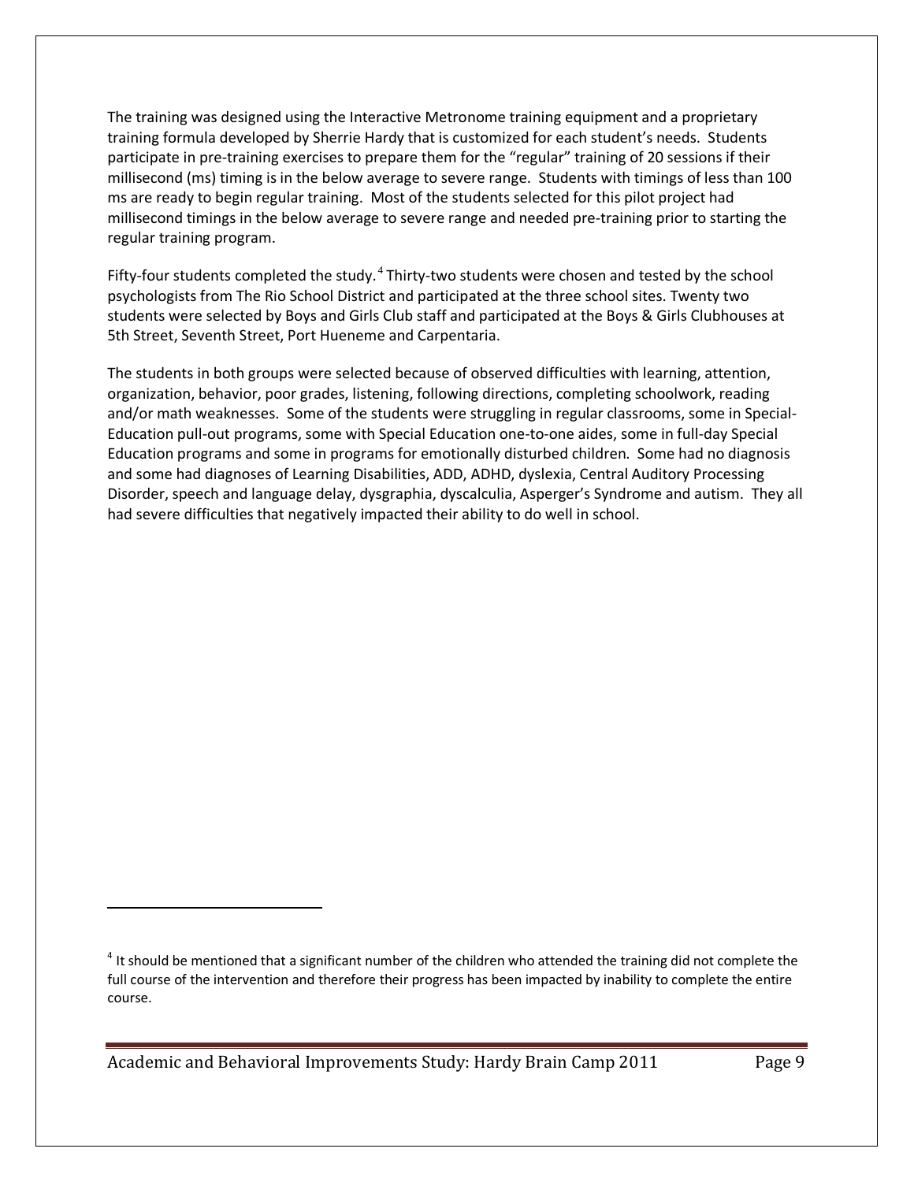The training was designed using the Interactive Metronome training equipment and a proprietary training formula developed by Sherrie Hardy that is customized for each student's needs. Students participate in pre-training exercises to prepare them for the "regular" training of 20 sessions if their millisecond (ms) timing is in the below average to severe range. Students with timings of less than 100 ms are ready to begin regular training. Most of the students selected for this pilot project had millisecond timings in the below average to severe range and needed pre-training prior to starting the regular training program.

Fifty-four students completed the study.[4] Thirty-two students were chosen and tested by the school psychologists from The Rio School District and participated at the three school sites. Twenty two students were selected by Boys and Girls Club staff and participated at the Boys & Girls Clubhouses at 5th Street, Seventh Street, Port Hueneme and Carpentaria.

The students in both groups were selected because of observed difficulties with learning, attention, organization, behavior, poor grades, listening, following directions, completing schoolwork, reading and/or math weaknesses. Some of the students were struggling in regular classrooms, some in Special-Education pull-out programs, some with Special Education one-to-one aides, some in full-day Special Education programs and some in programs for emotionally disturbed children. Some had no diagnosis and some had diagnoses of Learning Disabilities, ADD, ADHD, dyslexia, Central Auditory Processing Disorder, speech and language delay, dysgraphia, dyscalculia, Asperger's Syndrome and autism. They all had severe difficulties that negatively impacted their ability to do well in school.

---

[4] It should be mentioned that a significant number of the children who attended the training did not complete the full course of the intervention and therefore their progress has been impacted by inability to complete the entire course.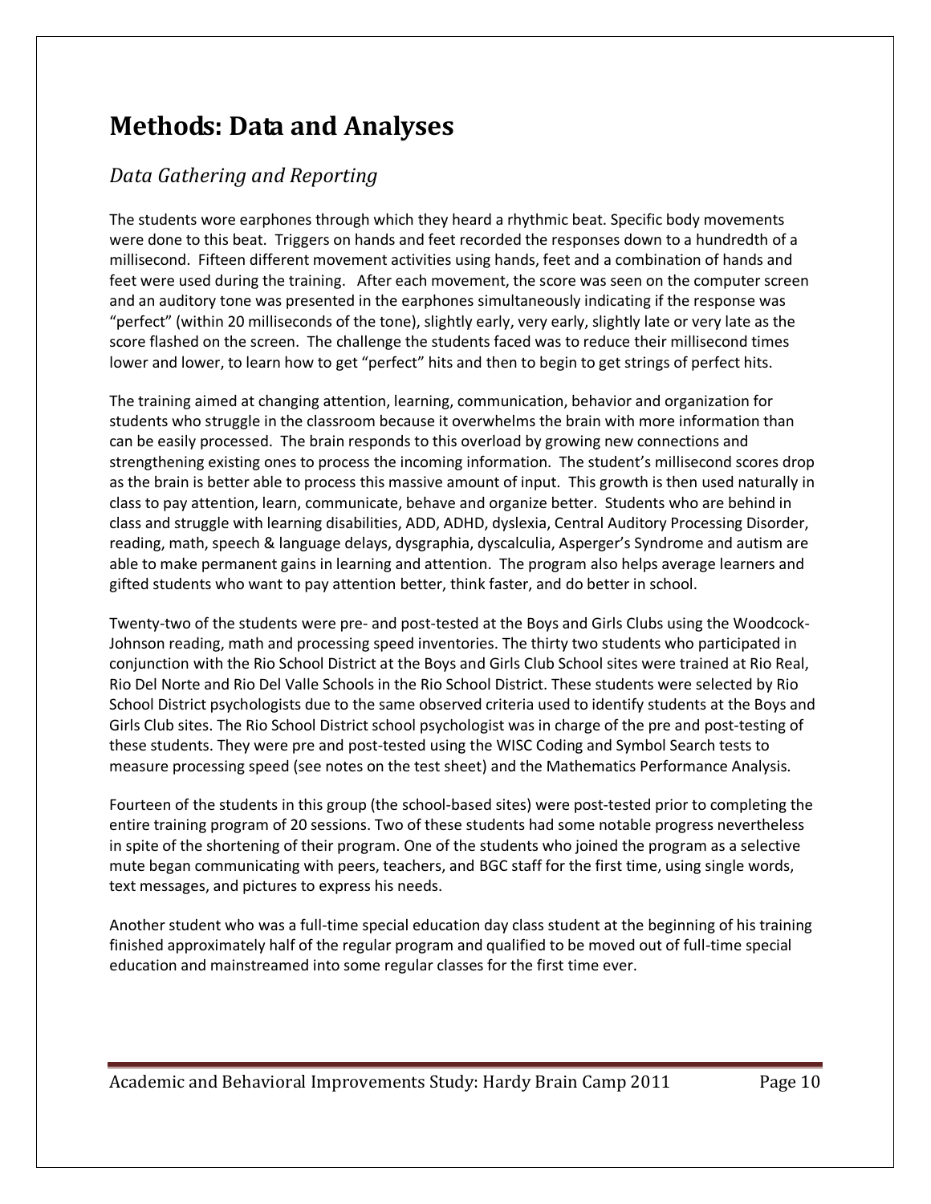# Methods: Data and Analyses

## *Data Gathering and Reporting*

The students wore earphones through which they heard a rhythmic beat. Specific body movements were done to this beat. Triggers on hands and feet recorded the responses down to a hundredth of a millisecond. Fifteen different movement activities using hands, feet and a combination of hands and feet were used during the training. After each movement, the score was seen on the computer screen and an auditory tone was presented in the earphones simultaneously indicating if the response was "perfect" (within 20 milliseconds of the tone), slightly early, very early, slightly late or very late as the score flashed on the screen. The challenge the students faced was to reduce their millisecond times lower and lower, to learn how to get "perfect" hits and then to begin to get strings of perfect hits.

The training aimed at changing attention, learning, communication, behavior and organization for students who struggle in the classroom because it overwhelms the brain with more information than can be easily processed. The brain responds to this overload by growing new connections and strengthening existing ones to process the incoming information. The student's millisecond scores drop as the brain is better able to process this massive amount of input. This growth is then used naturally in class to pay attention, learn, communicate, behave and organize better. Students who are behind in class and struggle with learning disabilities, ADD, ADHD, dyslexia, Central Auditory Processing Disorder, reading, math, speech & language delays, dysgraphia, dyscalculia, Asperger's Syndrome and autism are able to make permanent gains in learning and attention. The program also helps average learners and gifted students who want to pay attention better, think faster, and do better in school.

Twenty-two of the students were pre- and post-tested at the Boys and Girls Clubs using the Woodcock-Johnson reading, math and processing speed inventories. The thirty two students who participated in conjunction with the Rio School District at the Boys and Girls Club School sites were trained at Rio Real, Rio Del Norte and Rio Del Valle Schools in the Rio School District. These students were selected by Rio School District psychologists due to the same observed criteria used to identify students at the Boys and Girls Club sites. The Rio School District school psychologist was in charge of the pre and post-testing of these students. They were pre and post-tested using the WISC Coding and Symbol Search tests to measure processing speed (see notes on the test sheet) and the Mathematics Performance Analysis.

Fourteen of the students in this group (the school-based sites) were post-tested prior to completing the entire training program of 20 sessions. Two of these students had some notable progress nevertheless in spite of the shortening of their program. One of the students who joined the program as a selective mute began communicating with peers, teachers, and BGC staff for the first time, using single words, text messages, and pictures to express his needs.

Another student who was a full-time special education day class student at the beginning of his training finished approximately half of the regular program and qualified to be moved out of full-time special education and mainstreamed into some regular classes for the first time ever.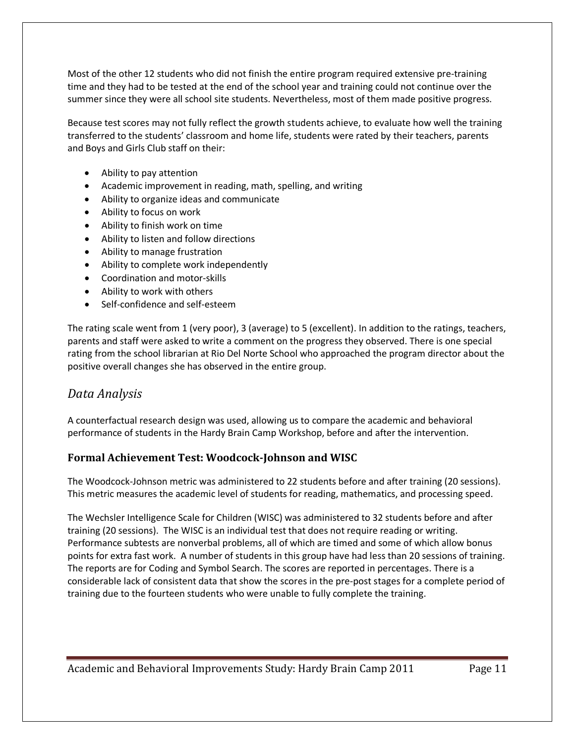Most of the other 12 students who did not finish the entire program required extensive pre-training time and they had to be tested at the end of the school year and training could not continue over the summer since they were all school site students. Nevertheless, most of them made positive progress.

Because test scores may not fully reflect the growth students achieve, to evaluate how well the training transferred to the students' classroom and home life, students were rated by their teachers, parents and Boys and Girls Club staff on their:

- Ability to pay attention
- Academic improvement in reading, math, spelling, and writing
- Ability to organize ideas and communicate
- Ability to focus on work
- Ability to finish work on time
- Ability to listen and follow directions
- Ability to manage frustration
- Ability to complete work independently
- Coordination and motor-skills
- Ability to work with others
- Self-confidence and self-esteem

The rating scale went from 1 (very poor), 3 (average) to 5 (excellent). In addition to the ratings, teachers, parents and staff were asked to write a comment on the progress they observed. There is one special rating from the school librarian at Rio Del Norte School who approached the program director about the positive overall changes she has observed in the entire group.

## *Data Analysis*

A counterfactual research design was used, allowing us to compare the academic and behavioral performance of students in the Hardy Brain Camp Workshop, before and after the intervention.

### Formal Achievement Test: Woodcock-Johnson and WISC

The Woodcock-Johnson metric was administered to 22 students before and after training (20 sessions). This metric measures the academic level of students for reading, mathematics, and processing speed.

The Wechsler Intelligence Scale for Children (WISC) was administered to 32 students before and after training (20 sessions). The WISC is an individual test that does not require reading or writing. Performance subtests are nonverbal problems, all of which are timed and some of which allow bonus points for extra fast work. A number of students in this group have had less than 20 sessions of training. The reports are for Coding and Symbol Search. The scores are reported in percentages. There is a considerable lack of consistent data that show the scores in the pre-post stages for a complete period of training due to the fourteen students who were unable to fully complete the training.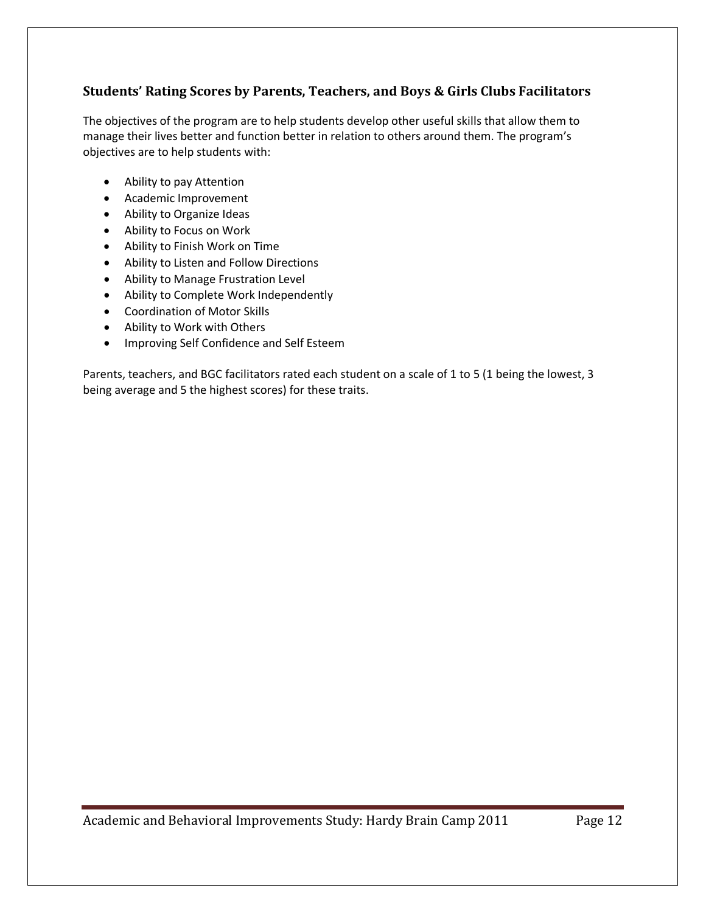## Students' Rating Scores by Parents, Teachers, and Boys & Girls Clubs Facilitators

The objectives of the program are to help students develop other useful skills that allow them to manage their lives better and function better in relation to others around them. The program's objectives are to help students with:

- Ability to pay Attention
- Academic Improvement
- Ability to Organize Ideas
- Ability to Focus on Work
- Ability to Finish Work on Time
- Ability to Listen and Follow Directions
- Ability to Manage Frustration Level
- Ability to Complete Work Independently
- Coordination of Motor Skills
- Ability to Work with Others
- Improving Self Confidence and Self Esteem

Parents, teachers, and BGC facilitators rated each student on a scale of 1 to 5 (1 being the lowest, 3 being average and 5 the highest scores) for these traits.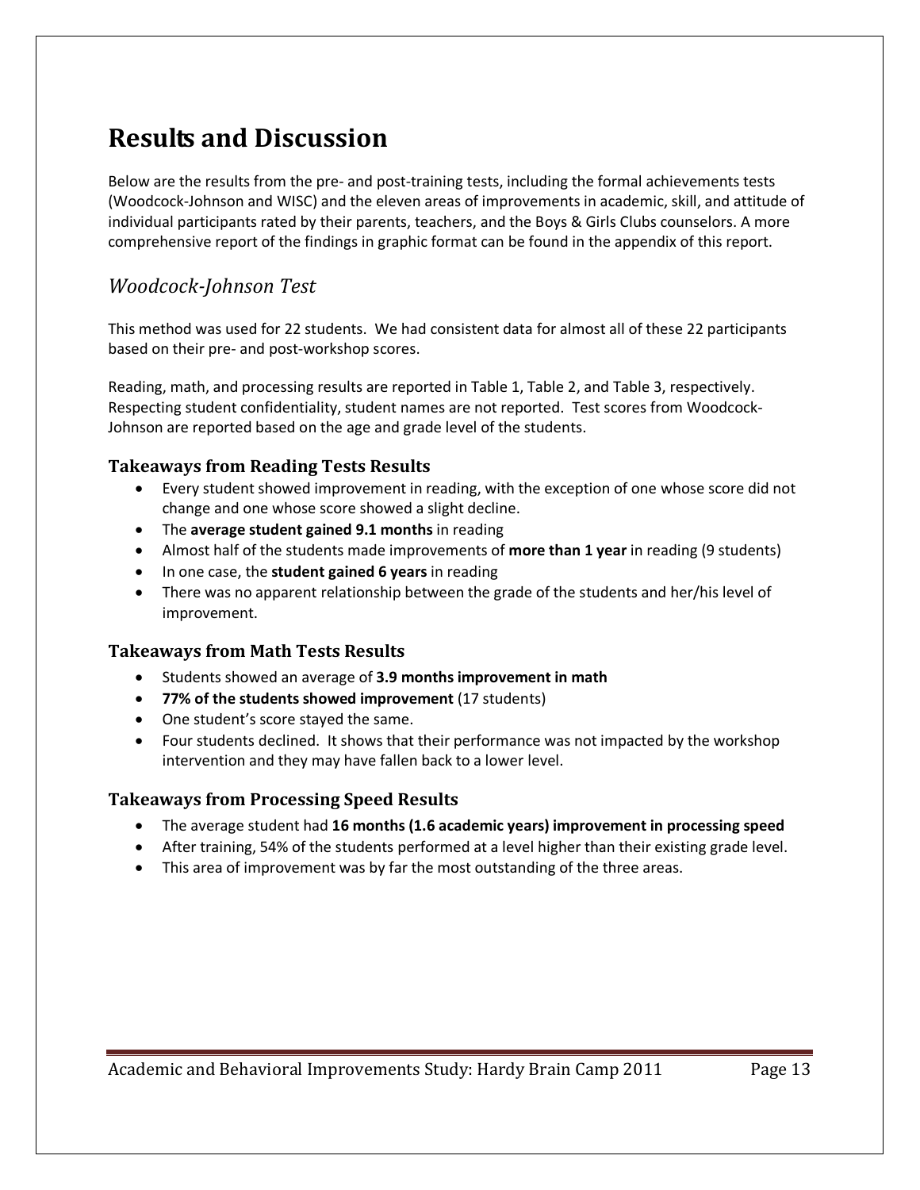# Results and Discussion

Below are the results from the pre- and post-training tests, including the formal achievements tests (Woodcock-Johnson and WISC) and the eleven areas of improvements in academic, skill, and attitude of individual participants rated by their parents, teachers, and the Boys & Girls Clubs counselors. A more comprehensive report of the findings in graphic format can be found in the appendix of this report.

## *Woodcock-Johnson Test*

This method was used for 22 students. We had consistent data for almost all of these 22 participants based on their pre- and post-workshop scores.

Reading, math, and processing results are reported in Table 1, Table 2, and Table 3, respectively. Respecting student confidentiality, student names are not reported. Test scores from Woodcock-Johnson are reported based on the age and grade level of the students.

### Takeaways from Reading Tests Results

- Every student showed improvement in reading, with the exception of one whose score did not change and one whose score showed a slight decline.
- The **average student gained 9.1 months** in reading
- Almost half of the students made improvements of **more than 1 year** in reading (9 students)
- In one case, the **student gained 6 years** in reading
- There was no apparent relationship between the grade of the students and her/his level of improvement.

### Takeaways from Math Tests Results

- Students showed an average of **3.9 months improvement in math**
- **77% of the students showed improvement** (17 students)
- One student's score stayed the same.
- Four students declined. It shows that their performance was not impacted by the workshop intervention and they may have fallen back to a lower level.

### Takeaways from Processing Speed Results

- The average student had **16 months (1.6 academic years) improvement in processing speed**
- After training, 54% of the students performed at a level higher than their existing grade level.
- This area of improvement was by far the most outstanding of the three areas.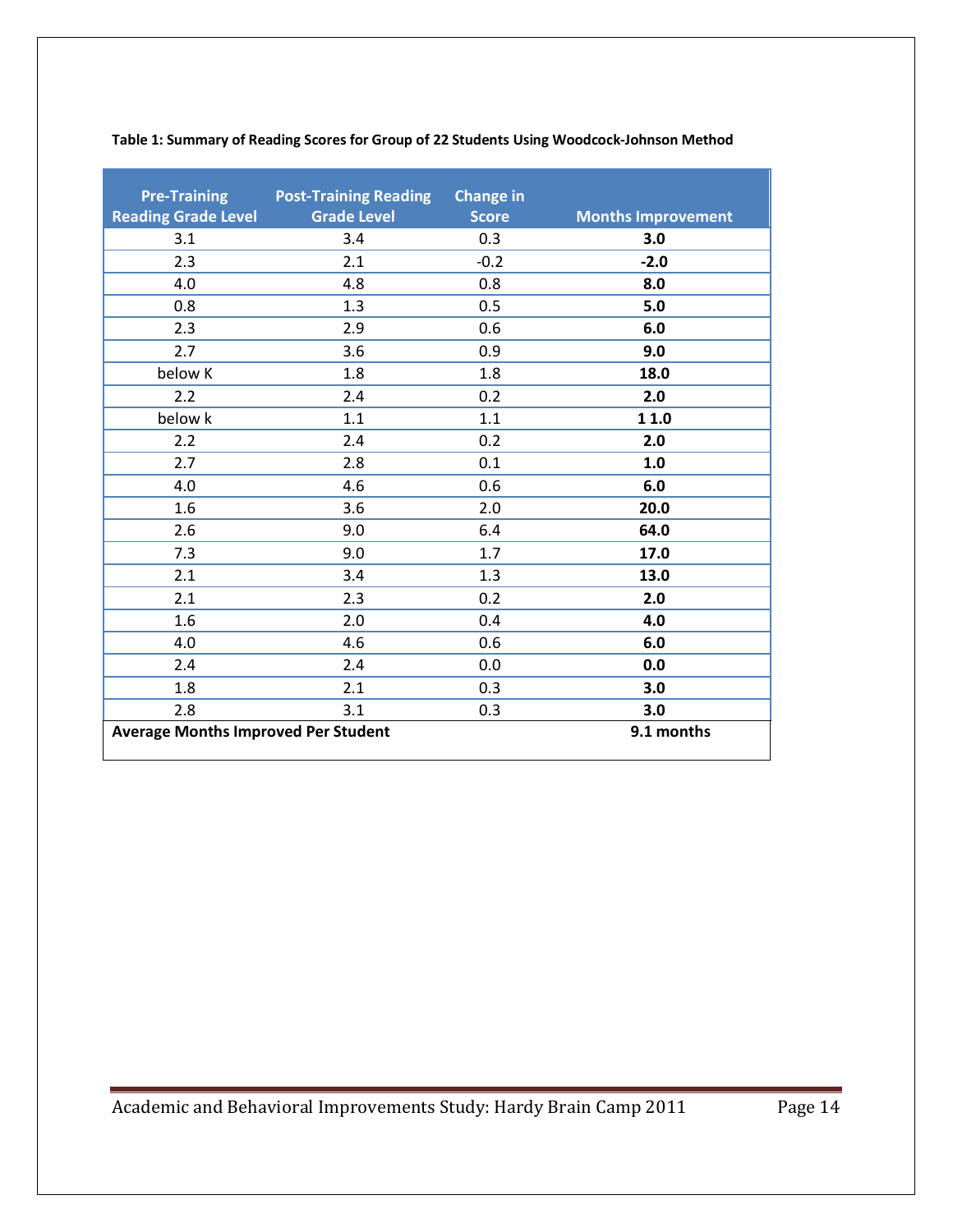**Table 1: Summary of Reading Scores for Group of 22 Students Using Woodcock-Johnson Method**

| Pre-Training Reading Grade Level | Post-Training Reading Grade Level | Change in Score | Months Improvement |
|---|---|---|---|
| 3.1 | 3.4 | 0.3 | **3.0** |
| 2.3 | 2.1 | -0.2 | **-2.0** |
| 4.0 | 4.8 | 0.8 | **8.0** |
| 0.8 | 1.3 | 0.5 | **5.0** |
| 2.3 | 2.9 | 0.6 | **6.0** |
| 2.7 | 3.6 | 0.9 | **9.0** |
| below K | 1.8 | 1.8 | **18.0** |
| 2.2 | 2.4 | 0.2 | **2.0** |
| below k | 1.1 | 1.1 | **1 1.0** |
| 2.2 | 2.4 | 0.2 | **2.0** |
| 2.7 | 2.8 | 0.1 | **1.0** |
| 4.0 | 4.6 | 0.6 | **6.0** |
| 1.6 | 3.6 | 2.0 | **20.0** |
| 2.6 | 9.0 | 6.4 | **64.0** |
| 7.3 | 9.0 | 1.7 | **17.0** |
| 2.1 | 3.4 | 1.3 | **13.0** |
| 2.1 | 2.3 | 0.2 | **2.0** |
| 1.6 | 2.0 | 0.4 | **4.0** |
| 4.0 | 4.6 | 0.6 | **6.0** |
| 2.4 | 2.4 | 0.0 | **0.0** |
| 1.8 | 2.1 | 0.3 | **3.0** |
| 2.8 | 3.1 | 0.3 | **3.0** |
| **Average Months Improved Per Student** | | | **9.1 months** |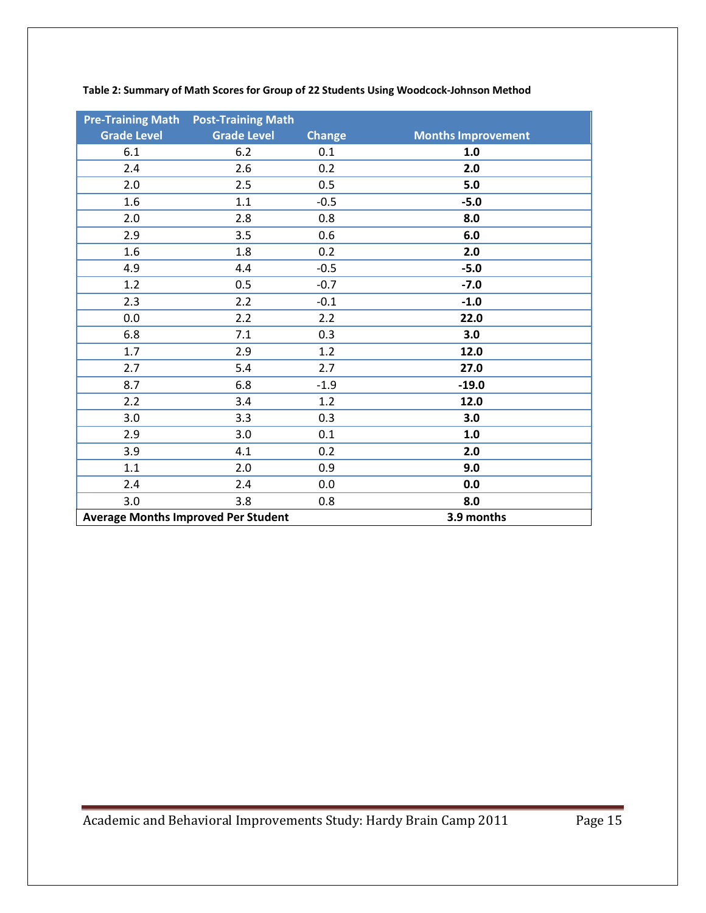**Table 2: Summary of Math Scores for Group of 22 Students Using Woodcock-Johnson Method**

| Pre-Training Math Grade Level | Post-Training Math Grade Level | Change | Months Improvement |
|---|---|---|---|
| 6.1 | 6.2 | 0.1 | **1.0** |
| 2.4 | 2.6 | 0.2 | **2.0** |
| 2.0 | 2.5 | 0.5 | **5.0** |
| 1.6 | 1.1 | -0.5 | **-5.0** |
| 2.0 | 2.8 | 0.8 | **8.0** |
| 2.9 | 3.5 | 0.6 | **6.0** |
| 1.6 | 1.8 | 0.2 | **2.0** |
| 4.9 | 4.4 | -0.5 | **-5.0** |
| 1.2 | 0.5 | -0.7 | **-7.0** |
| 2.3 | 2.2 | -0.1 | **-1.0** |
| 0.0 | 2.2 | 2.2 | **22.0** |
| 6.8 | 7.1 | 0.3 | **3.0** |
| 1.7 | 2.9 | 1.2 | **12.0** |
| 2.7 | 5.4 | 2.7 | **27.0** |
| 8.7 | 6.8 | -1.9 | **-19.0** |
| 2.2 | 3.4 | 1.2 | **12.0** |
| 3.0 | 3.3 | 0.3 | **3.0** |
| 2.9 | 3.0 | 0.1 | **1.0** |
| 3.9 | 4.1 | 0.2 | **2.0** |
| 1.1 | 2.0 | 0.9 | **9.0** |
| 2.4 | 2.4 | 0.0 | **0.0** |
| 3.0 | 3.8 | 0.8 | **8.0** |
| **Average Months Improved Per Student** | | | **3.9 months** |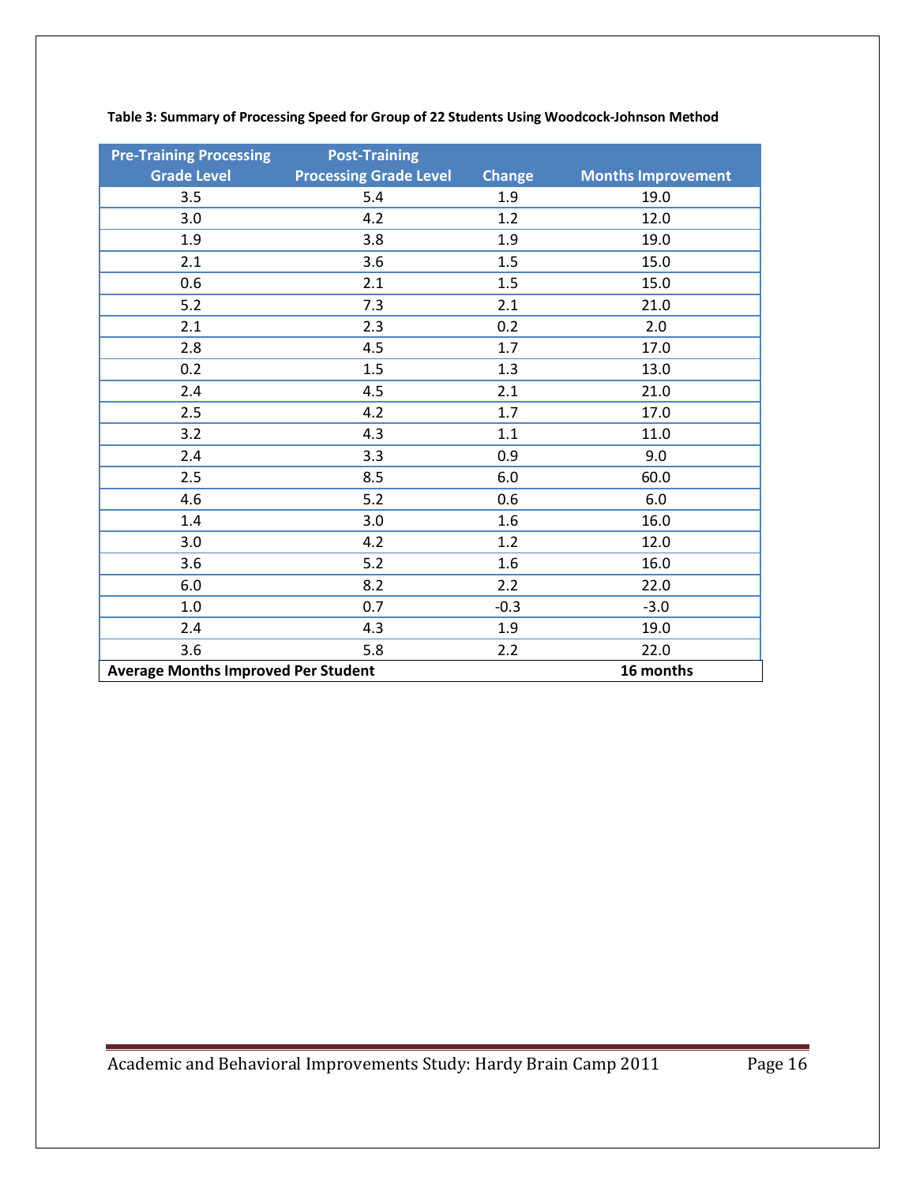**Table 3: Summary of Processing Speed for Group of 22 Students Using Woodcock-Johnson Method**

| Pre-Training Processing Grade Level | Post-Training Processing Grade Level | Change | Months Improvement |
|---|---|---|---|
| 3.5 | 5.4 | 1.9 | 19.0 |
| 3.0 | 4.2 | 1.2 | 12.0 |
| 1.9 | 3.8 | 1.9 | 19.0 |
| 2.1 | 3.6 | 1.5 | 15.0 |
| 0.6 | 2.1 | 1.5 | 15.0 |
| 5.2 | 7.3 | 2.1 | 21.0 |
| 2.1 | 2.3 | 0.2 | 2.0 |
| 2.8 | 4.5 | 1.7 | 17.0 |
| 0.2 | 1.5 | 1.3 | 13.0 |
| 2.4 | 4.5 | 2.1 | 21.0 |
| 2.5 | 4.2 | 1.7 | 17.0 |
| 3.2 | 4.3 | 1.1 | 11.0 |
| 2.4 | 3.3 | 0.9 | 9.0 |
| 2.5 | 8.5 | 6.0 | 60.0 |
| 4.6 | 5.2 | 0.6 | 6.0 |
| 1.4 | 3.0 | 1.6 | 16.0 |
| 3.0 | 4.2 | 1.2 | 12.0 |
| 3.6 | 5.2 | 1.6 | 16.0 |
| 6.0 | 8.2 | 2.2 | 22.0 |
| 1.0 | 0.7 | -0.3 | -3.0 |
| 2.4 | 4.3 | 1.9 | 19.0 |
| 3.6 | 5.8 | 2.2 | 22.0 |
| **Average Months Improved Per Student** | | | **16 months** |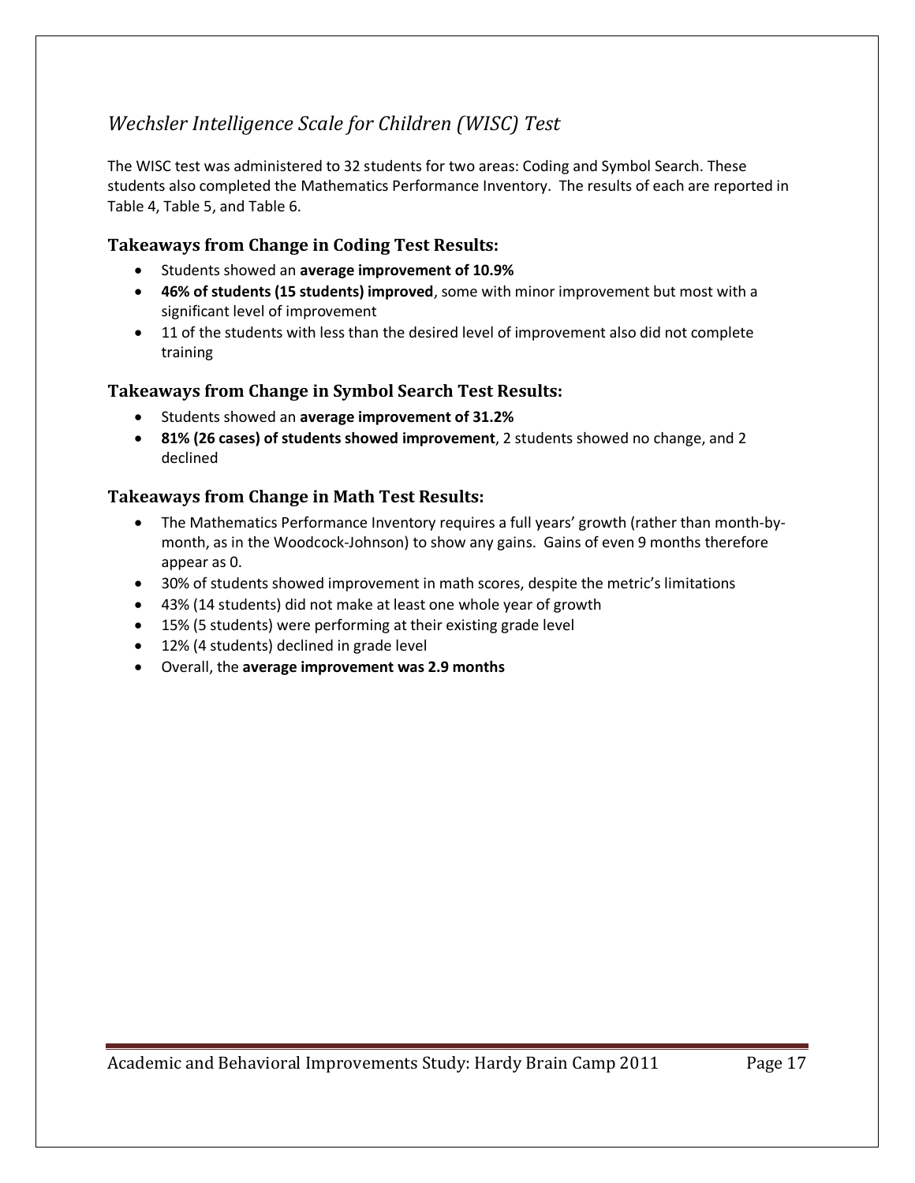## *Wechsler Intelligence Scale for Children (WISC) Test*

The WISC test was administered to 32 students for two areas: Coding and Symbol Search. These students also completed the Mathematics Performance Inventory. The results of each are reported in Table 4, Table 5, and Table 6.

### Takeaways from Change in Coding Test Results:

- Students showed an **average improvement of 10.9%**
- **46% of students (15 students) improved**, some with minor improvement but most with a significant level of improvement
- 11 of the students with less than the desired level of improvement also did not complete training

### Takeaways from Change in Symbol Search Test Results:

- Students showed an **average improvement of 31.2%**
- **81% (26 cases) of students showed improvement**, 2 students showed no change, and 2 declined

### Takeaways from Change in Math Test Results:

- The Mathematics Performance Inventory requires a full years' growth (rather than month-by-month, as in the Woodcock-Johnson) to show any gains. Gains of even 9 months therefore appear as 0.
- 30% of students showed improvement in math scores, despite the metric's limitations
- 43% (14 students) did not make at least one whole year of growth
- 15% (5 students) were performing at their existing grade level
- 12% (4 students) declined in grade level
- Overall, the **average improvement was 2.9 months**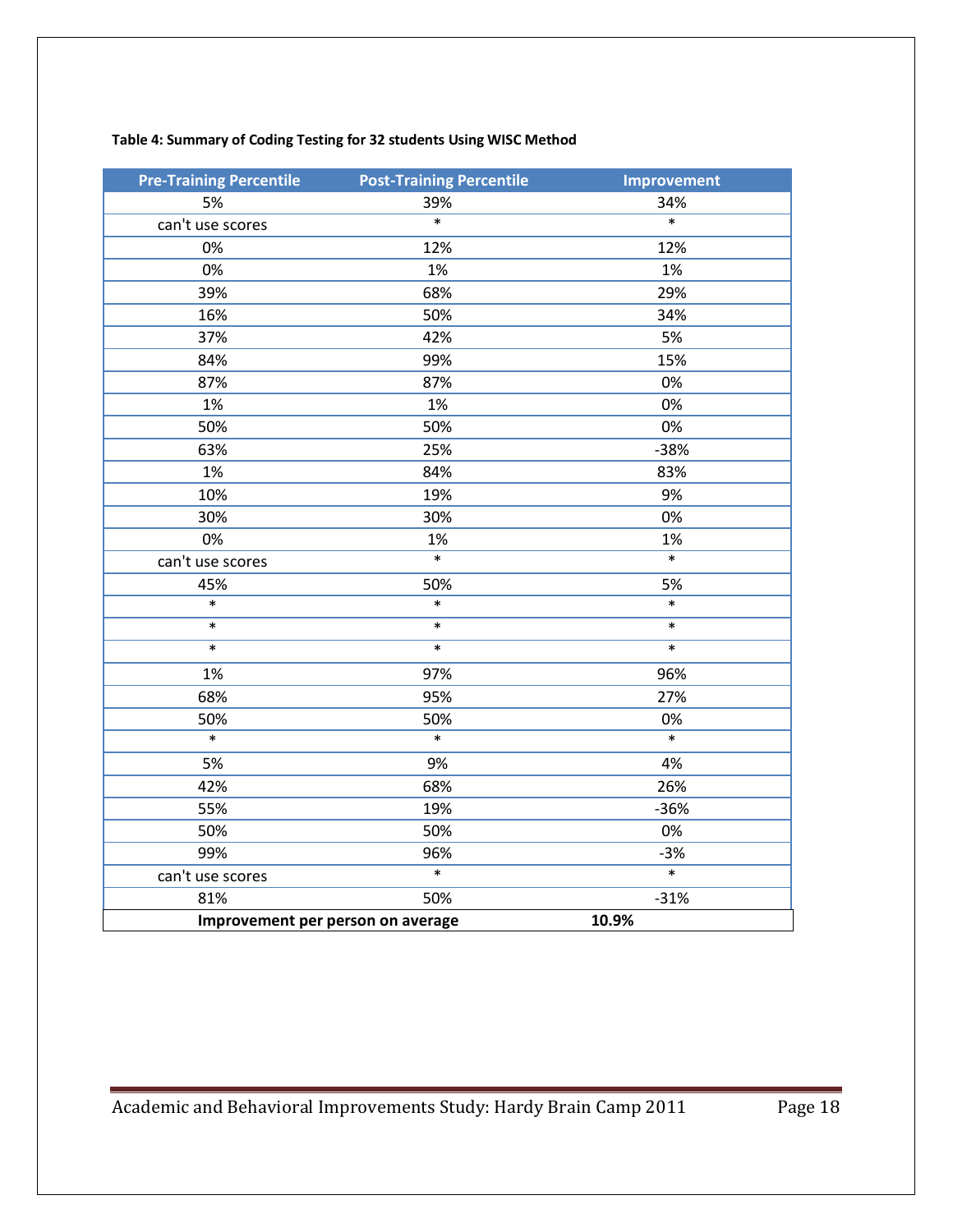**Table 4: Summary of Coding Testing for 32 students Using WISC Method**

| Pre-Training Percentile | Post-Training Percentile | Improvement |
|---|---|---|
| 5% | 39% | 34% |
| can't use scores | * | * |
| 0% | 12% | 12% |
| 0% | 1% | 1% |
| 39% | 68% | 29% |
| 16% | 50% | 34% |
| 37% | 42% | 5% |
| 84% | 99% | 15% |
| 87% | 87% | 0% |
| 1% | 1% | 0% |
| 50% | 50% | 0% |
| 63% | 25% | -38% |
| 1% | 84% | 83% |
| 10% | 19% | 9% |
| 30% | 30% | 0% |
| 0% | 1% | 1% |
| can't use scores | * | * |
| 45% | 50% | 5% |
| * | * | * |
| * | * | * |
| * | * | * |
| 1% | 97% | 96% |
| 68% | 95% | 27% |
| 50% | 50% | 0% |
| * | * | * |
| 5% | 9% | 4% |
| 42% | 68% | 26% |
| 55% | 19% | -36% |
| 50% | 50% | 0% |
| 99% | 96% | -3% |
| can't use scores | * | * |
| 81% | 50% | -31% |
| **Improvement per person on average** | **10.9%** | |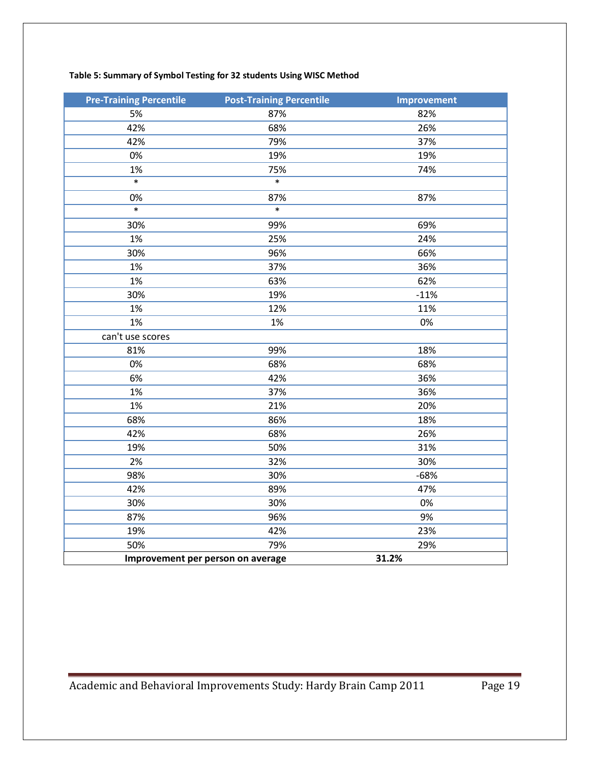**Table 5: Summary of Symbol Testing for 32 students Using WISC Method**

| Pre-Training Percentile | Post-Training Percentile | Improvement |
|---|---|---|
| 5% | 87% | 82% |
| 42% | 68% | 26% |
| 42% | 79% | 37% |
| 0% | 19% | 19% |
| 1% | 75% | 74% |
| * | * | |
| 0% | 87% | 87% |
| * | * | |
| 30% | 99% | 69% |
| 1% | 25% | 24% |
| 30% | 96% | 66% |
| 1% | 37% | 36% |
| 1% | 63% | 62% |
| 30% | 19% | -11% |
| 1% | 12% | 11% |
| 1% | 1% | 0% |
| can't use scores | | |
| 81% | 99% | 18% |
| 0% | 68% | 68% |
| 6% | 42% | 36% |
| 1% | 37% | 36% |
| 1% | 21% | 20% |
| 68% | 86% | 18% |
| 42% | 68% | 26% |
| 19% | 50% | 31% |
| 2% | 32% | 30% |
| 98% | 30% | -68% |
| 42% | 89% | 47% |
| 30% | 30% | 0% |
| 87% | 96% | 9% |
| 19% | 42% | 23% |
| 50% | 79% | 29% |
| **Improvement per person on average** | **31.2%** | |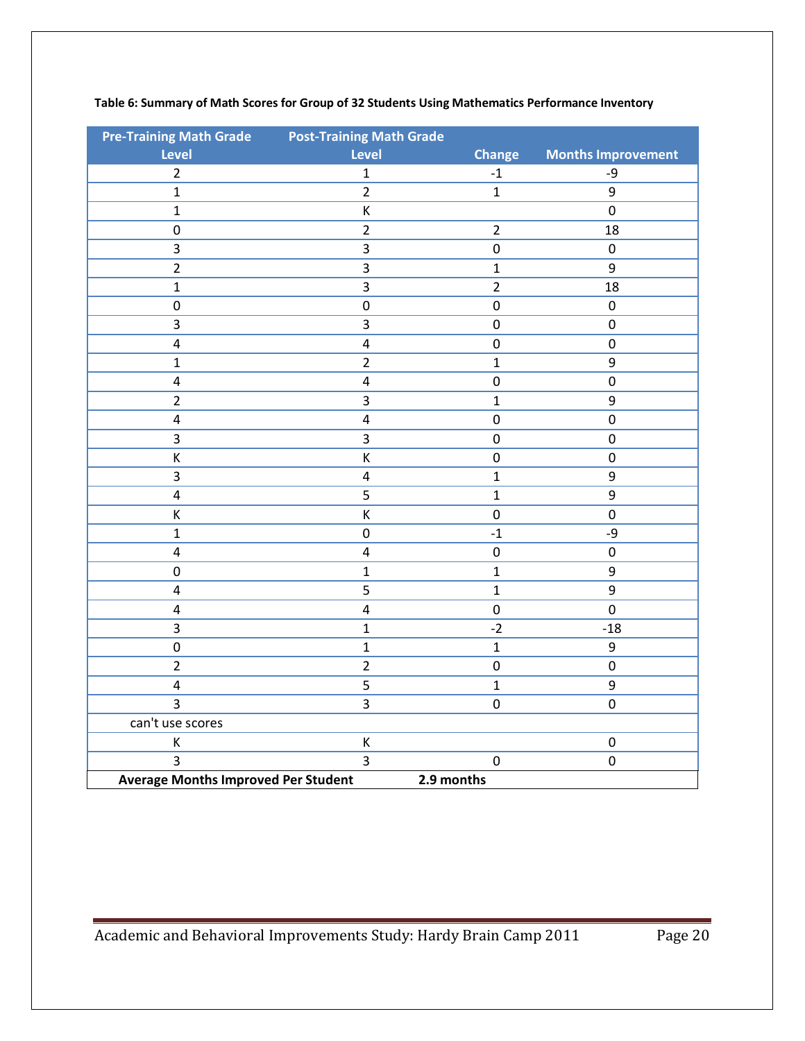**Table 6: Summary of Math Scores for Group of 32 Students Using Mathematics Performance Inventory**

| Pre-Training Math Grade Level | Post-Training Math Grade Level | Change | Months Improvement |
|---|---|---|---|
| 2 | 1 | -1 | -9 |
| 1 | 2 | 1 | 9 |
| 1 | K | | 0 |
| 0 | 2 | 2 | 18 |
| 3 | 3 | 0 | 0 |
| 2 | 3 | 1 | 9 |
| 1 | 3 | 2 | 18 |
| 0 | 0 | 0 | 0 |
| 3 | 3 | 0 | 0 |
| 4 | 4 | 0 | 0 |
| 1 | 2 | 1 | 9 |
| 4 | 4 | 0 | 0 |
| 2 | 3 | 1 | 9 |
| 4 | 4 | 0 | 0 |
| 3 | 3 | 0 | 0 |
| K | K | 0 | 0 |
| 3 | 4 | 1 | 9 |
| 4 | 5 | 1 | 9 |
| K | K | 0 | 0 |
| 1 | 0 | -1 | -9 |
| 4 | 4 | 0 | 0 |
| 0 | 1 | 1 | 9 |
| 4 | 5 | 1 | 9 |
| 4 | 4 | 0 | 0 |
| 3 | 1 | -2 | -18 |
| 0 | 1 | 1 | 9 |
| 2 | 2 | 0 | 0 |
| 4 | 5 | 1 | 9 |
| 3 | 3 | 0 | 0 |
| can't use scores | | | |
| K | K | | 0 |
| 3 | 3 | 0 | 0 |
| **Average Months Improved Per Student** | **2.9 months** | | |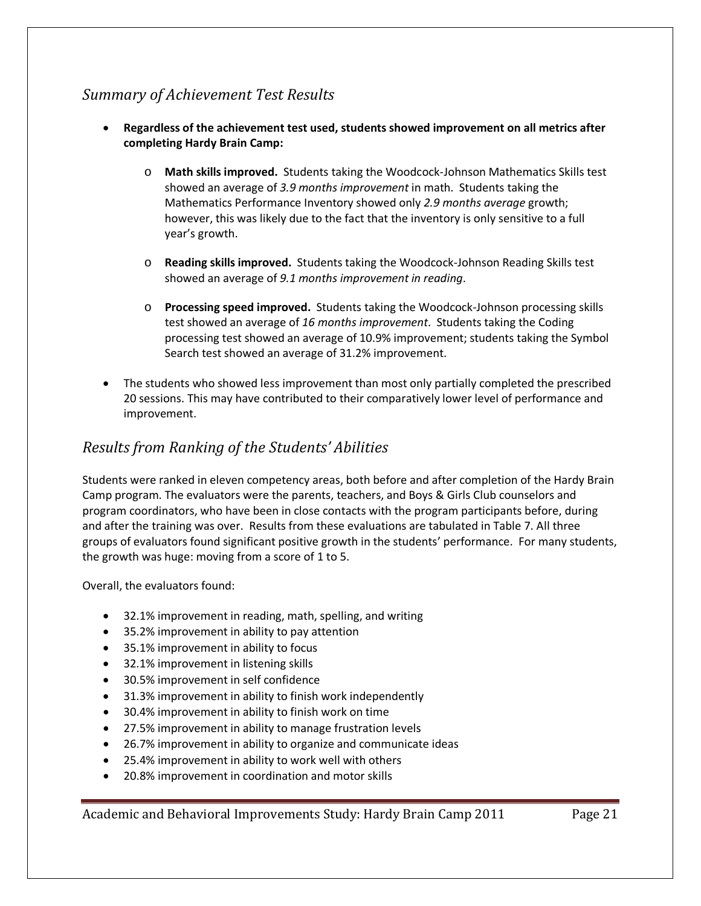## *Summary of Achievement Test Results*

- **Regardless of the achievement test used, students showed improvement on all metrics after completing Hardy Brain Camp:**
  - **Math skills improved.** Students taking the Woodcock-Johnson Mathematics Skills test showed an average of *3.9 months improvement* in math. Students taking the Mathematics Performance Inventory showed only *2.9 months average* growth; however, this was likely due to the fact that the inventory is only sensitive to a full year's growth.
  - **Reading skills improved.** Students taking the Woodcock-Johnson Reading Skills test showed an average of *9.1 months improvement in reading*.
  - **Processing speed improved.** Students taking the Woodcock-Johnson processing skills test showed an average of *16 months improvement*. Students taking the Coding processing test showed an average of 10.9% improvement; students taking the Symbol Search test showed an average of 31.2% improvement.
- The students who showed less improvement than most only partially completed the prescribed 20 sessions. This may have contributed to their comparatively lower level of performance and improvement.

## *Results from Ranking of the Students' Abilities*

Students were ranked in eleven competency areas, both before and after completion of the Hardy Brain Camp program. The evaluators were the parents, teachers, and Boys & Girls Club counselors and program coordinators, who have been in close contacts with the program participants before, during and after the training was over. Results from these evaluations are tabulated in Table 7. All three groups of evaluators found significant positive growth in the students' performance. For many students, the growth was huge: moving from a score of 1 to 5.

Overall, the evaluators found:

- 32.1% improvement in reading, math, spelling, and writing
- 35.2% improvement in ability to pay attention
- 35.1% improvement in ability to focus
- 32.1% improvement in listening skills
- 30.5% improvement in self confidence
- 31.3% improvement in ability to finish work independently
- 30.4% improvement in ability to finish work on time
- 27.5% improvement in ability to manage frustration levels
- 26.7% improvement in ability to organize and communicate ideas
- 25.4% improvement in ability to work well with others
- 20.8% improvement in coordination and motor skills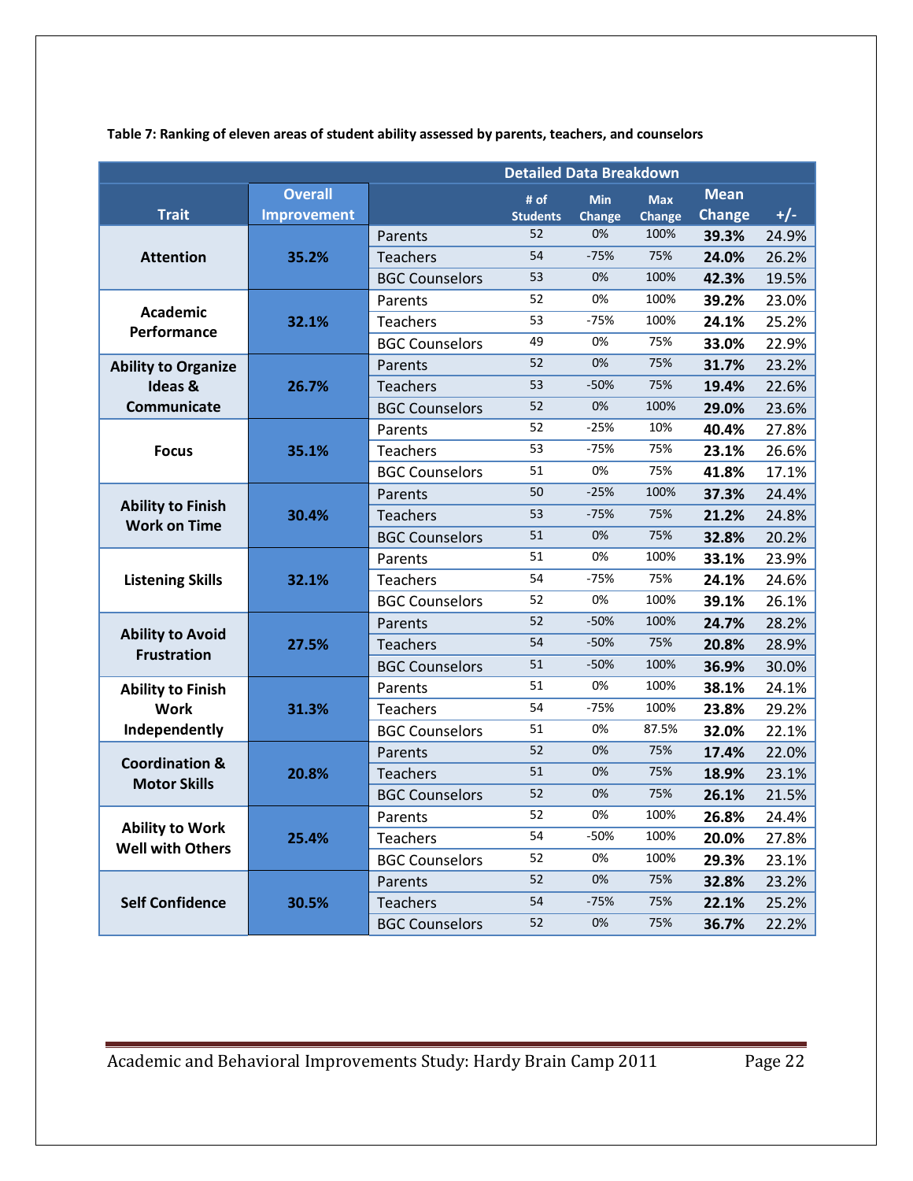**Table 7: Ranking of eleven areas of student ability assessed by parents, teachers, and counselors**

| Trait | Overall Improvement | Detailed Data Breakdown | # of Students | Min Change | Max Change | Mean Change | +/- |
|---|---|---|---|---|---|---|---|
| Attention | 35.2% | Parents | 52 | 0% | 100% | **39.3%** | 24.9% |
| | | Teachers | 54 | -75% | 75% | **24.0%** | 26.2% |
| | | BGC Counselors | 53 | 0% | 100% | **42.3%** | 19.5% |
| Academic Performance | 32.1% | Parents | 52 | 0% | 100% | **39.2%** | 23.0% |
| | | Teachers | 53 | -75% | 100% | **24.1%** | 25.2% |
| | | BGC Counselors | 49 | 0% | 75% | **33.0%** | 22.9% |
| Ability to Organize Ideas & Communicate | 26.7% | Parents | 52 | 0% | 75% | **31.7%** | 23.2% |
| | | Teachers | 53 | -50% | 75% | **19.4%** | 22.6% |
| | | BGC Counselors | 52 | 0% | 100% | **29.0%** | 23.6% |
| Focus | 35.1% | Parents | 52 | -25% | 10% | **40.4%** | 27.8% |
| | | Teachers | 53 | -75% | 75% | **23.1%** | 26.6% |
| | | BGC Counselors | 51 | 0% | 75% | **41.8%** | 17.1% |
| Ability to Finish Work on Time | 30.4% | Parents | 50 | -25% | 100% | **37.3%** | 24.4% |
| | | Teachers | 53 | -75% | 75% | **21.2%** | 24.8% |
| | | BGC Counselors | 51 | 0% | 75% | **32.8%** | 20.2% |
| Listening Skills | 32.1% | Parents | 51 | 0% | 100% | **33.1%** | 23.9% |
| | | Teachers | 54 | -75% | 75% | **24.1%** | 24.6% |
| | | BGC Counselors | 52 | 0% | 100% | **39.1%** | 26.1% |
| Ability to Avoid Frustration | 27.5% | Parents | 52 | -50% | 100% | **24.7%** | 28.2% |
| | | Teachers | 54 | -50% | 75% | **20.8%** | 28.9% |
| | | BGC Counselors | 51 | -50% | 100% | **36.9%** | 30.0% |
| Ability to Finish Work Independently | 31.3% | Parents | 51 | 0% | 100% | **38.1%** | 24.1% |
| | | Teachers | 54 | -75% | 100% | **23.8%** | 29.2% |
| | | BGC Counselors | 51 | 0% | 87.5% | **32.0%** | 22.1% |
| Coordination & Motor Skills | 20.8% | Parents | 52 | 0% | 75% | **17.4%** | 22.0% |
| | | Teachers | 51 | 0% | 75% | **18.9%** | 23.1% |
| | | BGC Counselors | 52 | 0% | 75% | **26.1%** | 21.5% |
| Ability to Work Well with Others | 25.4% | Parents | 52 | 0% | 100% | **26.8%** | 24.4% |
| | | Teachers | 54 | -50% | 100% | **20.0%** | 27.8% |
| | | BGC Counselors | 52 | 0% | 100% | **29.3%** | 23.1% |
| Self Confidence | 30.5% | Parents | 52 | 0% | 75% | **32.8%** | 23.2% |
| | | Teachers | 54 | -75% | 75% | **22.1%** | 25.2% |
| | | BGC Counselors | 52 | 0% | 75% | **36.7%** | 22.2% |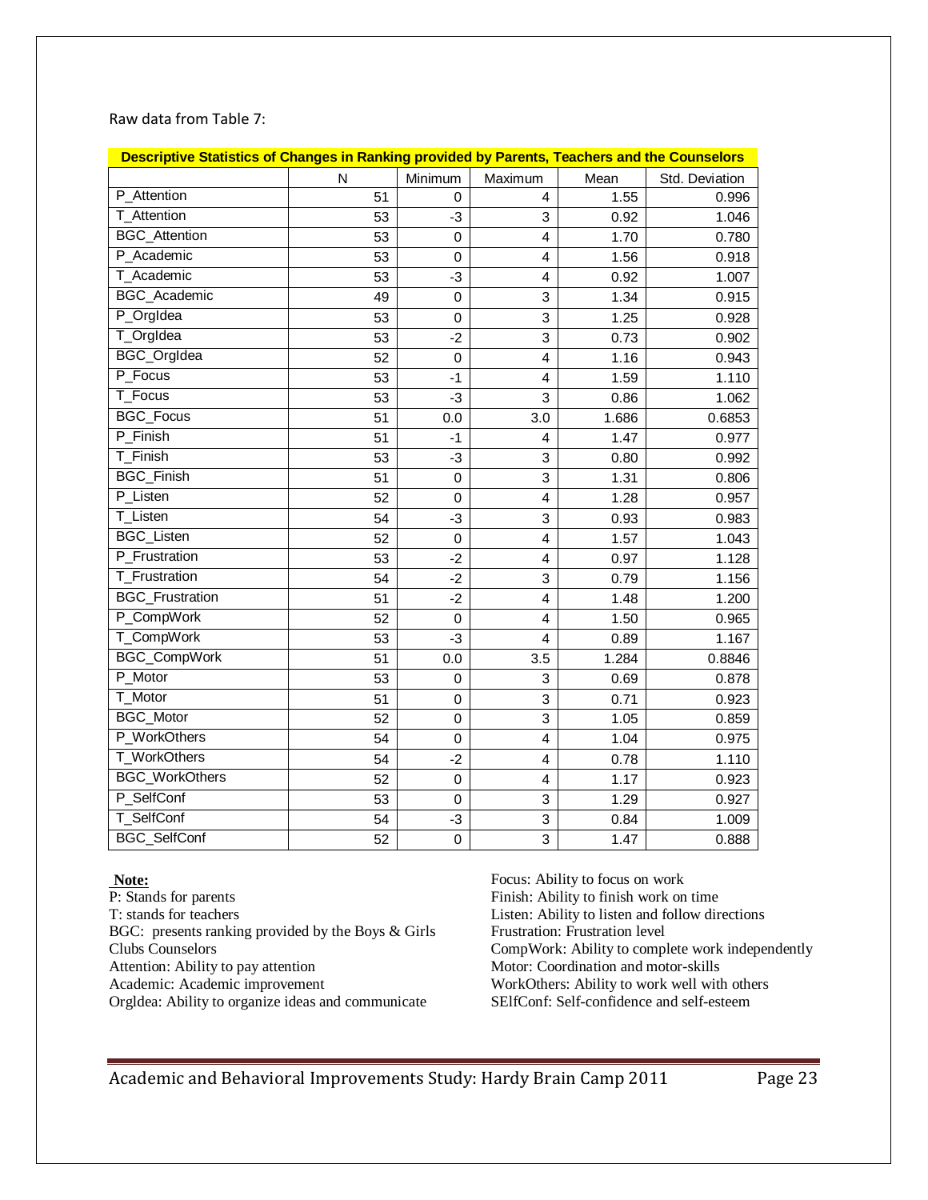Raw data from Table 7:

| Descriptive Statistics of Changes in Ranking provided by Parents, Teachers and the Counselors | | | | | |
|---|---|---|---|---|---|
| | N | Minimum | Maximum | Mean | Std. Deviation |
| P_Attention | 51 | 0 | 4 | 1.55 | 0.996 |
| T_Attention | 53 | -3 | 3 | 0.92 | 1.046 |
| BGC_Attention | 53 | 0 | 4 | 1.70 | 0.780 |
| P_Academic | 53 | 0 | 4 | 1.56 | 0.918 |
| T_Academic | 53 | -3 | 4 | 0.92 | 1.007 |
| BGC_Academic | 49 | 0 | 3 | 1.34 | 0.915 |
| P_OrgIdea | 53 | 0 | 3 | 1.25 | 0.928 |
| T_OrgIdea | 53 | -2 | 3 | 0.73 | 0.902 |
| BGC_OrgIdea | 52 | 0 | 4 | 1.16 | 0.943 |
| P_Focus | 53 | -1 | 4 | 1.59 | 1.110 |
| T_Focus | 53 | -3 | 3 | 0.86 | 1.062 |
| BGC_Focus | 51 | 0.0 | 3.0 | 1.686 | 0.6853 |
| P_Finish | 51 | -1 | 4 | 1.47 | 0.977 |
| T_Finish | 53 | -3 | 3 | 0.80 | 0.992 |
| BGC_Finish | 51 | 0 | 3 | 1.31 | 0.806 |
| P_Listen | 52 | 0 | 4 | 1.28 | 0.957 |
| T_Listen | 54 | -3 | 3 | 0.93 | 0.983 |
| BGC_Listen | 52 | 0 | 4 | 1.57 | 1.043 |
| P_Frustration | 53 | -2 | 4 | 0.97 | 1.128 |
| T_Frustration | 54 | -2 | 3 | 0.79 | 1.156 |
| BGC_Frustration | 51 | -2 | 4 | 1.48 | 1.200 |
| P_CompWork | 52 | 0 | 4 | 1.50 | 0.965 |
| T_CompWork | 53 | -3 | 4 | 0.89 | 1.167 |
| BGC_CompWork | 51 | 0.0 | 3.5 | 1.284 | 0.8846 |
| P_Motor | 53 | 0 | 3 | 0.69 | 0.878 |
| T_Motor | 51 | 0 | 3 | 0.71 | 0.923 |
| BGC_Motor | 52 | 0 | 3 | 1.05 | 0.859 |
| P_WorkOthers | 54 | 0 | 4 | 1.04 | 0.975 |
| T_WorkOthers | 54 | -2 | 4 | 0.78 | 1.110 |
| BGC_WorkOthers | 52 | 0 | 4 | 1.17 | 0.923 |
| P_SelfConf | 53 | 0 | 3 | 1.29 | 0.927 |
| T_SelfConf | 54 | -3 | 3 | 0.84 | 1.009 |
| BGC_SelfConf | 52 | 0 | 3 | 1.47 | 0.888 |

**Note:**

P: Stands for parents
T: stands for teachers
BGC: presents ranking provided by the Boys & Girls Clubs Counselors
Attention: Ability to pay attention
Academic: Academic improvement
OrgIdea: Ability to organize ideas and communicate
Focus: Ability to focus on work
Finish: Ability to finish work on time
Listen: Ability to listen and follow directions
Frustration: Frustration level
CompWork: Ability to complete work independently
Motor: Coordination and motor-skills
WorkOthers: Ability to work well with others
SElfConf: Self-confidence and self-esteem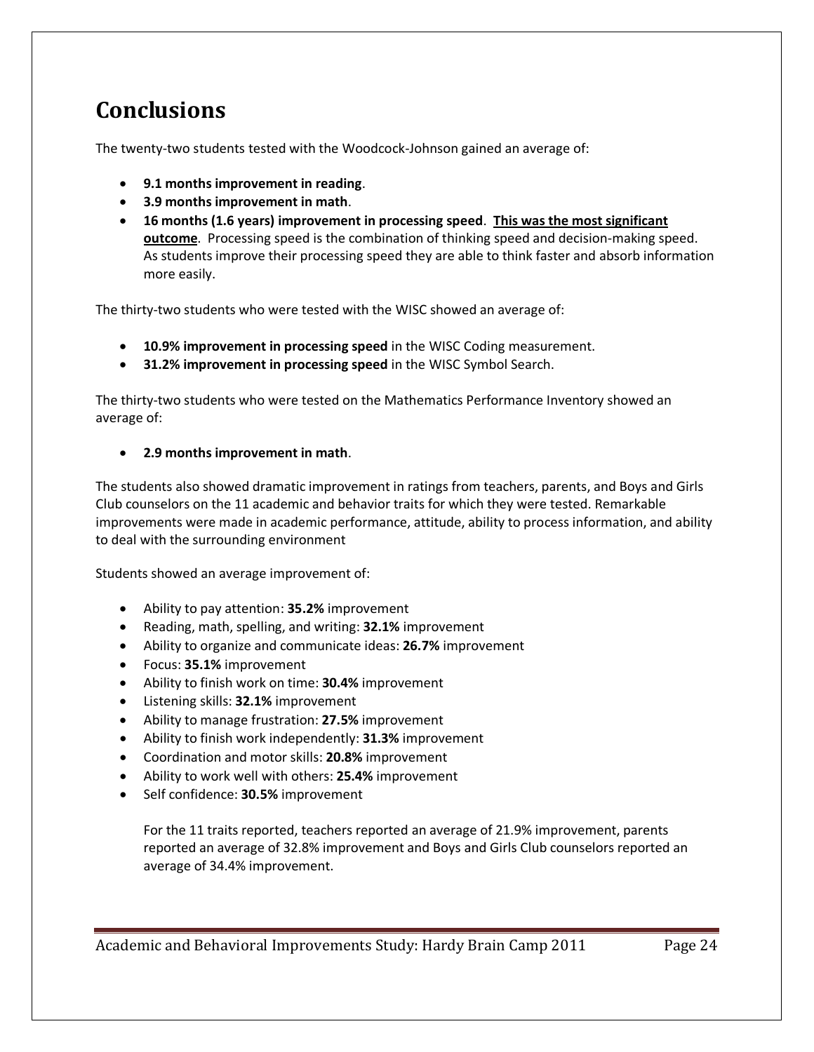# Conclusions

The twenty-two students tested with the Woodcock-Johnson gained an average of:

- **9.1 months improvement in reading**.
- **3.9 months improvement in math**.
- **16 months (1.6 years) improvement in processing speed**. **<u>This was the most significant outcome</u>**. Processing speed is the combination of thinking speed and decision-making speed. As students improve their processing speed they are able to think faster and absorb information more easily.

The thirty-two students who were tested with the WISC showed an average of:

- **10.9% improvement in processing speed** in the WISC Coding measurement.
- **31.2% improvement in processing speed** in the WISC Symbol Search.

The thirty-two students who were tested on the Mathematics Performance Inventory showed an average of:

- **2.9 months improvement in math**.

The students also showed dramatic improvement in ratings from teachers, parents, and Boys and Girls Club counselors on the 11 academic and behavior traits for which they were tested. Remarkable improvements were made in academic performance, attitude, ability to process information, and ability to deal with the surrounding environment

Students showed an average improvement of:

- Ability to pay attention: **35.2%** improvement
- Reading, math, spelling, and writing: **32.1%** improvement
- Ability to organize and communicate ideas: **26.7%** improvement
- Focus: **35.1%** improvement
- Ability to finish work on time: **30.4%** improvement
- Listening skills: **32.1%** improvement
- Ability to manage frustration: **27.5%** improvement
- Ability to finish work independently: **31.3%** improvement
- Coordination and motor skills: **20.8%** improvement
- Ability to work well with others: **25.4%** improvement
- Self confidence: **30.5%** improvement

For the 11 traits reported, teachers reported an average of 21.9% improvement, parents reported an average of 32.8% improvement and Boys and Girls Club counselors reported an average of 34.4% improvement.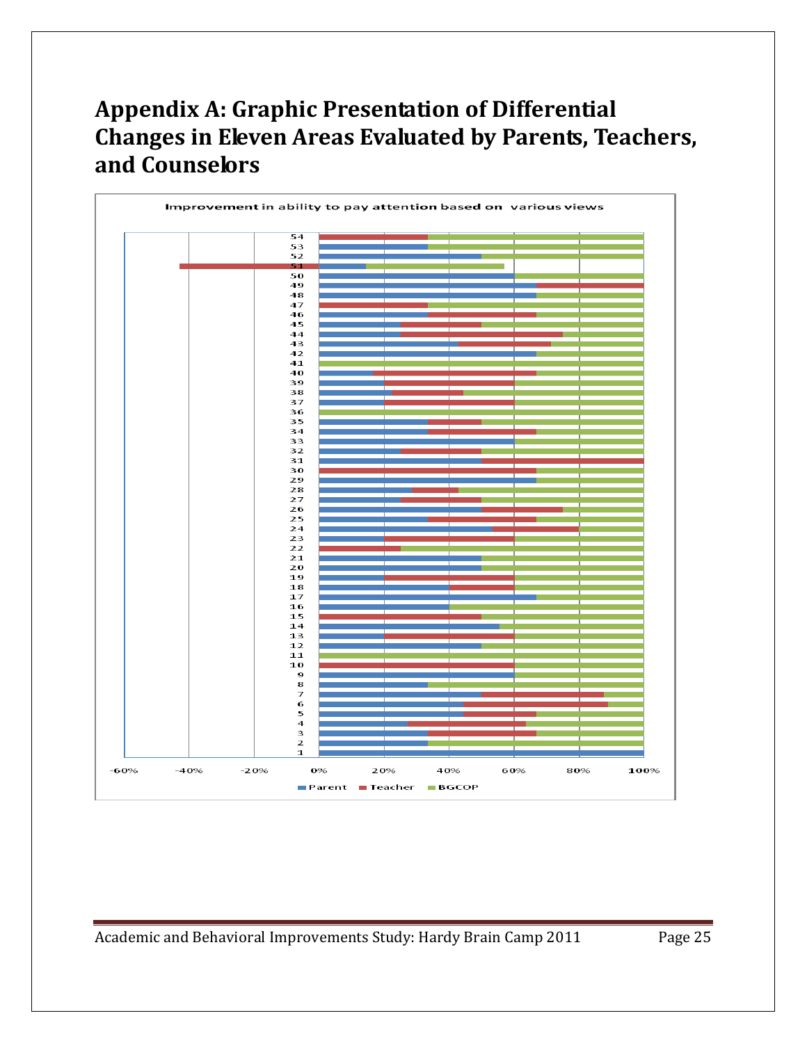# Appendix A: Graphic Presentation of Differential Changes in Eleven Areas Evaluated by Parents, Teachers, and Counselors

Improvement in ability to pay attention based on various views

-60% -40% -20% 0% 20% 40% 60% 80% 100%

Parent Teacher BGCOP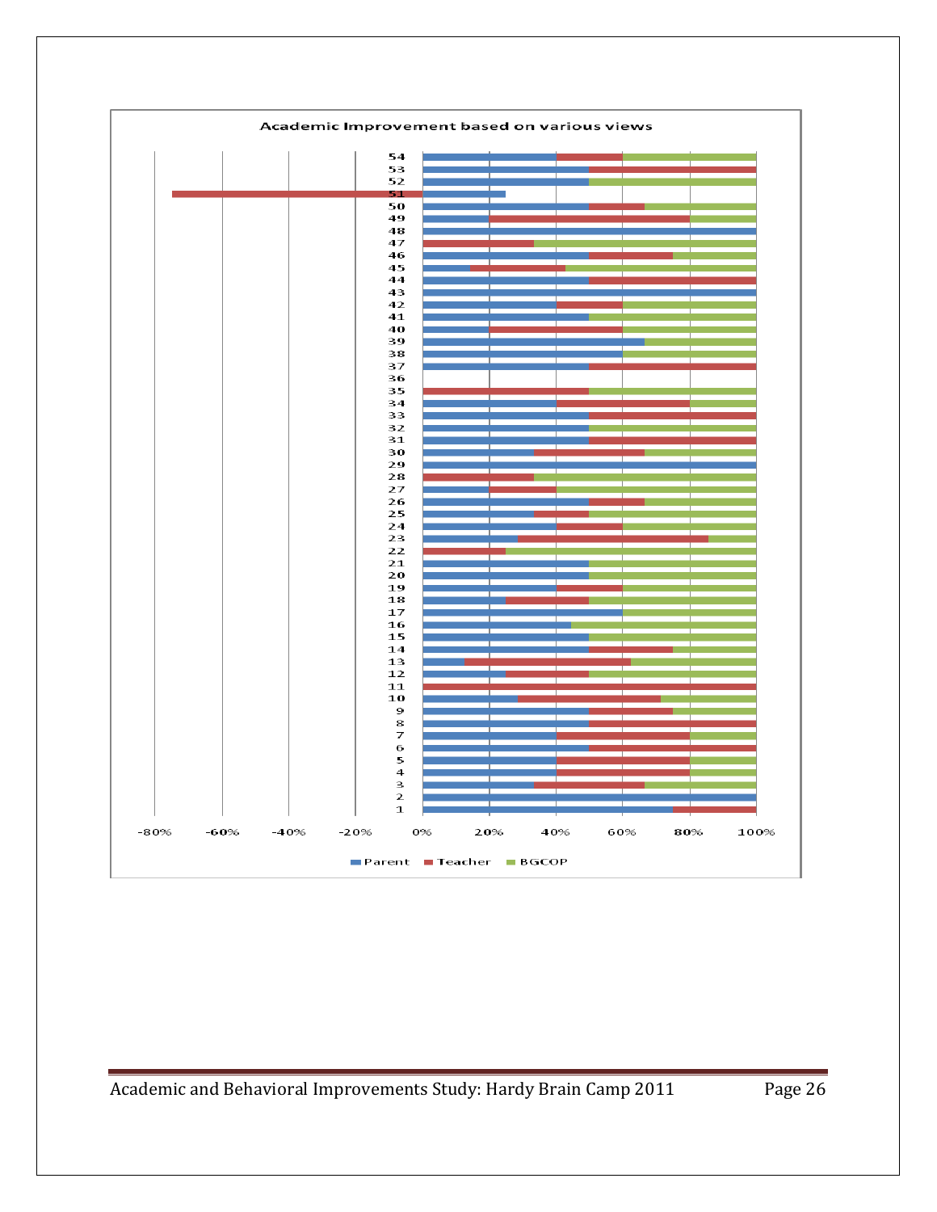**Academic Improvement based on various views**

Vertical axis: students 1–54. Horizontal axis: -80% to 100%.

Legend: Parent, Teacher, BGCOP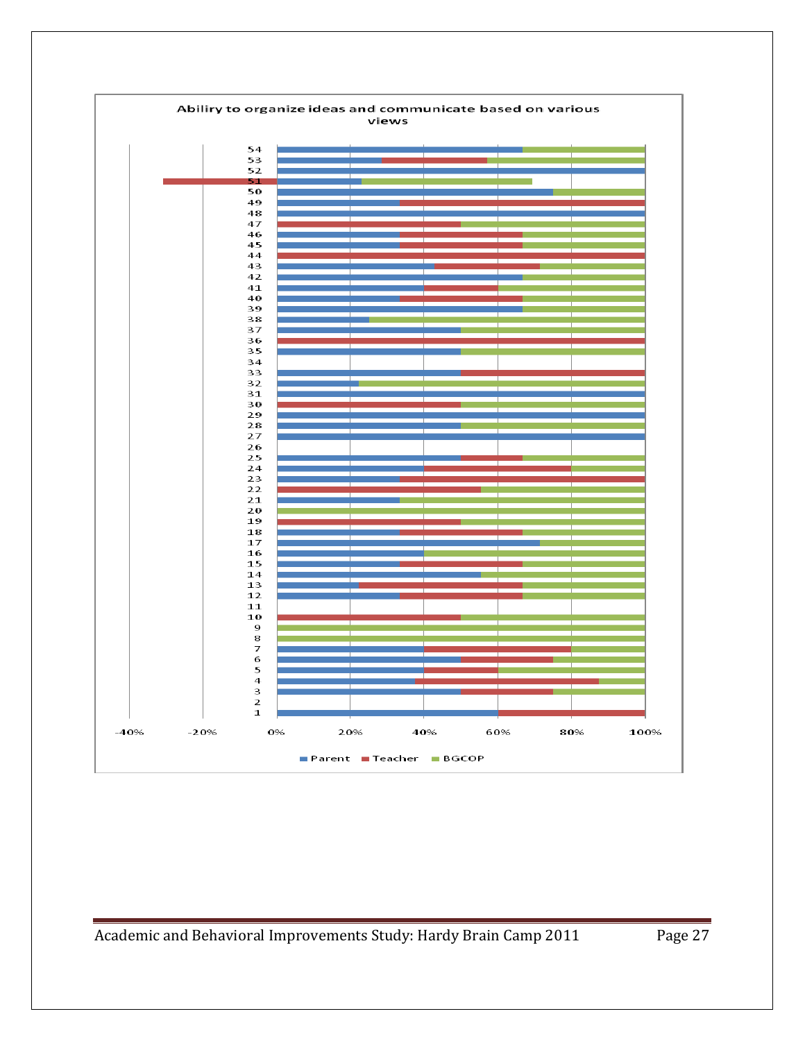Abiliry to organize ideas and communicate based on various views

| | Parent | Teacher | BGCOP |
|---|---|---|---|
| 54 | | | |
| 53 | | | |
| 52 | | | |
| 51 | | | |
| 50 | | | |
| 49 | | | |
| 48 | | | |
| 47 | | | |
| 46 | | | |
| 45 | | | |
| 44 | | | |
| 43 | | | |
| 42 | | | |
| 41 | | | |
| 40 | | | |
| 39 | | | |
| 38 | | | |
| 37 | | | |
| 36 | | | |
| 35 | | | |
| 34 | | | |
| 33 | | | |
| 32 | | | |
| 31 | | | |
| 30 | | | |
| 29 | | | |
| 28 | | | |
| 27 | | | |
| 26 | | | |
| 25 | | | |
| 24 | | | |
| 23 | | | |
| 22 | | | |
| 21 | | | |
| 20 | | | |
| 19 | | | |
| 18 | | | |
| 17 | | | |
| 16 | | | |
| 15 | | | |
| 14 | | | |
| 13 | | | |
| 12 | | | |
| 11 | | | |
| 10 | | | |
| 9 | | | |
| 8 | | | |
| 7 | | | |
| 6 | | | |
| 5 | | | |
| 4 | | | |
| 3 | | | |
| 2 | | | |
| 1 | | | |

-40% -20% 0% 20% 40% 60% 80% 100%

■ Parent ■ Teacher ■ BGCOP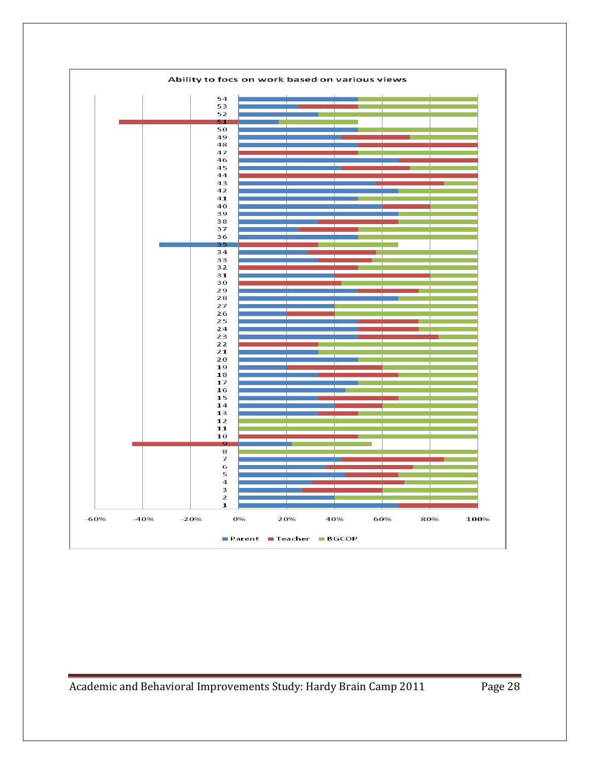Ability to focs on work based on various views

| | Parent | Teacher | BGCOP |
|---|---|---|---|
| 54 | 50% | 0% | 50% |
| 53 | 25% | 25% | 50% |
| 52 | 33% | 0% | 67% |
| 51 | 17% | -50% | 33% |
| 50 | 50% | 0% | 50% |
| 49 | 43% | 29% | 29% |
| 48 | 50% | 50% | 0% |
| 47 | 0% | 50% | 50% |
| 46 | 67% | 33% | 0% |
| 45 | 43% | 29% | 29% |
| 44 | 0% | 100% | 0% |
| 43 | 57% | 29% | 14% |
| 42 | 67% | 0% | 33% |
| 41 | 50% | 0% | 50% |
| 40 | 60% | 20% | 20% |
| 39 | 67% | 0% | 33% |
| 38 | 33% | 33% | 33% |
| 37 | 25% | 25% | 50% |
| 36 | 50% | 0% | 50% |
| 35 | -33% | 33% | 33% |
| 34 | 29% | 29% | 43% |
| 33 | 33% | 22% | 44% |
| 32 | 0% | 50% | 50% |
| 31 | 40% | 40% | 20% |
| 30 | 0% | 43% | 57% |
| 29 | 50% | 25% | 25% |
| 28 | 67% | 0% | 33% |
| 27 | 40% | 0% | 60% |
| 26 | 20% | 20% | 60% |
| 25 | 50% | 25% | 25% |
| 24 | 50% | 25% | 25% |
| 23 | 50% | 33% | 17% |
| 22 | 0% | 33% | 67% |
| 21 | 33% | 0% | 67% |
| 20 | 50% | 0% | 50% |
| 19 | 20% | 40% | 40% |
| 18 | 33% | 33% | 33% |
| 17 | 50% | 0% | 50% |
| 16 | 45% | 0% | 55% |
| 15 | 33% | 33% | 33% |
| 14 | 40% | 20% | 40% |
| 13 | 33% | 17% | 50% |
| 12 | 0% | 0% | 100% |
| 11 | 0% | 0% | 100% |
| 10 | 0% | 50% | 50% |
| 9 | 22% | -44% | 33% |
| 8 | 0% | 0% | 100% |
| 7 | 43% | 43% | 14% |
| 6 | 36% | 36% | 27% |
| 5 | 45% | 22% | 33% |
| 4 | 31% | 38% | 31% |
| 3 | 27% | 33% | 40% |
| 2 | 40% | 0% | 60% |
| 1 | 67% | 33% | 0% |

Legend: Parent, Teacher, BGCOP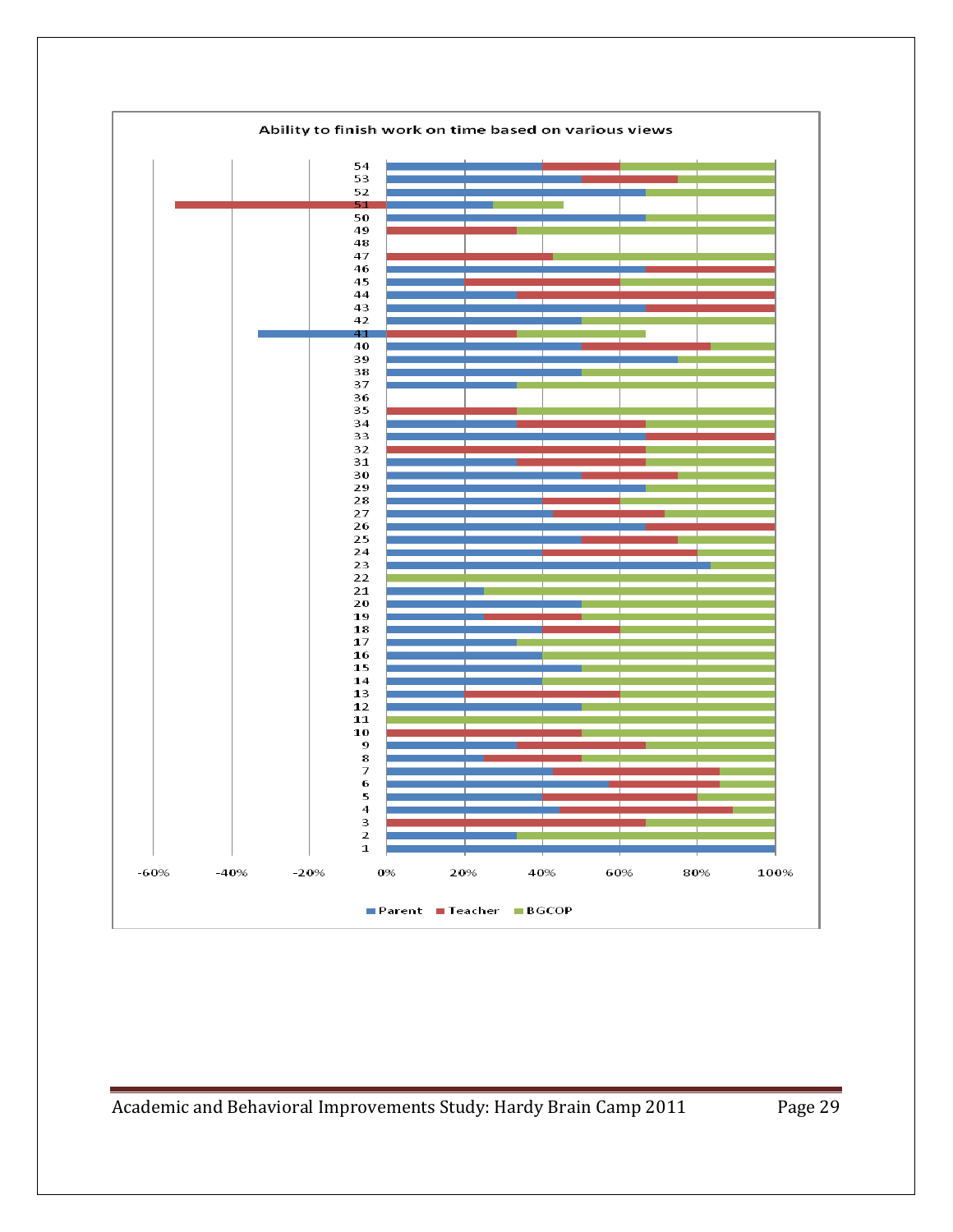Ability to finish work on time based on various views

Parent | Teacher | BGCOP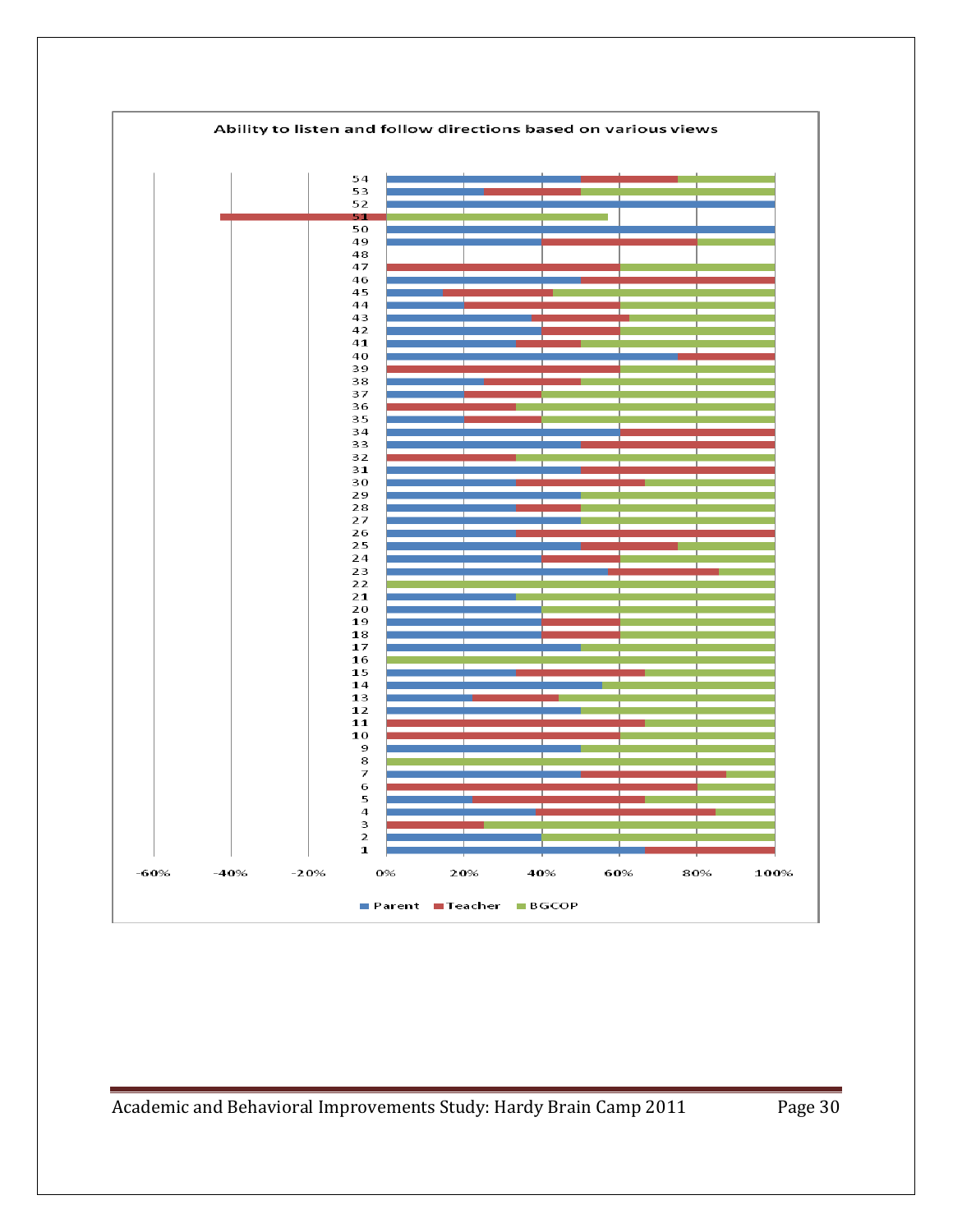Ability to listen and follow directions based on various views

Y-axis categories: 1 through 54

X-axis: -60%, -40%, -20%, 0%, 20%, 40%, 60%, 80%, 100%

Legend: Parent, Teacher, BGCOP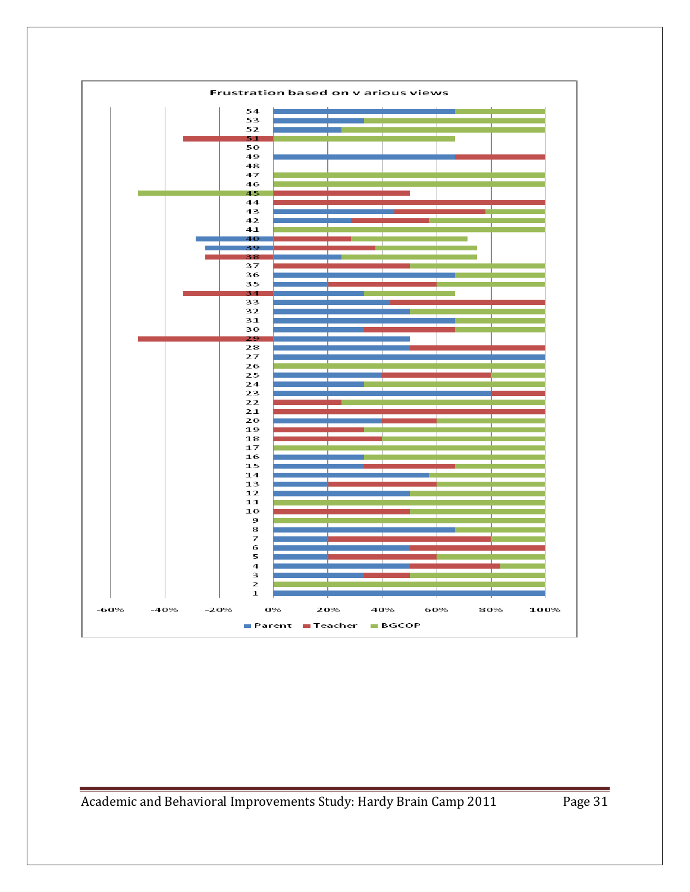Frustration based on v arious views

Parent  Teacher  BGCOP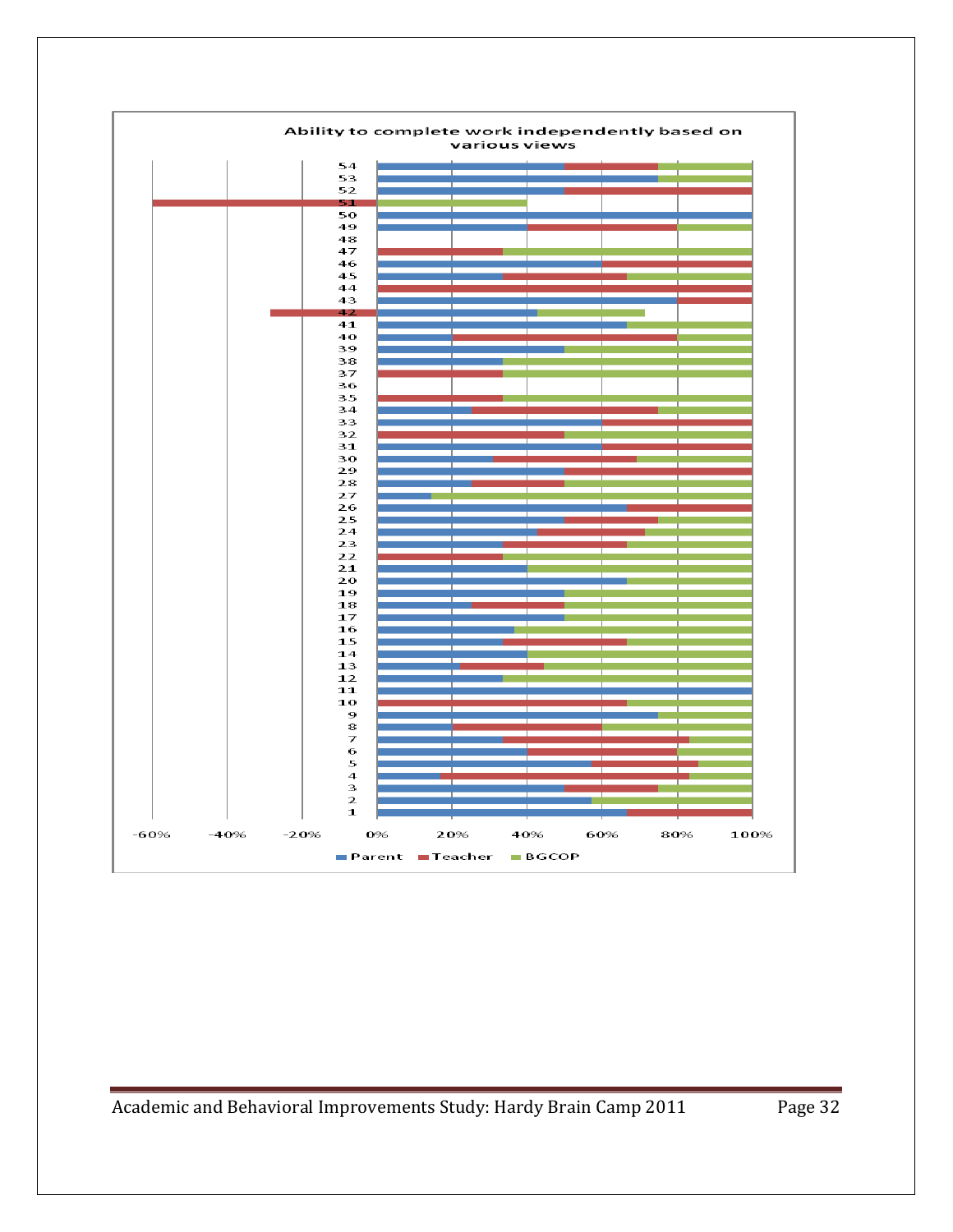Ability to complete work independently based on various views

Y-axis: 1–54

X-axis: -60%, -40%, -20%, 0%, 20%, 40%, 60%, 80%, 100%

Legend: Parent, Teacher, BGCOP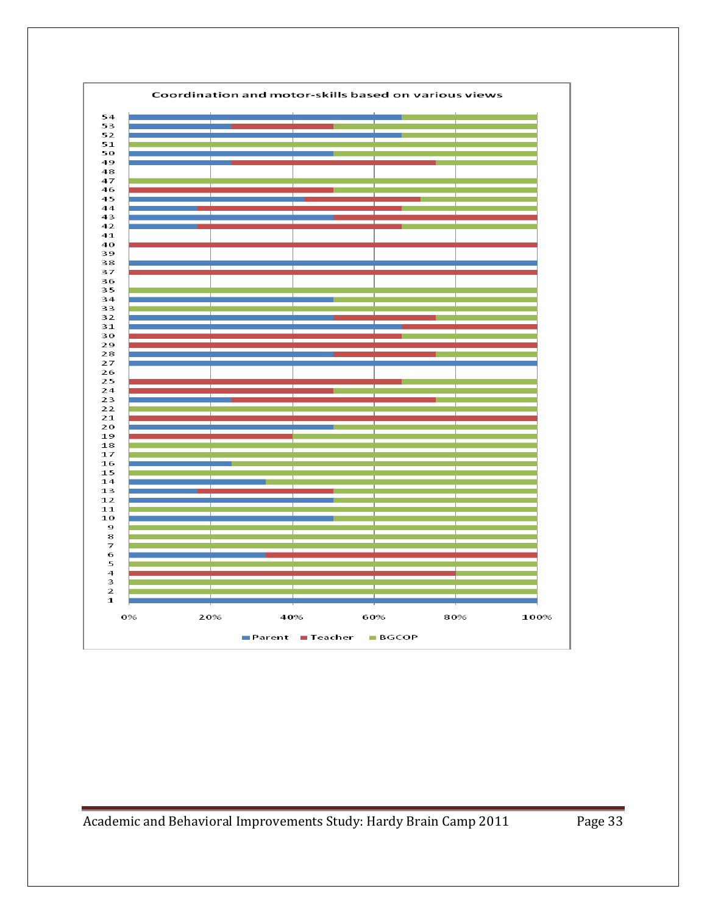**Coordination and motor-skills based on various views**

Y-axis: 1–54

X-axis: 0%, 20%, 40%, 60%, 80%, 100%

Legend: Parent, Teacher, BGCOP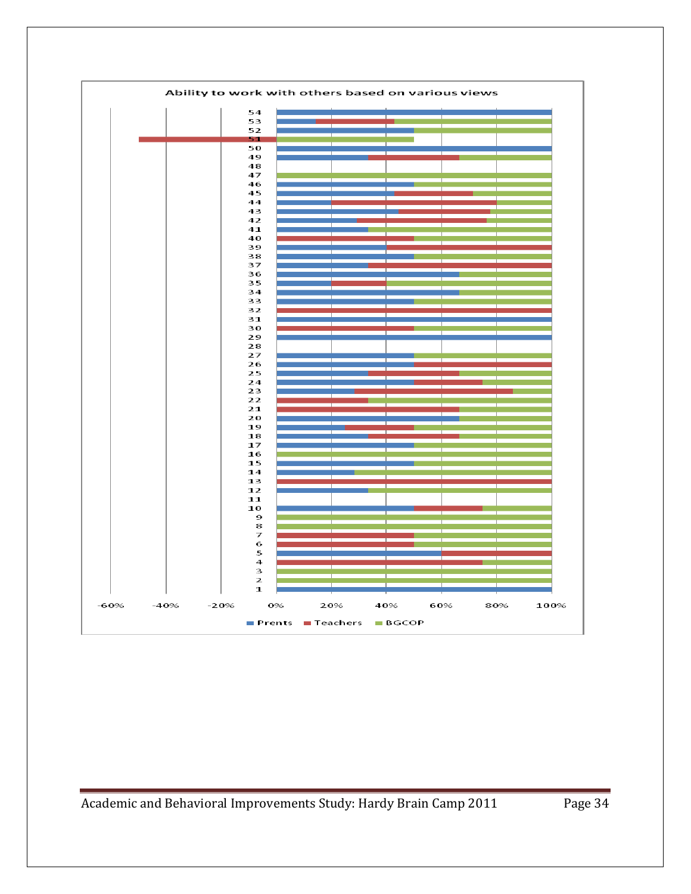**Ability to work with others based on various views**

Legend: Prents, Teachers, BGCOP

X-axis: -60% -40% -20% 0% 20% 40% 60% 80% 100%

Y-axis: 1–54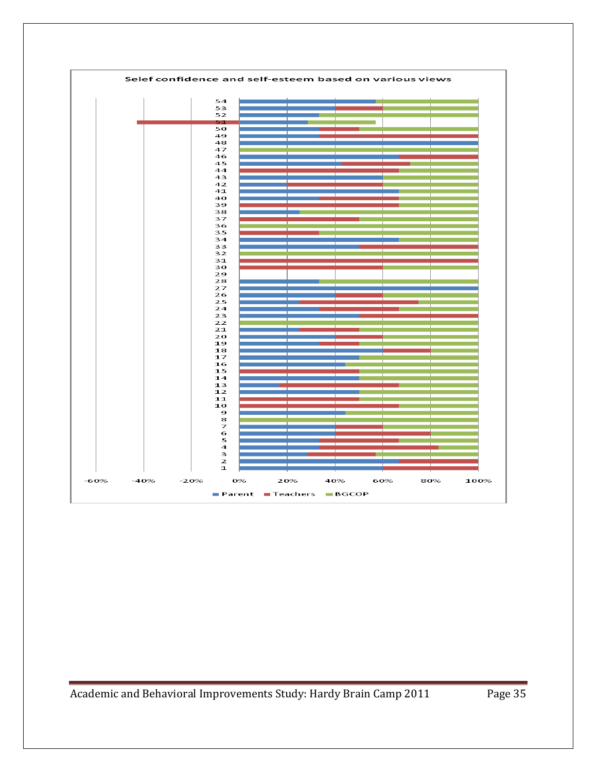Selef confidence and self-esteem based on various views

(Chart: horizontal stacked bar chart, rows 1–54, x-axis from -60% to 100%; legend: Parent, Teachers, BGCOP)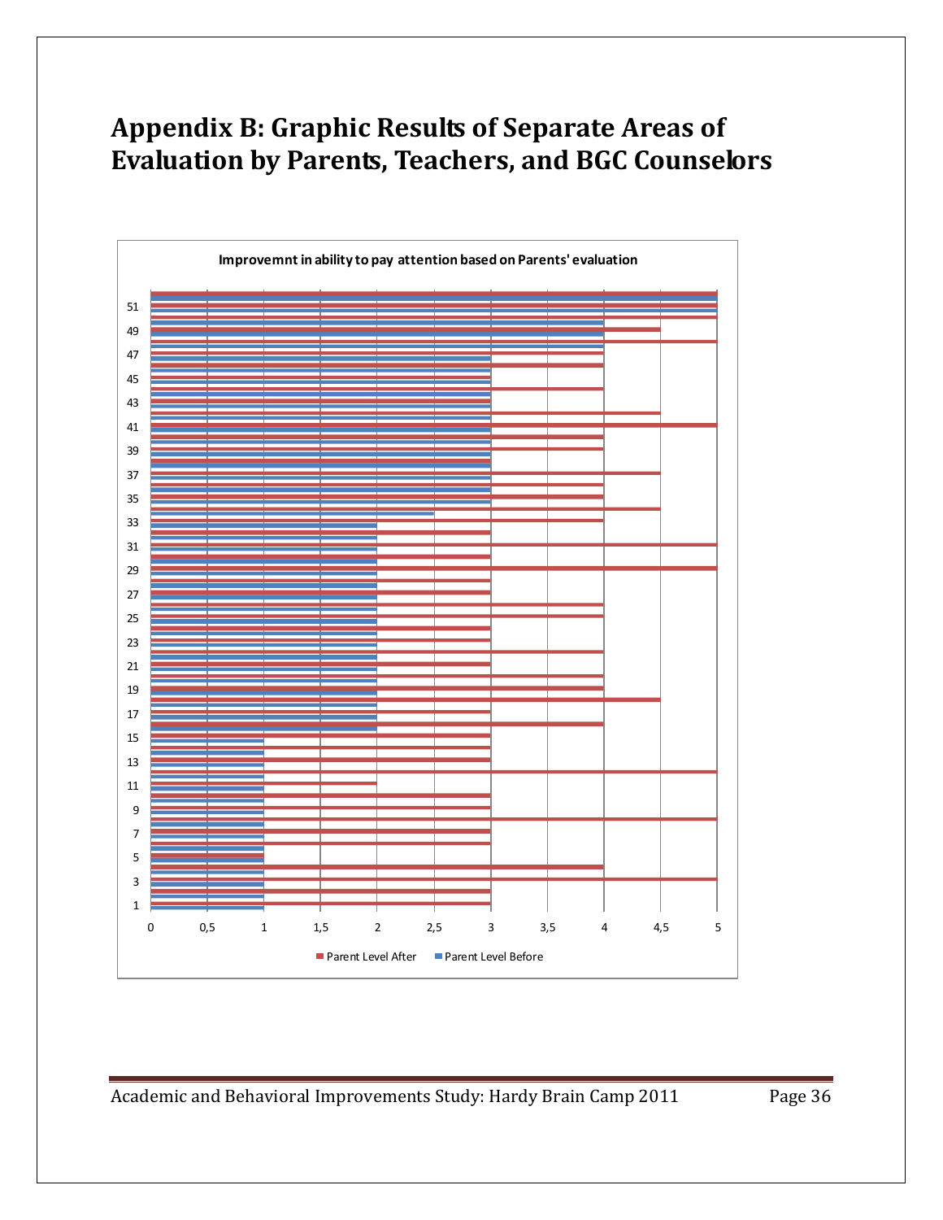# Appendix B: Graphic Results of Separate Areas of Evaluation by Parents, Teachers, and BGC Counselors

**Improvemnt in ability to pay attention based on Parents' evaluation**

Parent Level After    Parent Level Before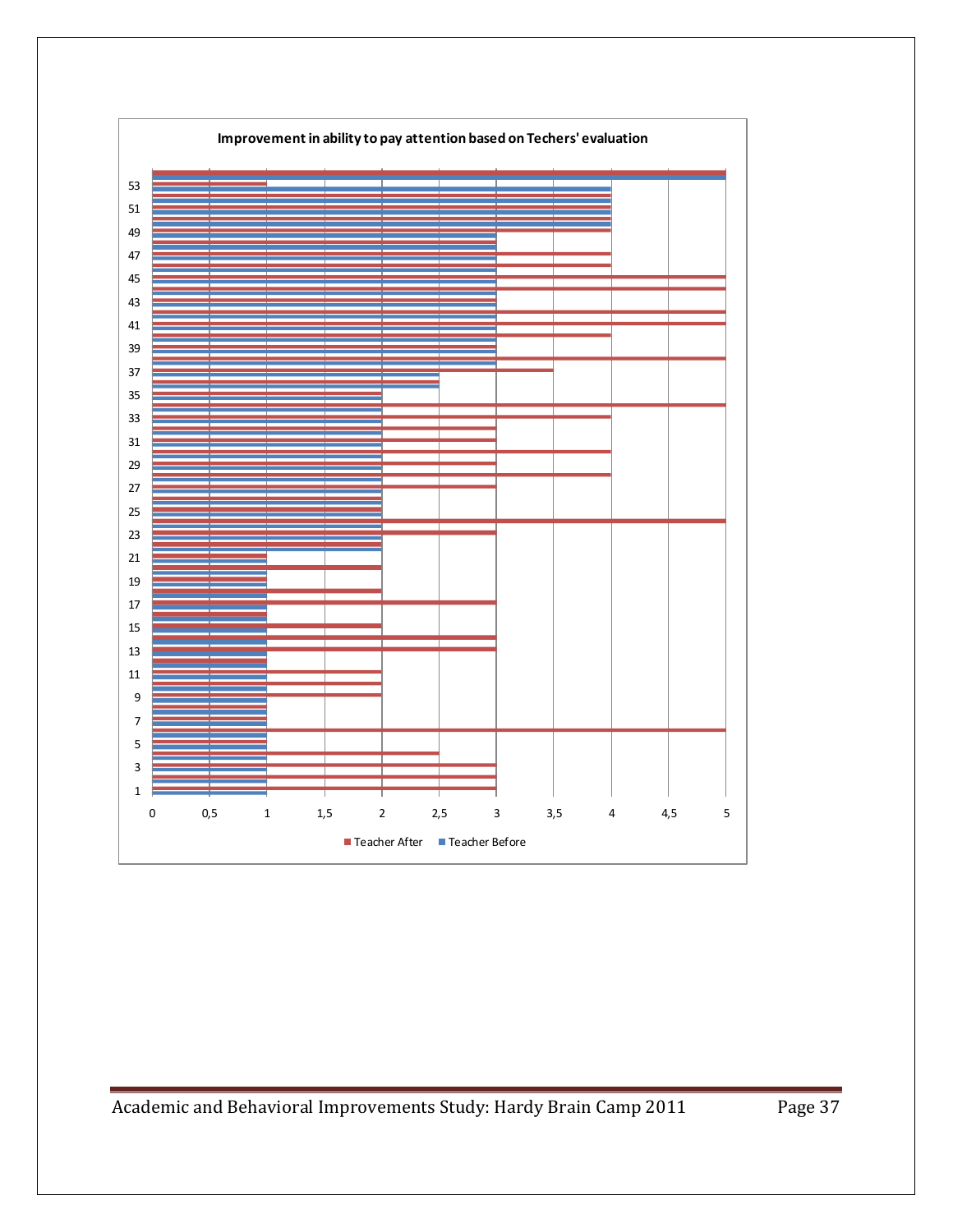**Improvement in ability to pay attention based on Techers' evaluation**

Teacher After | Teacher Before

Y-axis: 1, 3, 5, 7, 9, 11, 13, 15, 17, 19, 21, 23, 25, 27, 29, 31, 33, 35, 37, 39, 41, 43, 45, 47, 49, 51, 53

X-axis: 0, 0,5, 1, 1,5, 2, 2,5, 3, 3,5, 4, 4,5, 5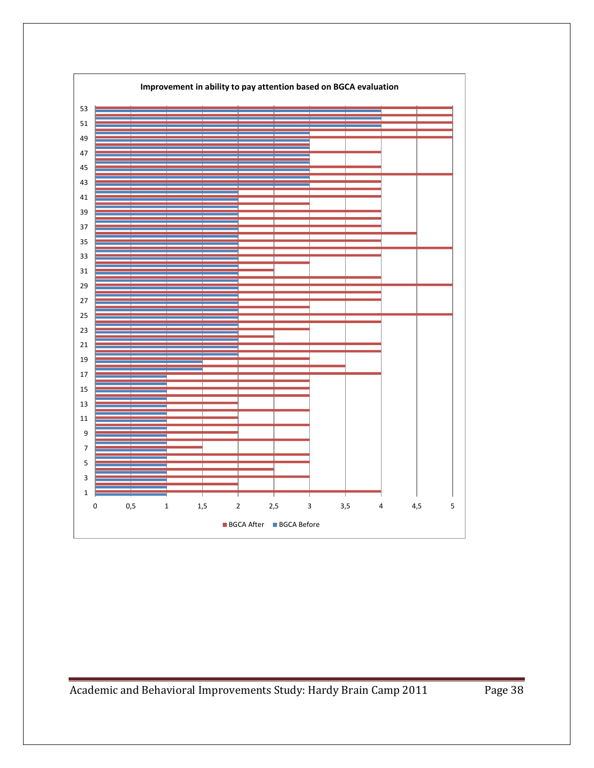**Improvement in ability to pay attention based on BGCA evaluation**

53
51
49
47
45
43
41
39
37
35
33
31
29
27
25
23
21
19
17
15
13
11
9
7
5
3
1

0 0,5 1 1,5 2 2,5 3 3,5 4 4,5 5

■ BGCA After ■ BGCA Before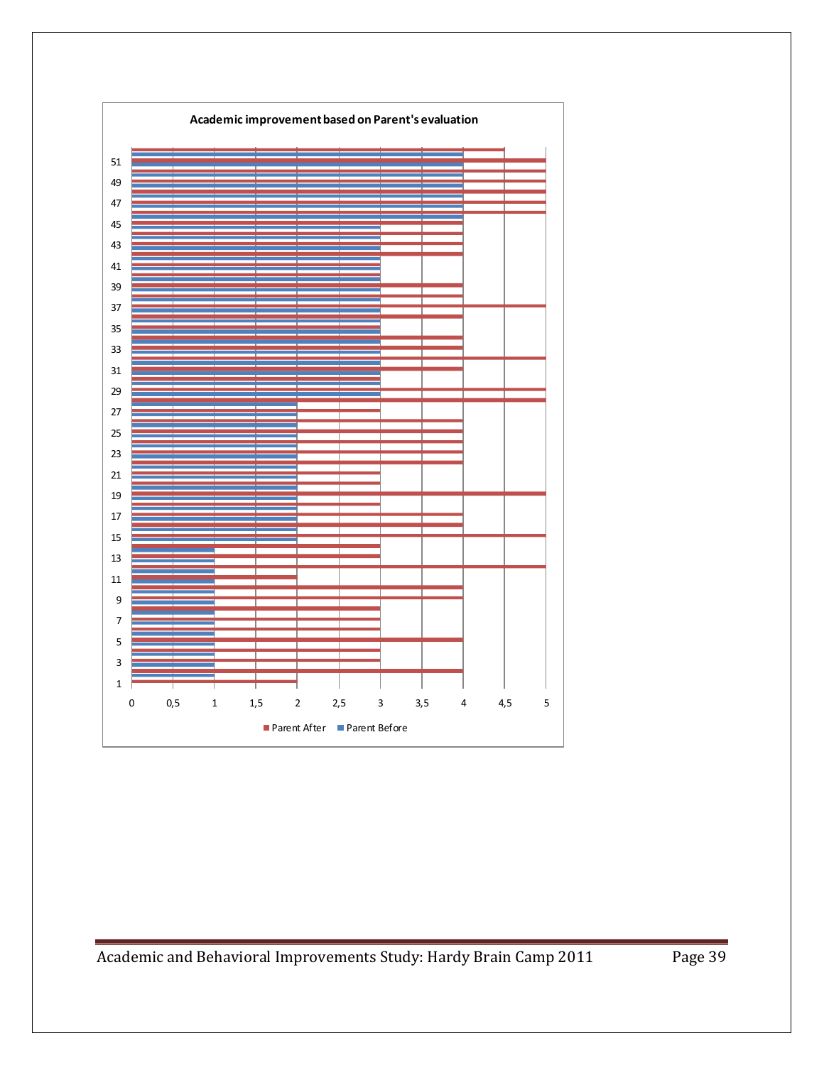**Academic improvement based on Parent's evaluation**

Parent After ■ Parent Before ■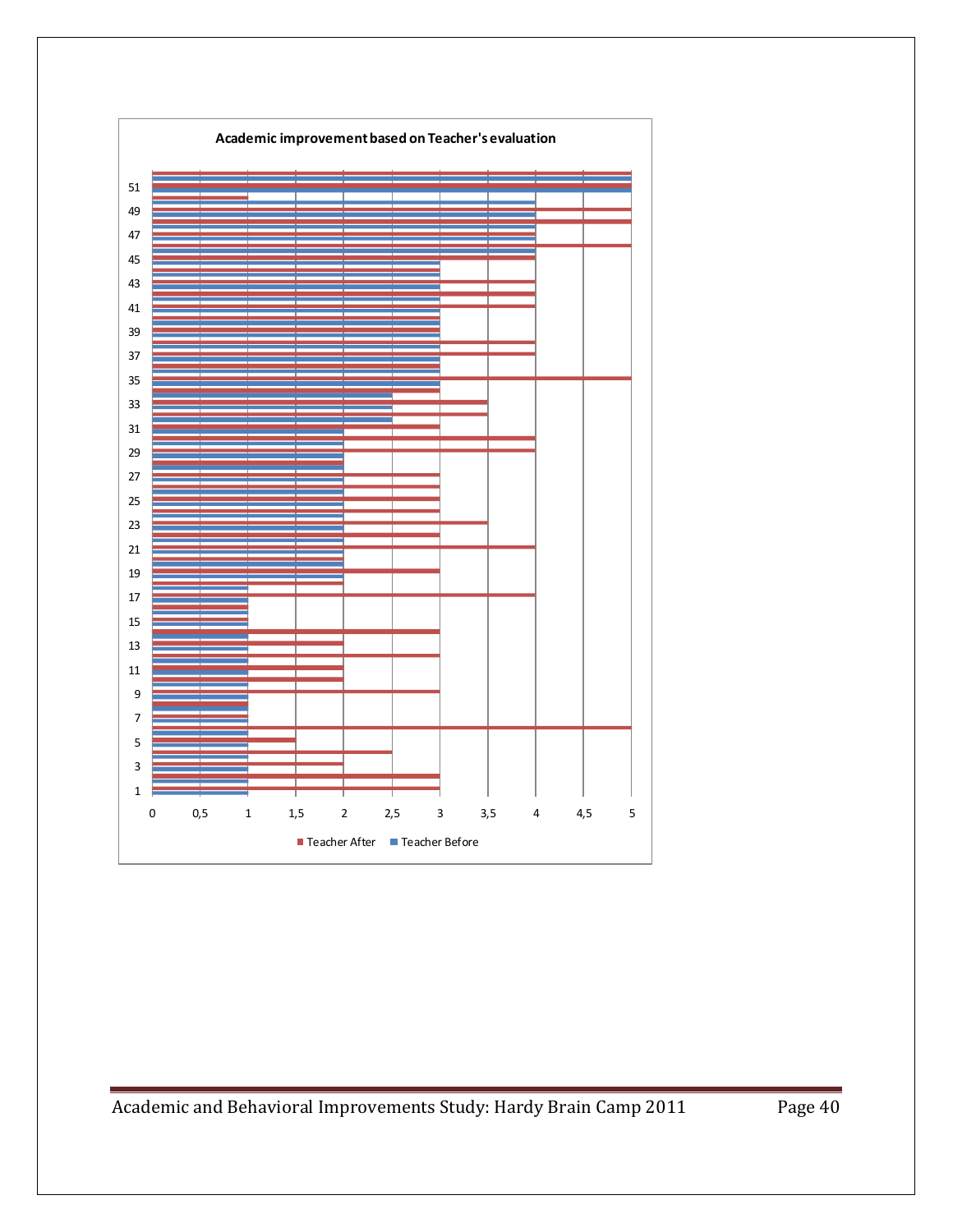**Academic improvement based on Teacher's evaluation**

Teacher After ■ Teacher Before ■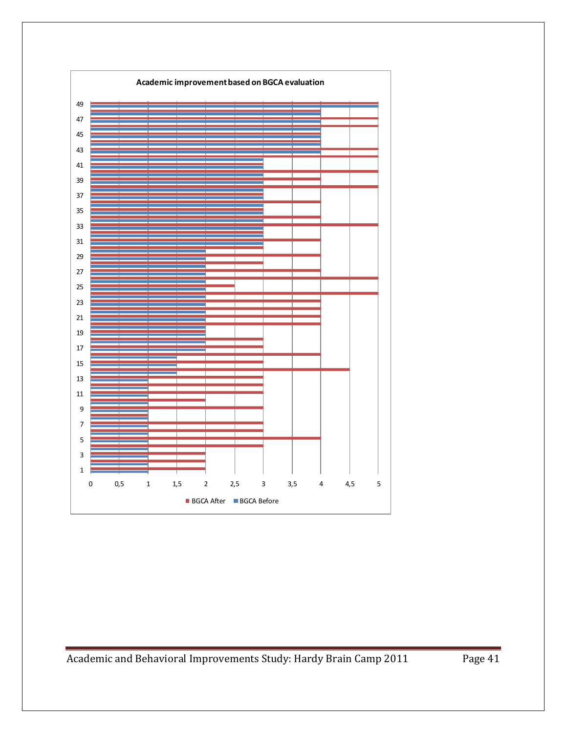**Academic improvement based on BGCA evaluation**

Y-axis labels: 1, 3, 5, 7, 9, 11, 13, 15, 17, 19, 21, 23, 25, 27, 29, 31, 33, 35, 37, 39, 41, 43, 45, 47, 49

X-axis labels: 0, 0,5, 1, 1,5, 2, 2,5, 3, 3,5, 4, 4,5, 5

Legend: BGCA After, BGCA Before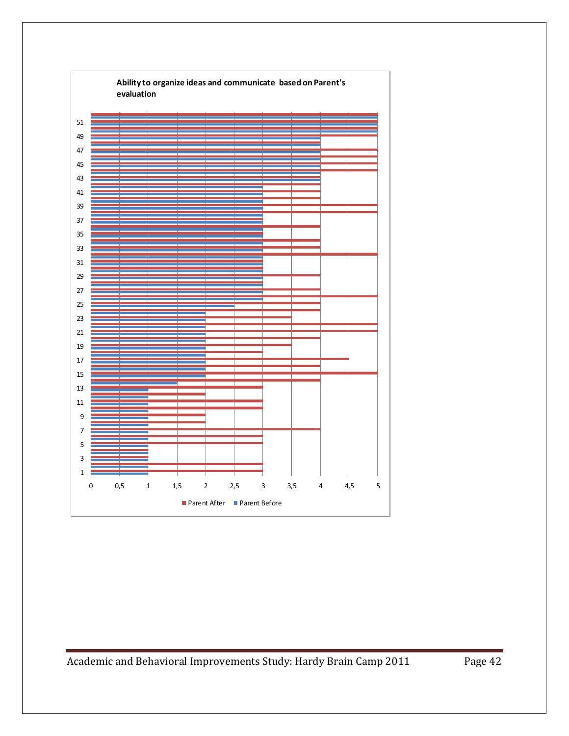**Ability to organize ideas and communicate based on Parent's evaluation**

51
49
47
45
43
41
39
37
35
33
31
29
27
25
23
21
19
17
15
13
11
9
7
5
3
1

0 0,5 1 1,5 2 2,5 3 3,5 4 4,5 5

■ Parent After ■ Parent Before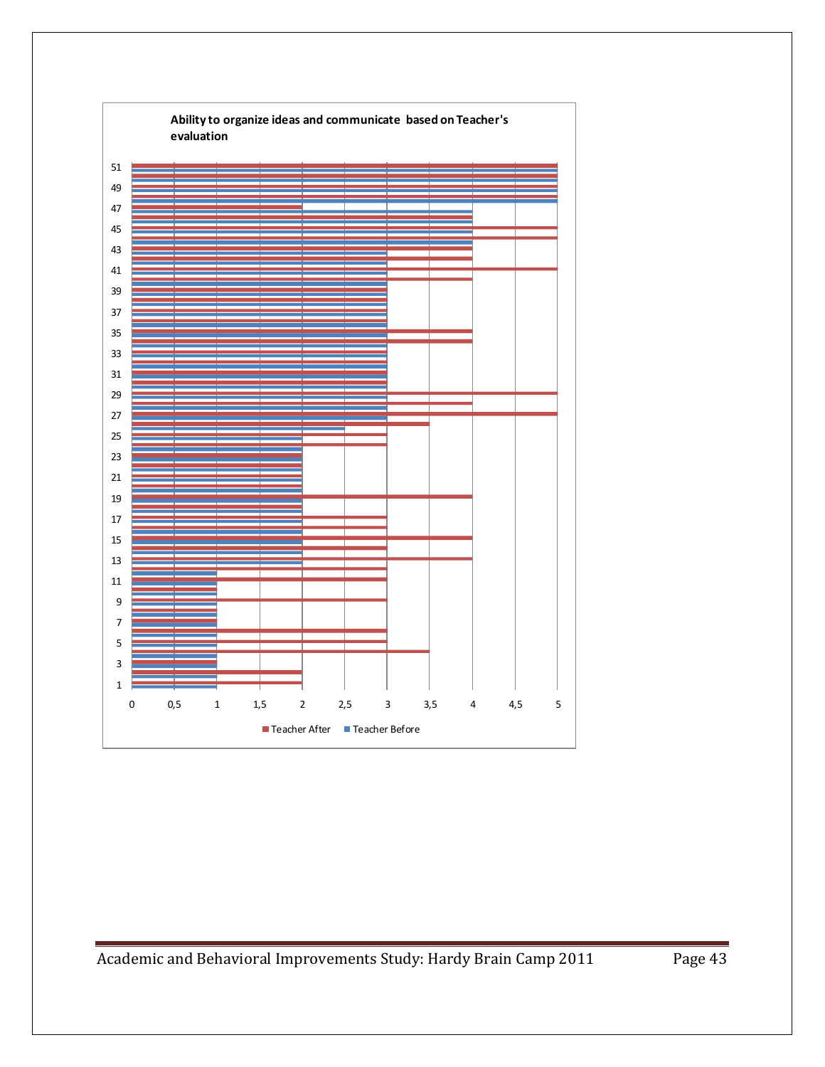**Ability to organize ideas and communicate based on Teacher's evaluation**

51
49
47
45
43
41
39
37
35
33
31
29
27
25
23
21
19
17
15
13
11
9
7
5
3
1

0 0,5 1 1,5 2 2,5 3 3,5 4 4,5 5

Teacher After ■ Teacher Before ■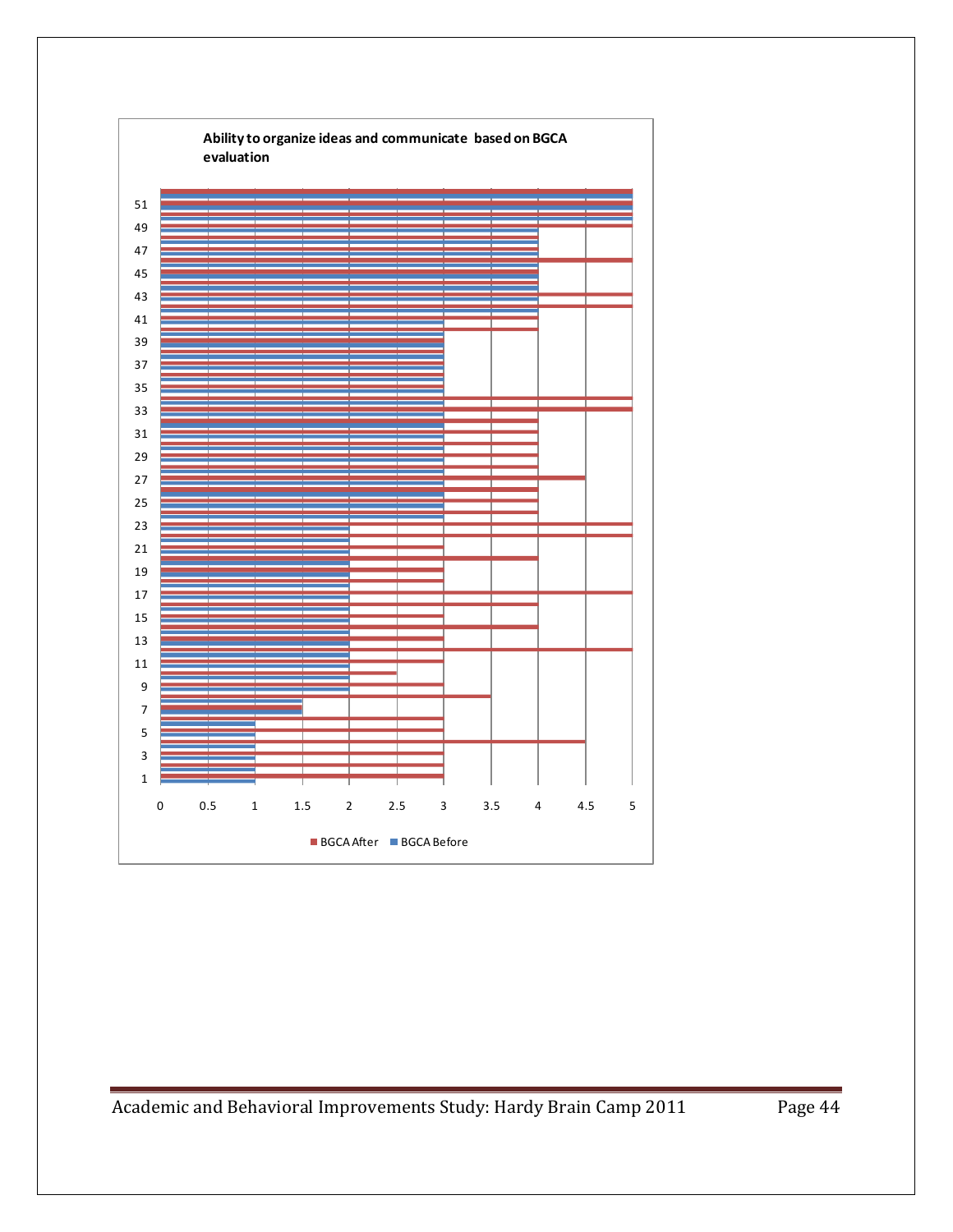**Ability to organize ideas and communicate based on BGCA evaluation**

BGCA After | BGCA Before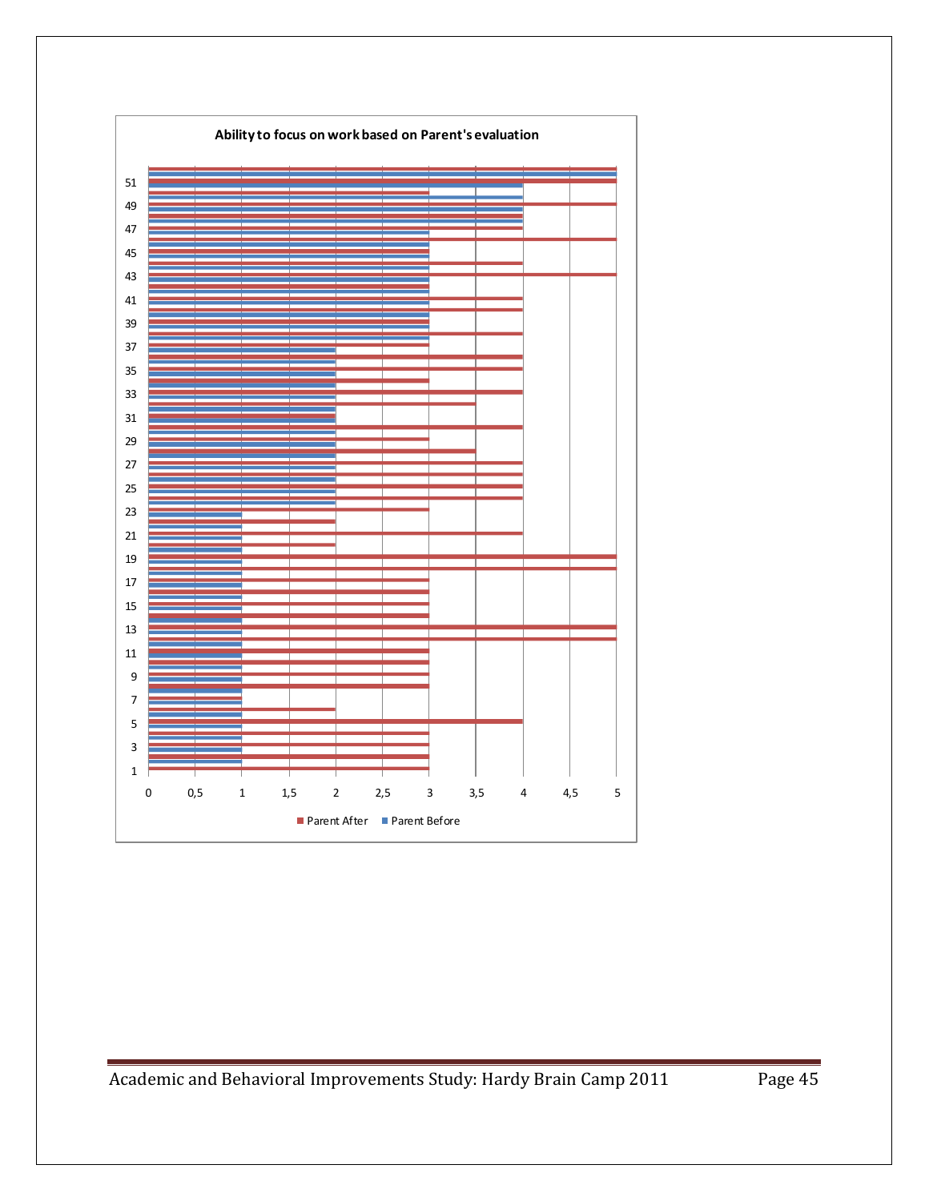**Ability to focus on work based on Parent's evaluation**

Parent After ■ Parent Before ■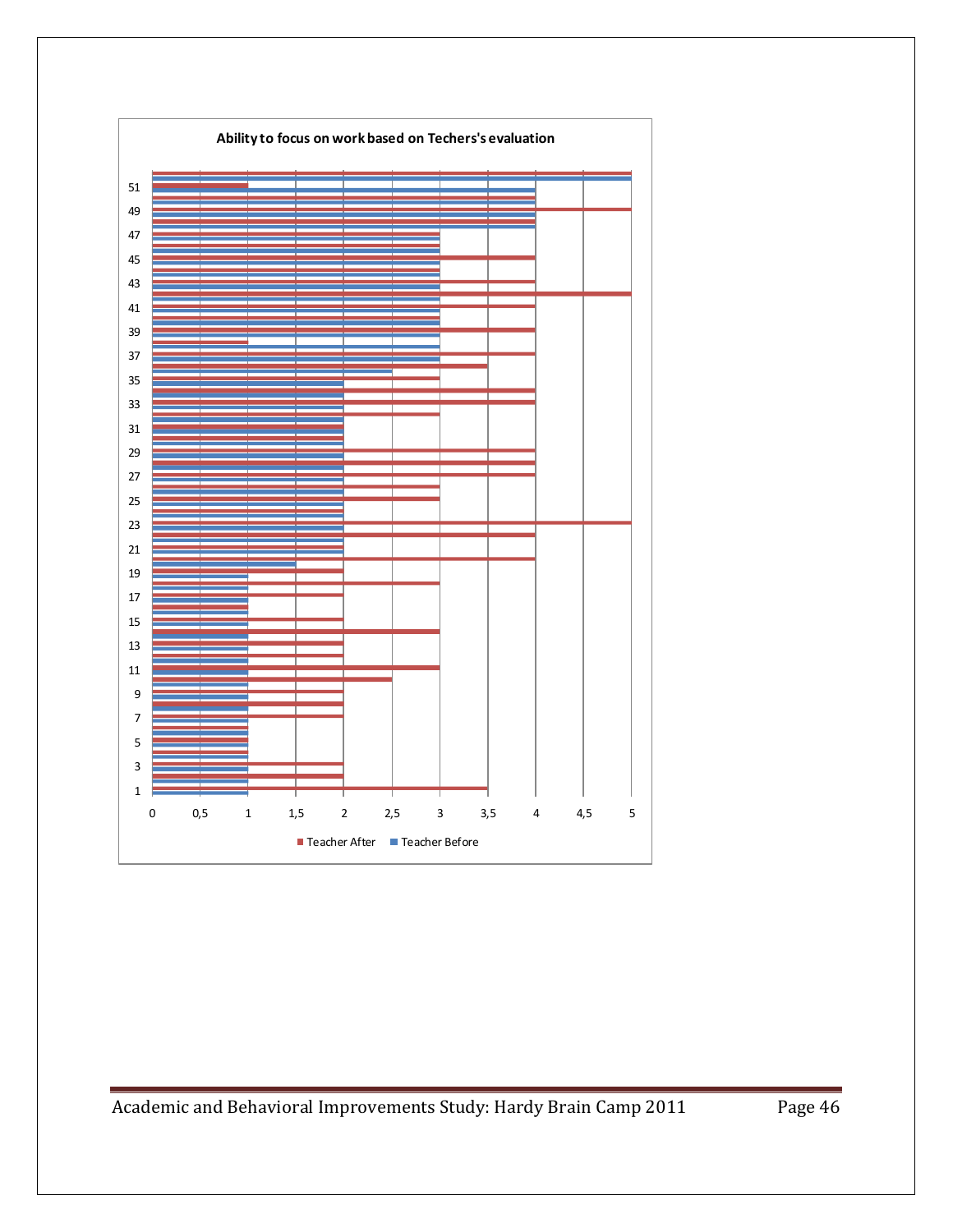**Ability to focus on work based on Techers's evaluation**

Y-axis labels: 1, 3, 5, 7, 9, 11, 13, 15, 17, 19, 21, 23, 25, 27, 29, 31, 33, 35, 37, 39, 41, 43, 45, 47, 49, 51

X-axis labels: 0, 0,5, 1, 1,5, 2, 2,5, 3, 3,5, 4, 4,5, 5

Legend: Teacher After, Teacher Before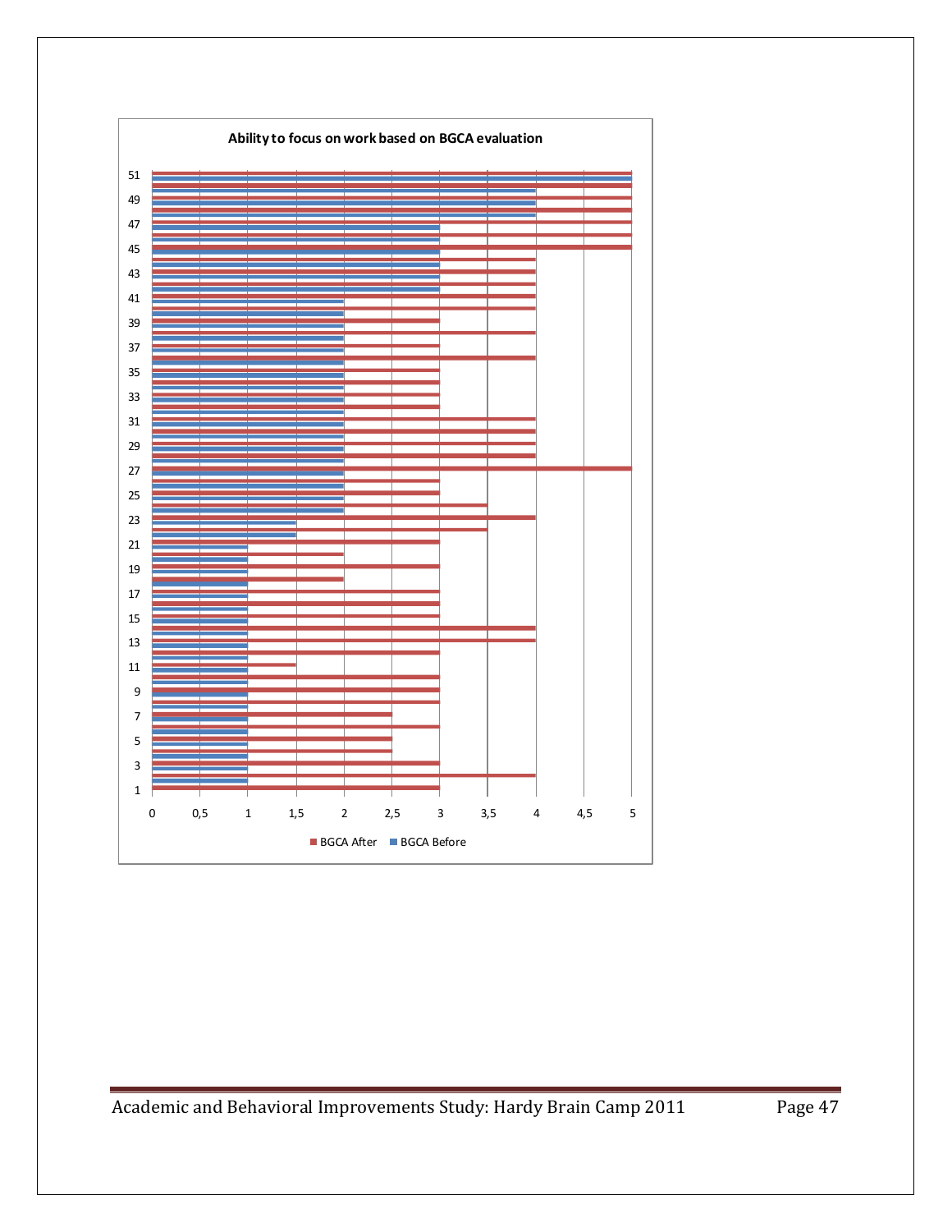**Ability to focus on work based on BGCA evaluation**

51
49
47
45
43
41
39
37
35
33
31
29
27
25
23
21
19
17
15
13
11
9
7
5
3
1

0 0,5 1 1,5 2 2,5 3 3,5 4 4,5 5

BGCA After BGCA Before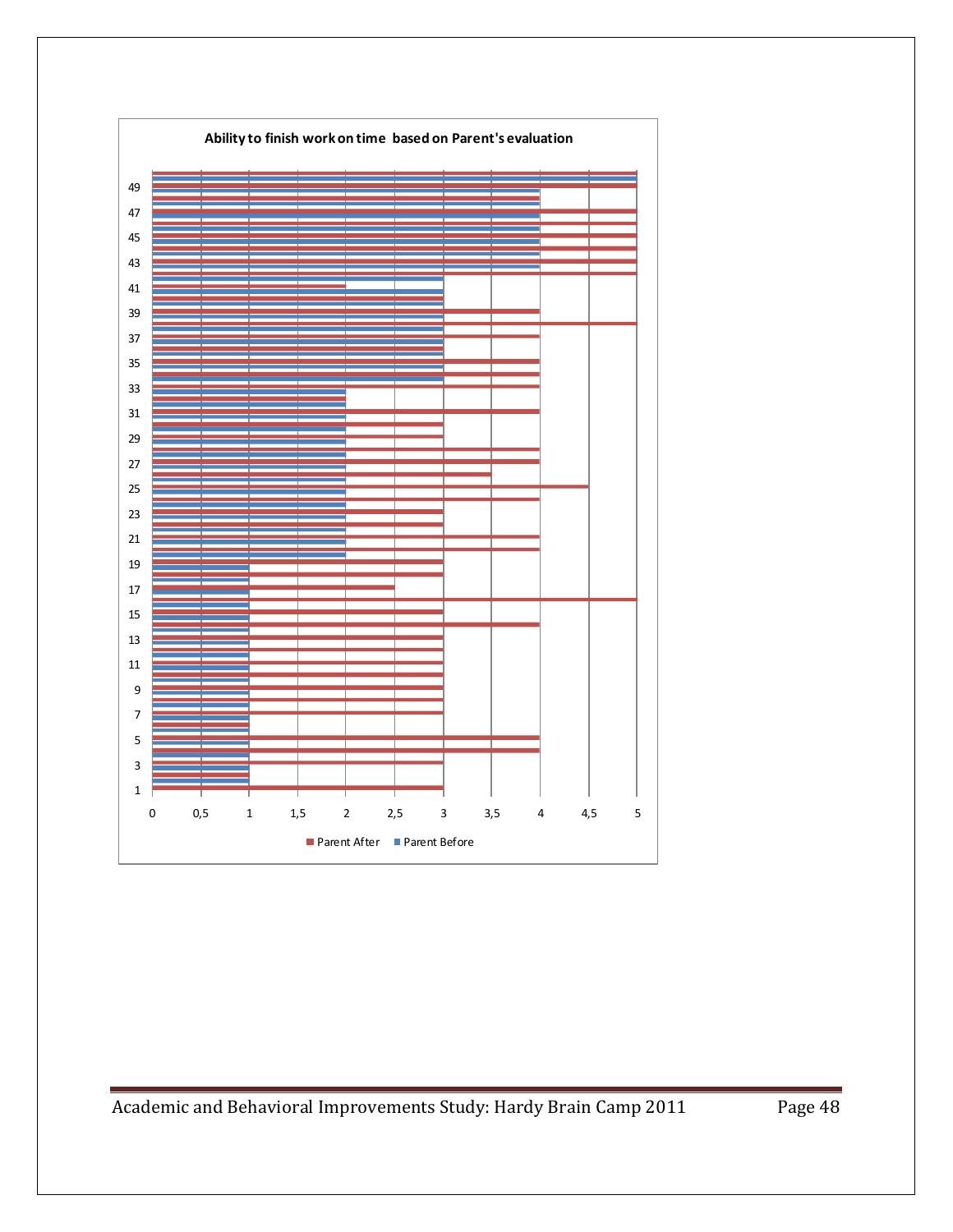**Ability to finish work on time based on Parent's evaluation**

Parent After · Parent Before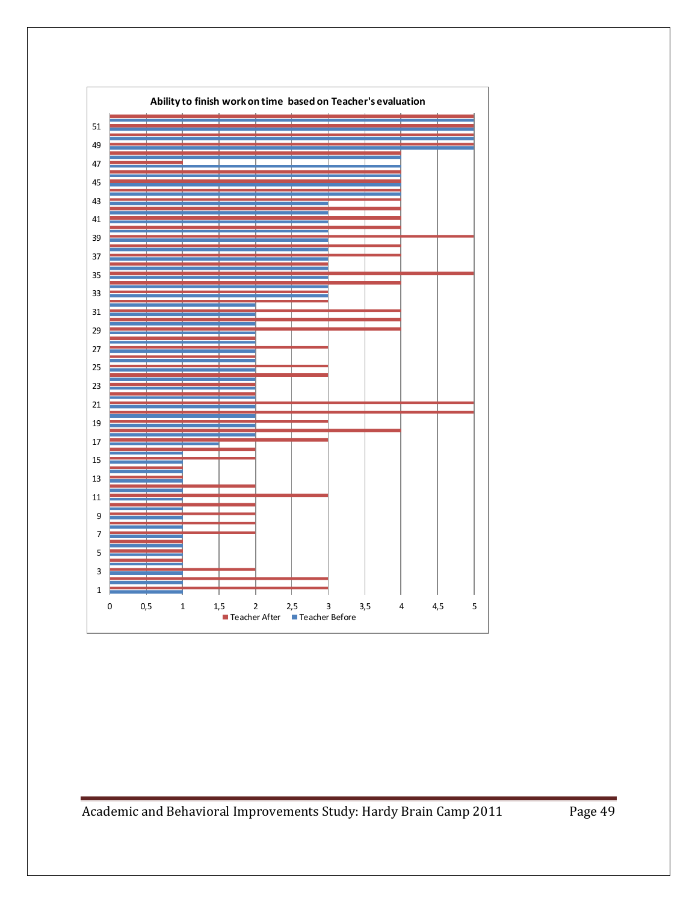**Ability to finish work on time based on Teacher's evaluation**

Y-axis: 1, 3, 5, 7, 9, 11, 13, 15, 17, 19, 21, 23, 25, 27, 29, 31, 33, 35, 37, 39, 41, 43, 45, 47, 49, 51

X-axis: 0, 0,5, 1, 1,5, 2, 2,5, 3, 3,5, 4, 4,5, 5

Legend: Teacher After, Teacher Before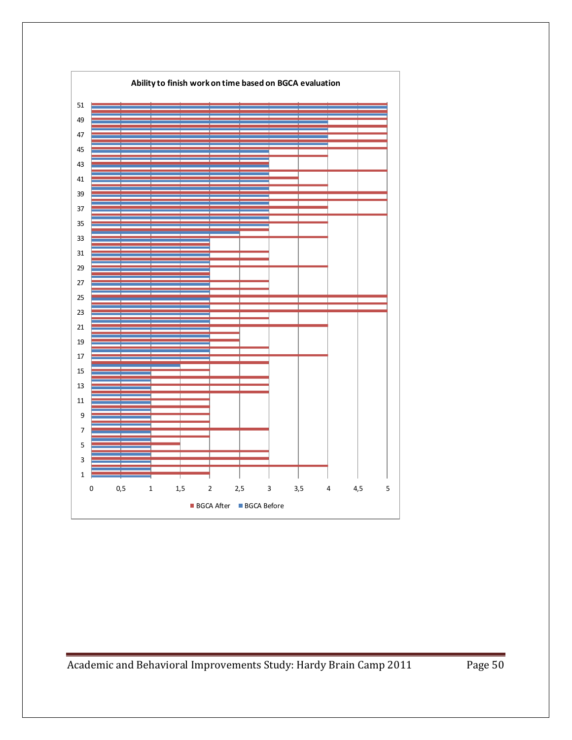**Ability to finish work on time based on BGCA evaluation**

| Student | BGCA Before | BGCA After |
|---|---|---|
| 51 | 5 | 5 |
| 50 | 5 | 5 |
| 49 | 4 | 5 |
| 48 | 4 | 5 |
| 47 | 4 | 5 |
| 46 | 4 | 5 |
| 45 | 3 | 5 |
| 44 | 3 | 4 |
| 43 | 3 | 3 |
| 42 | 3 | 5 |
| 41 | 3 | 3,5 |
| 40 | 3 | 4 |
| 39 | 3 | 5 |
| 38 | 3 | 5 |
| 37 | 3 | 4 |
| 36 | 3 | 5 |
| 35 | 3 | 4 |
| 34 | 2,5 | 3 |
| 33 | 2 | 4 |
| 32 | 2 | 2 |
| 31 | 2 | 3 |
| 30 | 2 | 3 |
| 29 | 2 | 4 |
| 28 | 2 | 2 |
| 27 | 2 | 3 |
| 26 | 2 | 3 |
| 25 | 2 | 5 |
| 24 | 2 | 5 |
| 23 | 2 | 5 |
| 22 | 2 | 3 |
| 21 | 2 | 4 |
| 20 | 2 | 2,5 |
| 19 | 2 | 2,5 |
| 18 | 2 | 3 |
| 17 | 2 | 4 |
| 16 | 1,5 | 3 |
| 15 | 1 | 2 |
| 14 | 1 | 3 |
| 13 | 1 | 3 |
| 12 | 1 | 3 |
| 11 | 1 | 2 |
| 10 | 1 | 2 |
| 9 | 1 | 2 |
| 8 | 1 | 2 |
| 7 | 1 | 3 |
| 6 | 1 | 2 |
| 5 | 1 | 1,5 |
| 4 | 1 | 3 |
| 3 | 1 | 3 |
| 2 | 1 | 4 |
| 1 | 1 | 2 |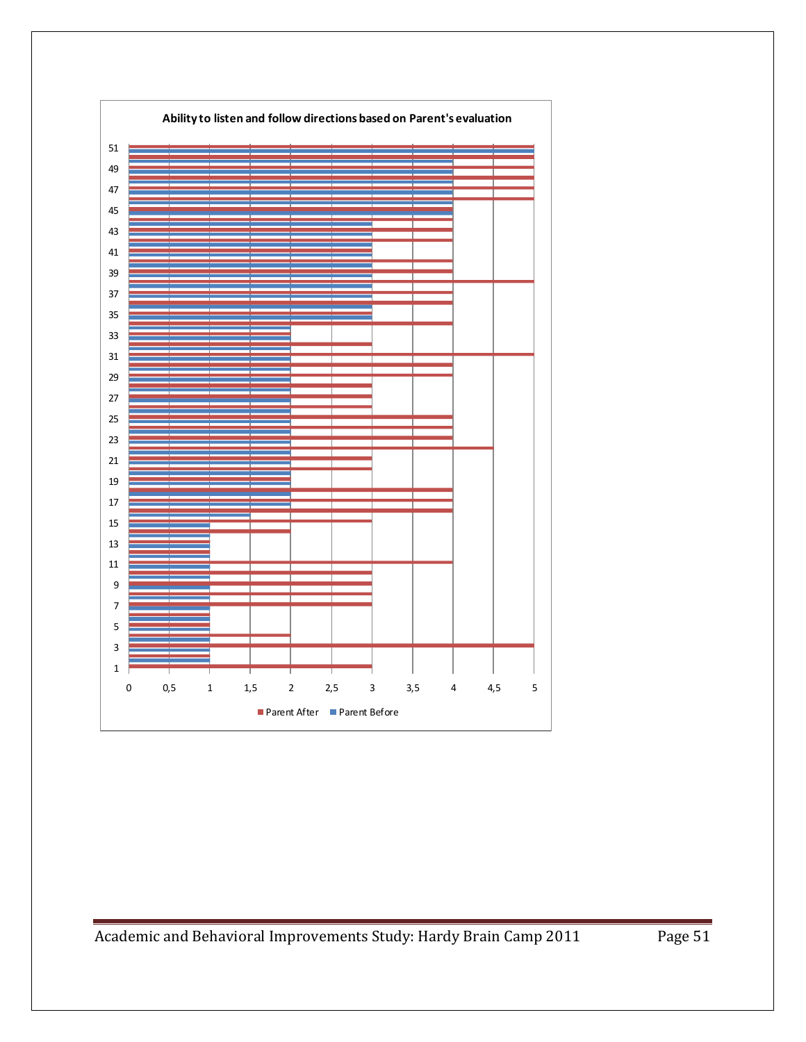**Ability to listen and follow directions based on Parent's evaluation**

| Student | Parent Before | Parent After |
|---|---|---|
| 51 | 5 | 5 |
| 49 | 4 | 5 |
| 47 | 4 | 5 |
| 45 | 4 | 4 |
| 43 | 3 | 4 |
| 41 | 3 | 3 |
| 39 | 3 | 4 |
| 37 | 3 | 4 |
| 35 | 3 | 3 |
| 33 | 2 | 2 |
| 31 | 2 | 5 |
| 29 | 2 | 4 |
| 27 | 2 | 3 |
| 25 | 2 | 4 |
| 23 | 2 | 4 |
| 21 | 2 | 3 |
| 19 | 2 | 2 |
| 17 | 2 | 4 |
| 15 | 1 | 3 |
| 13 | 1 | 1 |
| 11 | 1 | 4 |
| 9 | 1 | 3 |
| 7 | 1 | 3 |
| 5 | 1 | 1 |
| 3 | 1 | 5 |
| 1 | 1 | 3 |

Parent After ■ Parent Before ■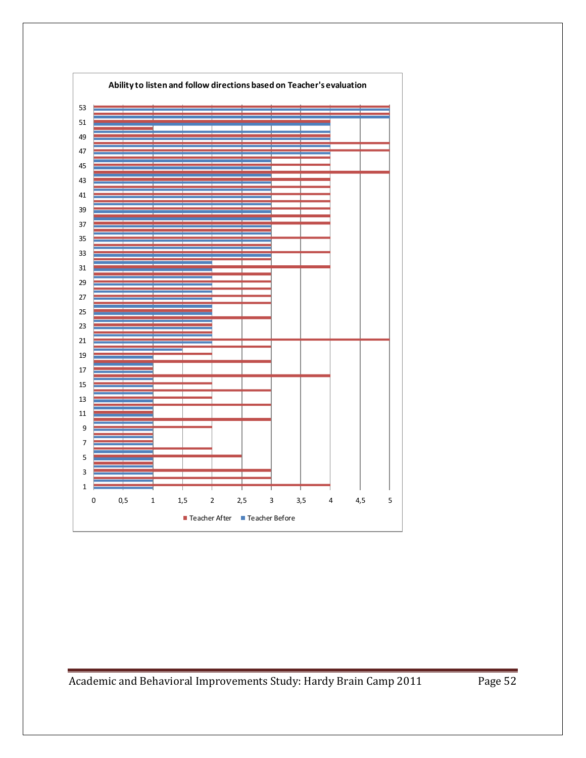**Ability to listen and follow directions based on Teacher's evaluation**

Y-axis: 1, 3, 5, 7, 9, 11, 13, 15, 17, 19, 21, 23, 25, 27, 29, 31, 33, 35, 37, 39, 41, 43, 45, 47, 49, 51, 53

X-axis: 0, 0,5, 1, 1,5, 2, 2,5, 3, 3,5, 4, 4,5, 5

Legend: Teacher After, Teacher Before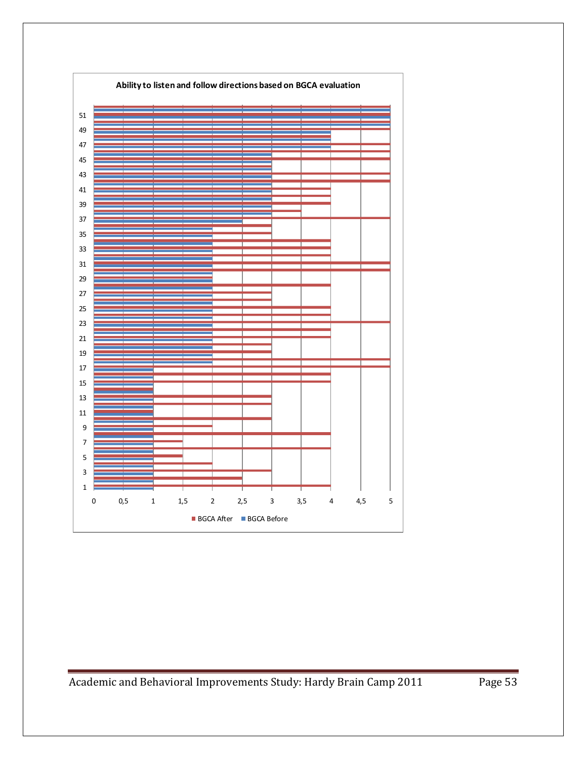**Ability to listen and follow directions based on BGCA evaluation**

■ BGCA After ■ BGCA Before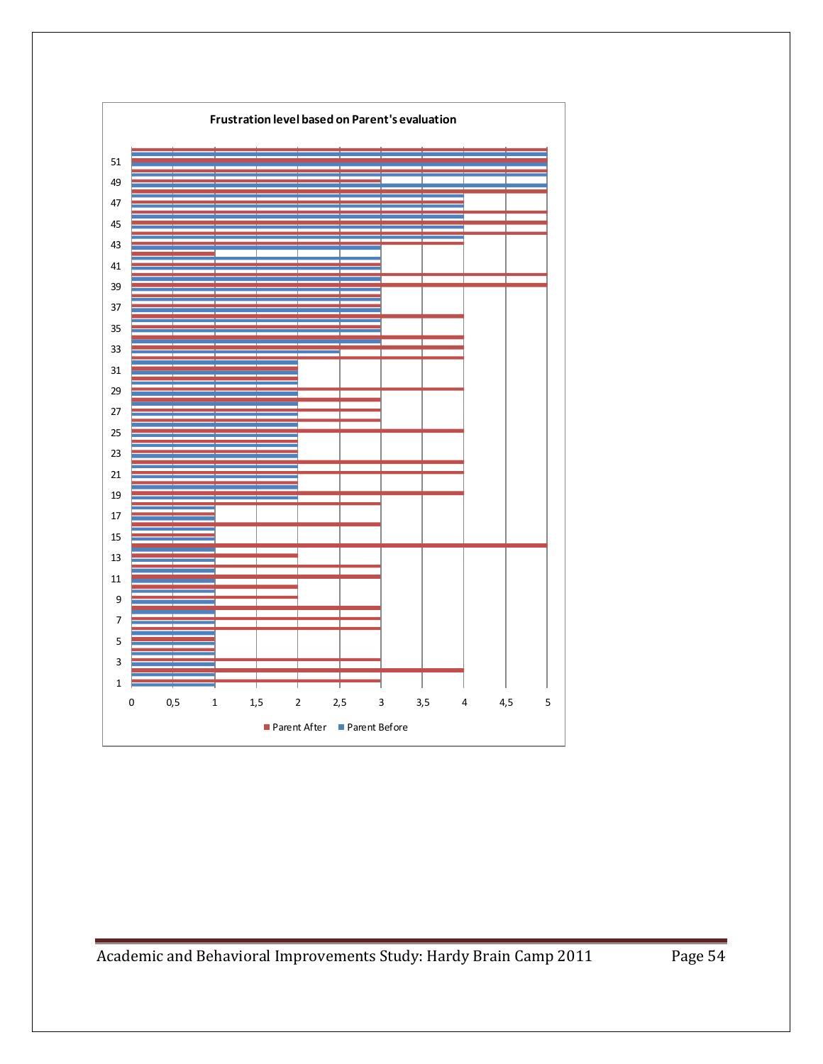**Frustration level based on Parent's evaluation**

Y-axis: 1, 3, 5, 7, 9, 11, 13, 15, 17, 19, 21, 23, 25, 27, 29, 31, 33, 35, 37, 39, 41, 43, 45, 47, 49, 51

X-axis: 0, 0,5, 1, 1,5, 2, 2,5, 3, 3,5, 4, 4,5, 5

Legend: Parent After, Parent Before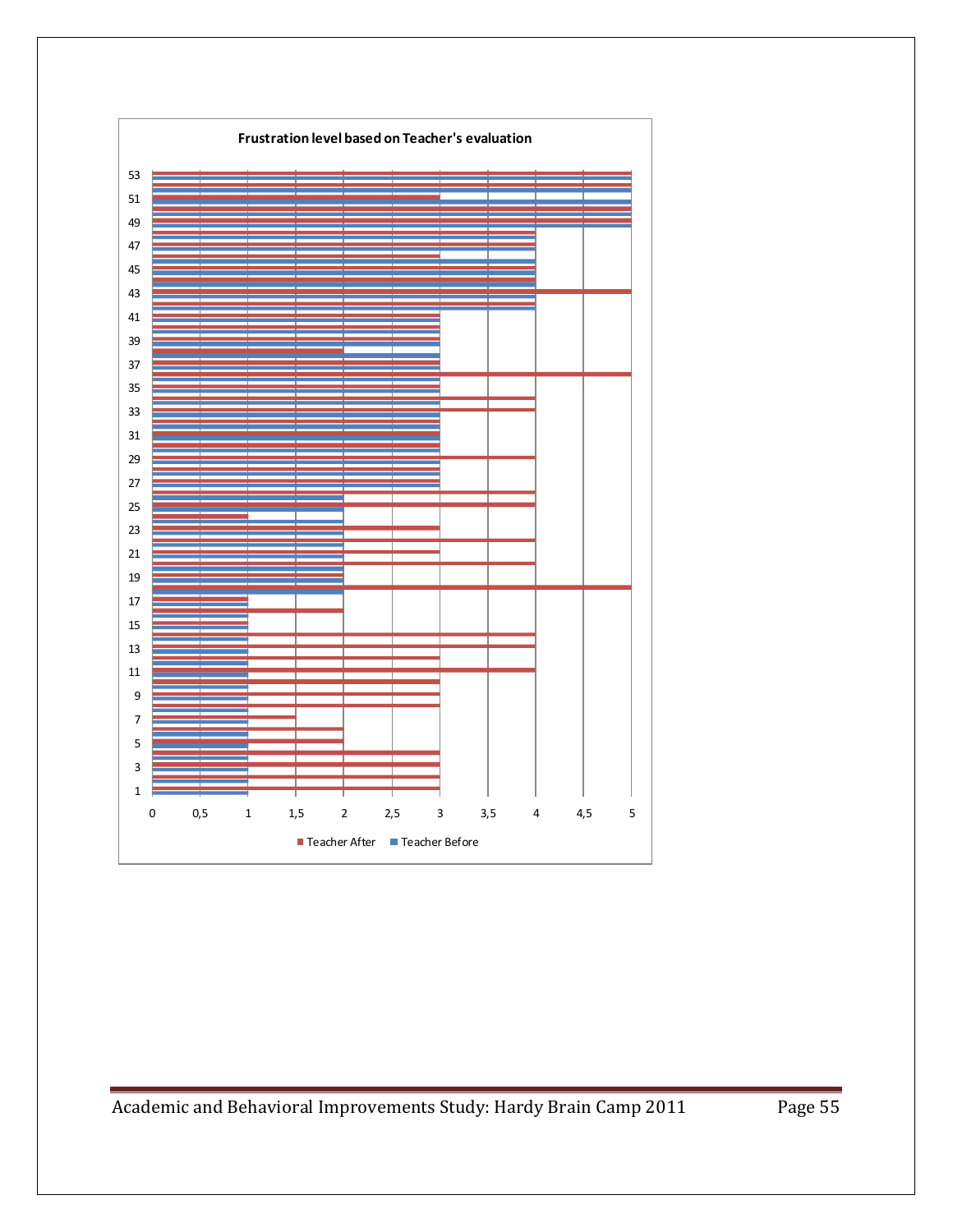**Frustration level based on Teacher's evaluation**

53
51
49
47
45
43
41
39
37
35
33
31
29
27
25
23
21
19
17
15
13
11
9
7
5
3
1

0 0,5 1 1,5 2 2,5 3 3,5 4 4,5 5

■ Teacher After ■ Teacher Before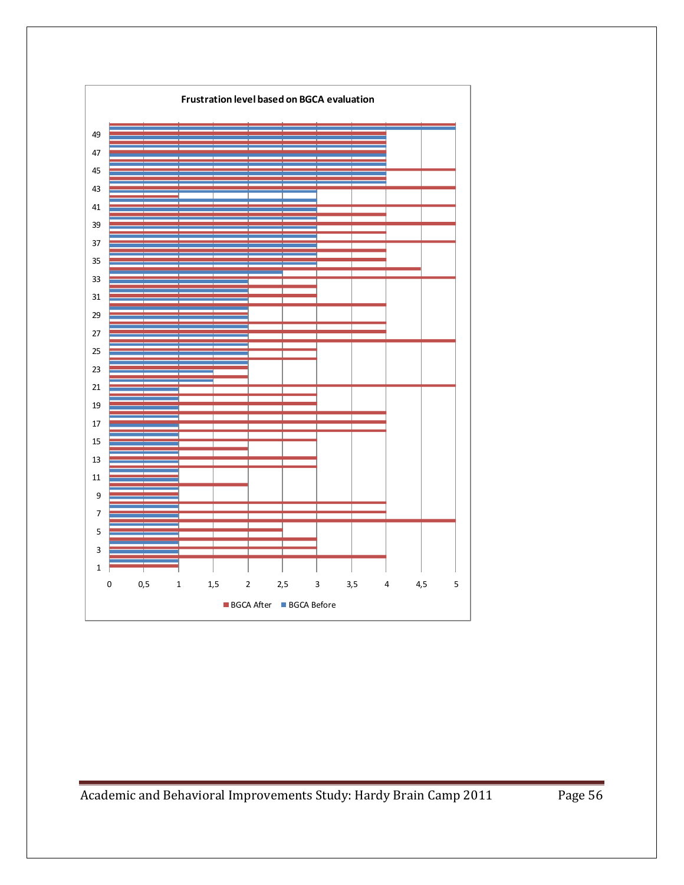**Frustration level based on BGCA evaluation**

BGCA After ■ BGCA Before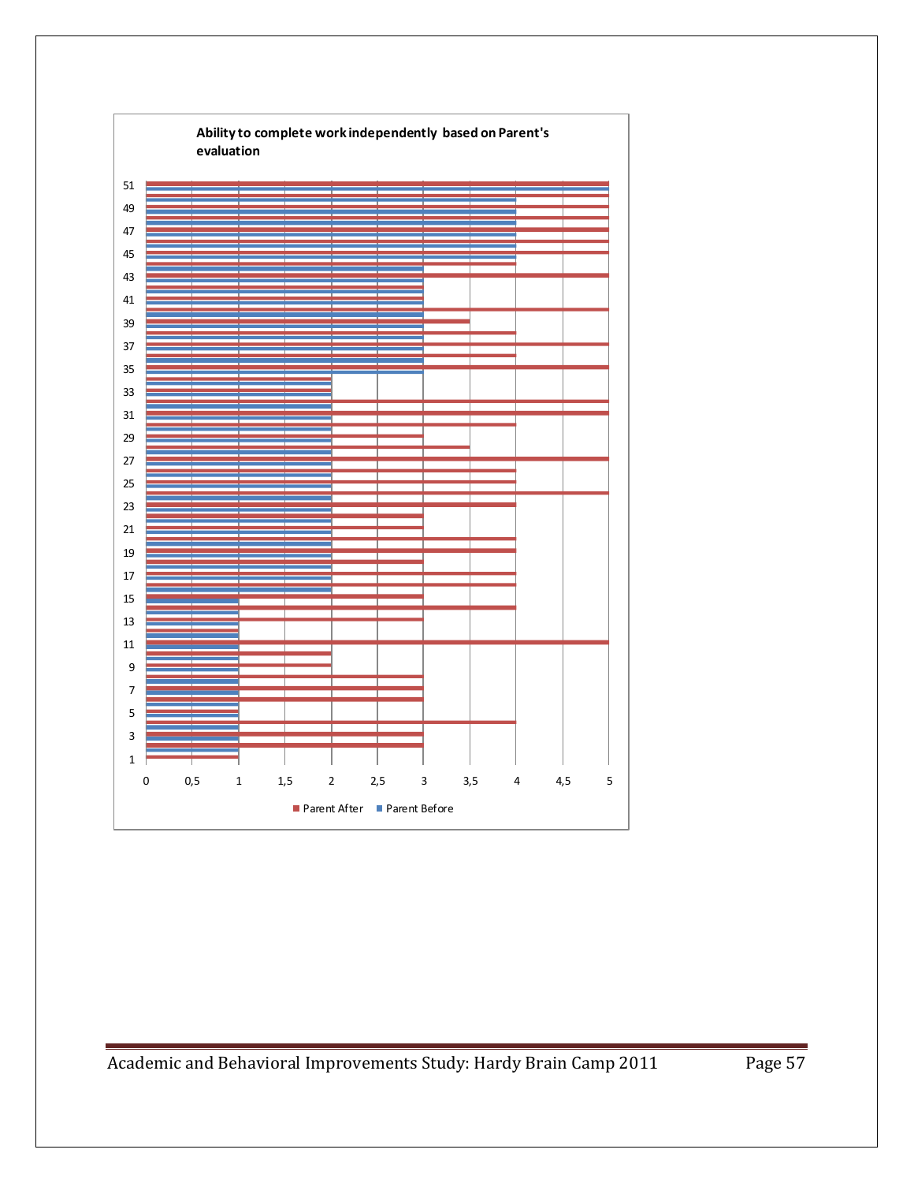**Ability to complete work independently based on Parent's evaluation**

Legend: Parent After, Parent Before

X-axis: 0, 0,5, 1, 1,5, 2, 2,5, 3, 3,5, 4, 4,5, 5

Y-axis: 1, 3, 5, 7, 9, 11, 13, 15, 17, 19, 21, 23, 25, 27, 29, 31, 33, 35, 37, 39, 41, 43, 45, 47, 49, 51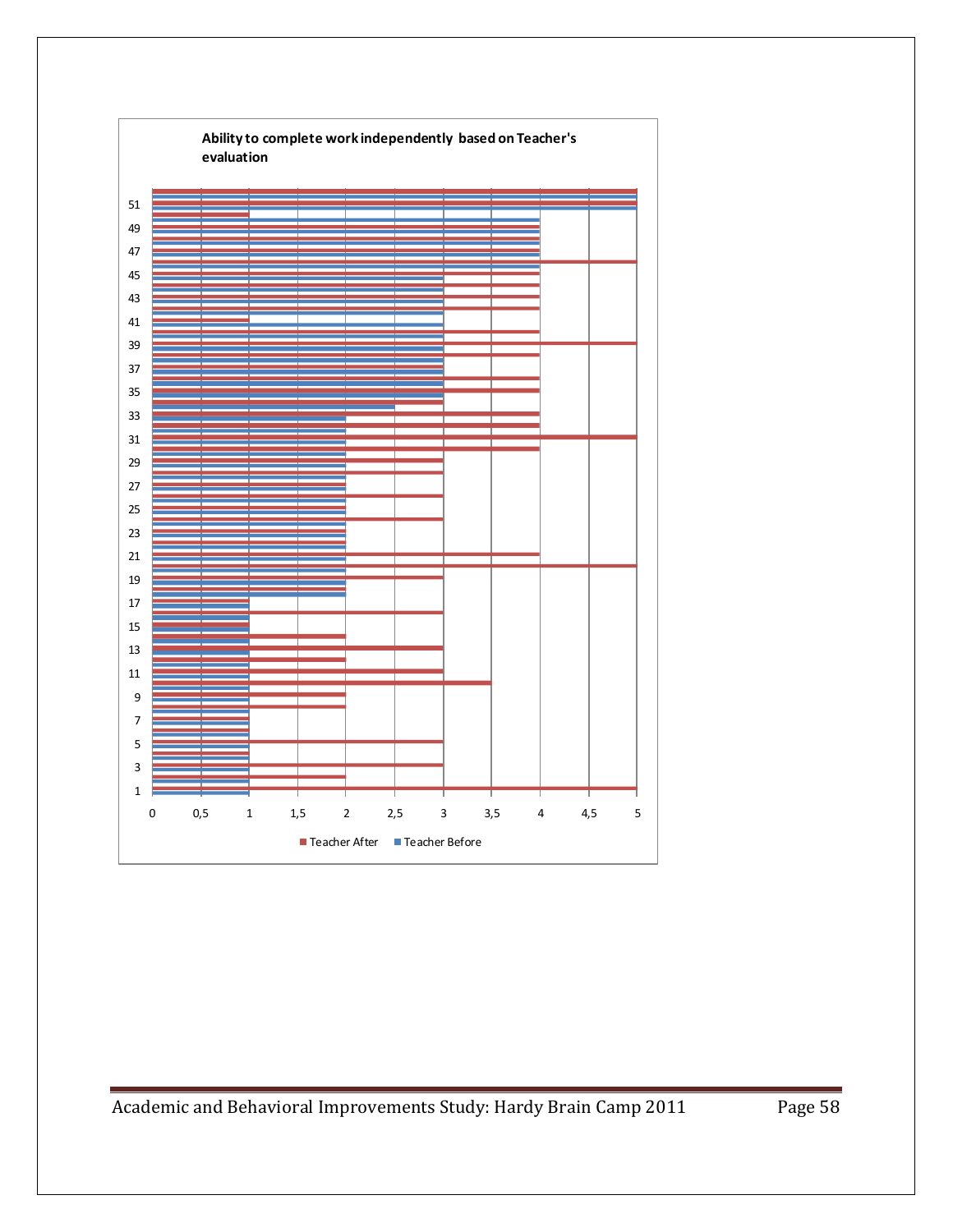**Ability to complete work independently based on Teacher's evaluation**

Legend: Teacher After, Teacher Before

X-axis: 0, 0,5, 1, 1,5, 2, 2,5, 3, 3,5, 4, 4,5, 5

Y-axis: 1, 3, 5, 7, 9, 11, 13, 15, 17, 19, 21, 23, 25, 27, 29, 31, 33, 35, 37, 39, 41, 43, 45, 47, 49, 51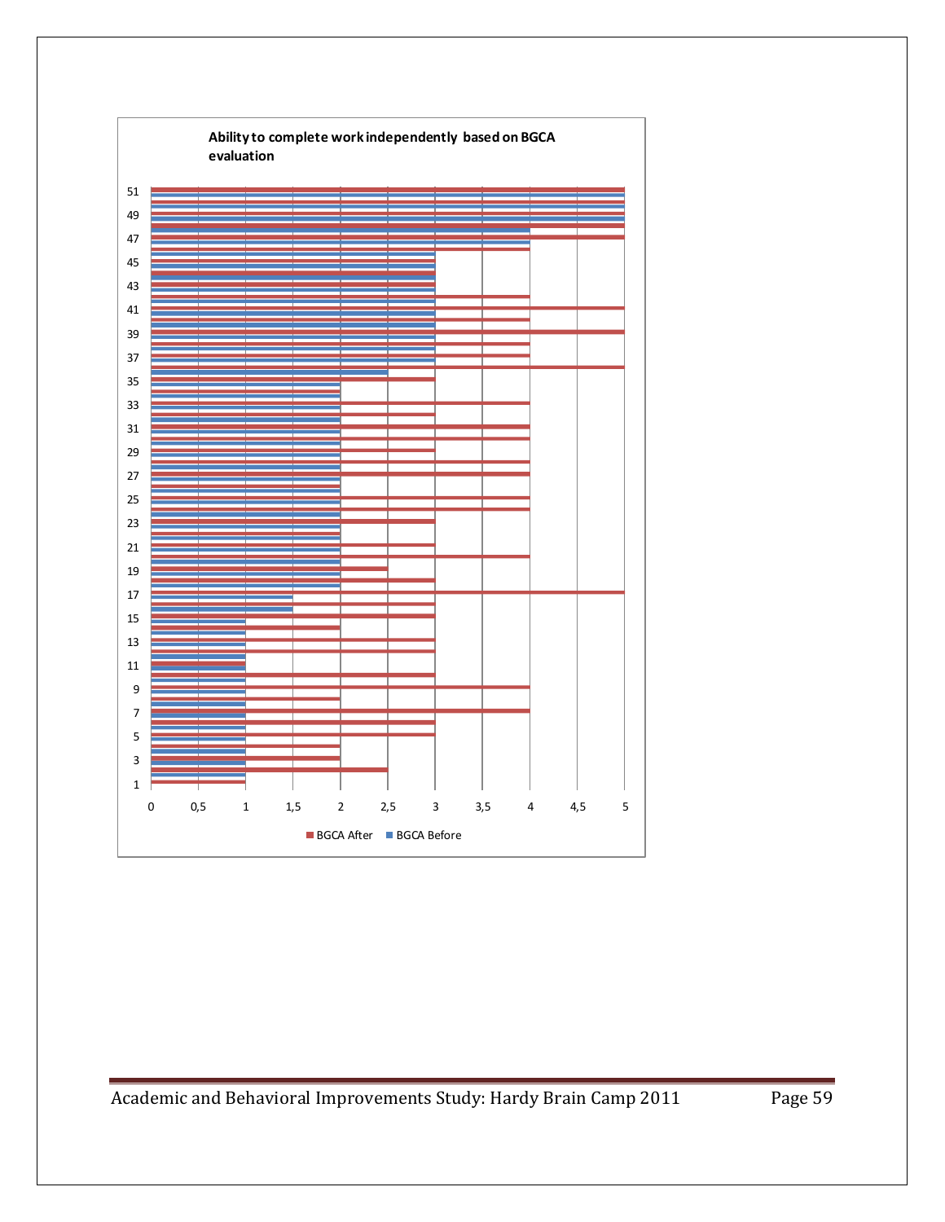**Ability to complete work independently based on BGCA evaluation**

■ BGCA After ■ BGCA Before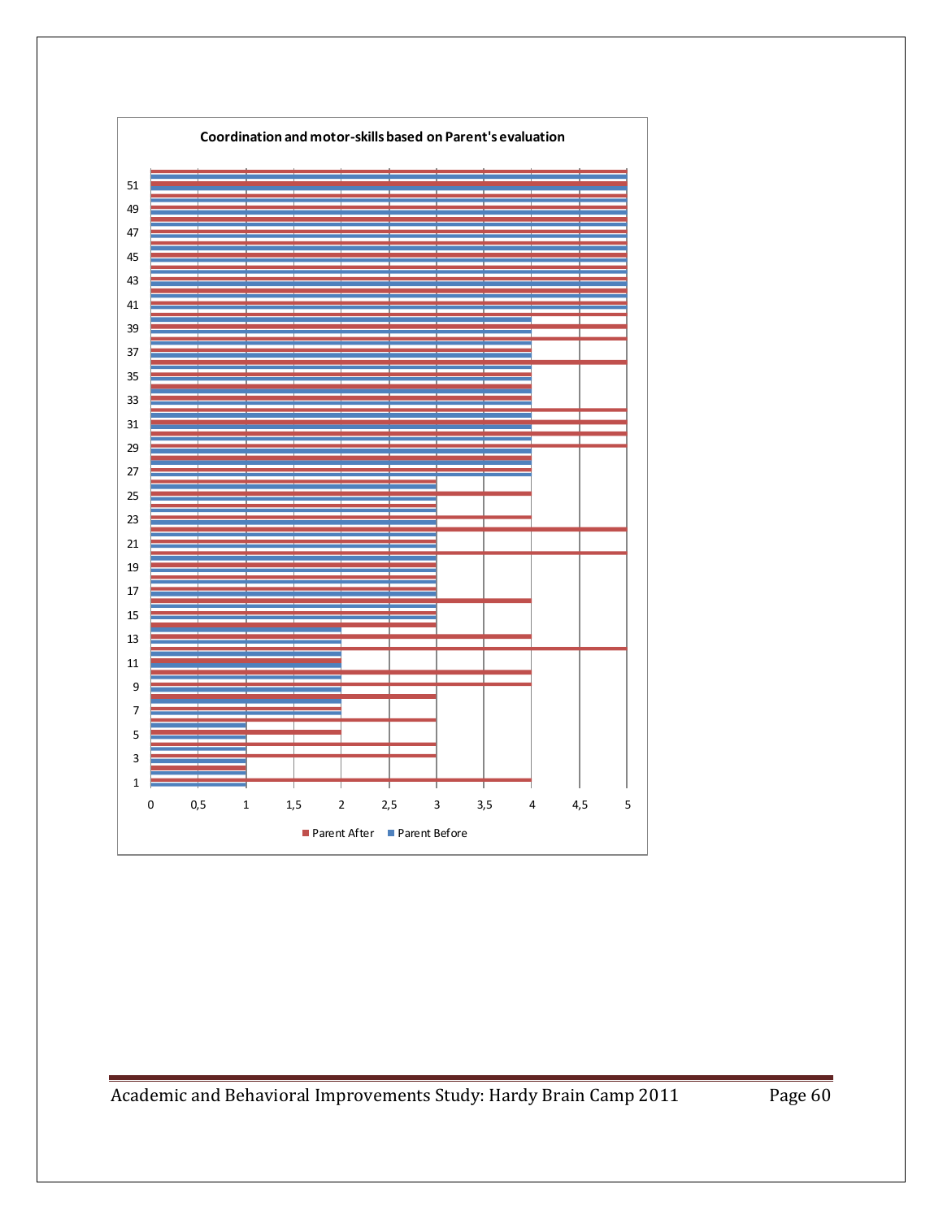**Coordination and motor-skills based on Parent's evaluation**

Parent After ■ Parent Before ■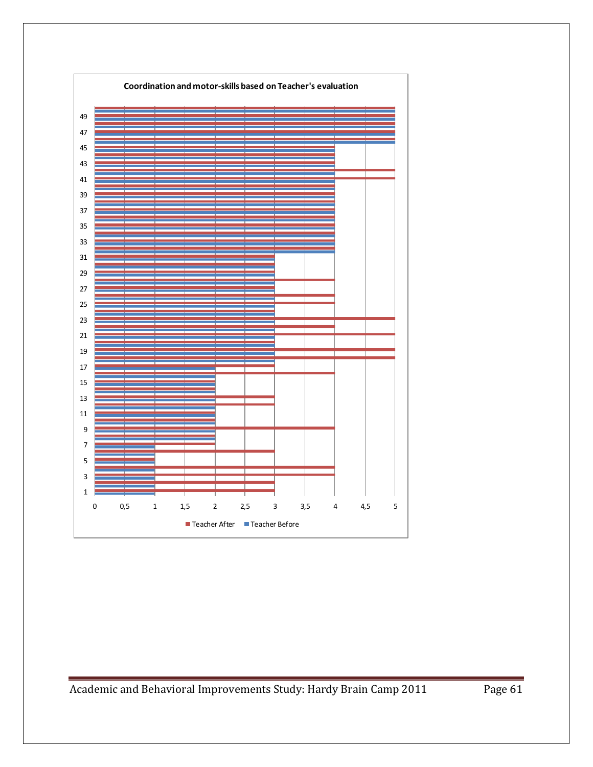**Coordination and motor-skills based on Teacher's evaluation**

Teacher After ■ Teacher Before ■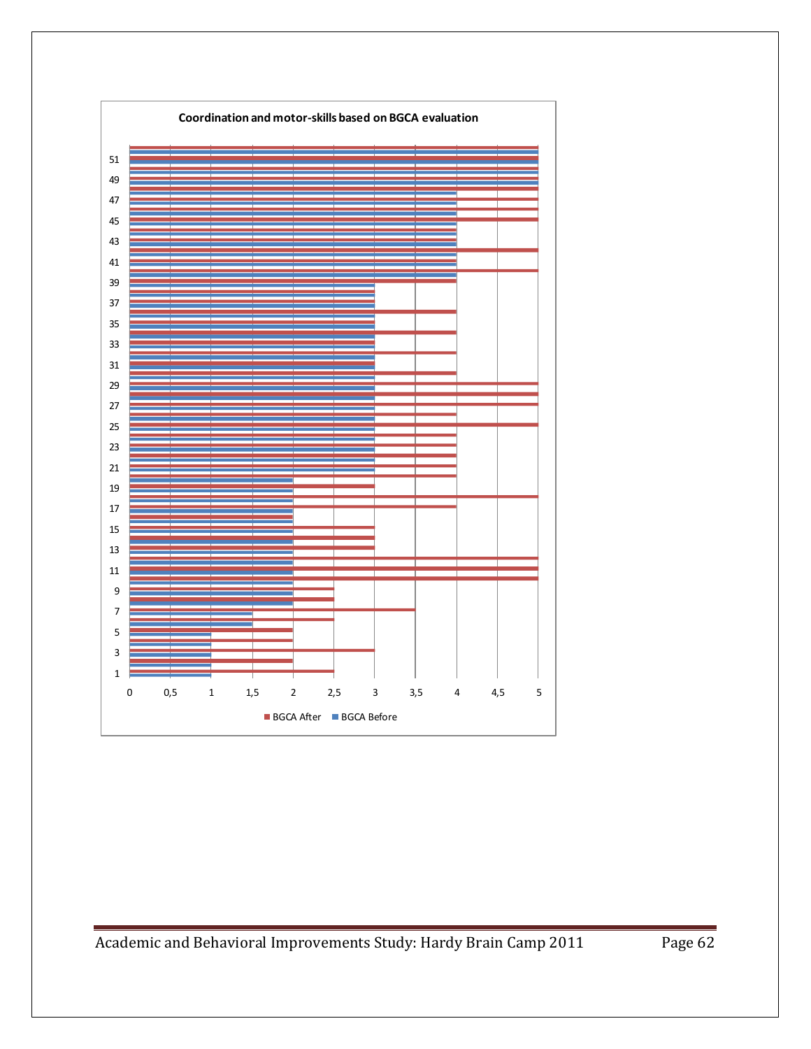**Coordination and motor-skills based on BGCA evaluation**

51
49
47
45
43
41
39
37
35
33
31
29
27
25
23
21
19
17
15
13
11
9
7
5
3
1

0 0,5 1 1,5 2 2,5 3 3,5 4 4,5 5

BGCA After BGCA Before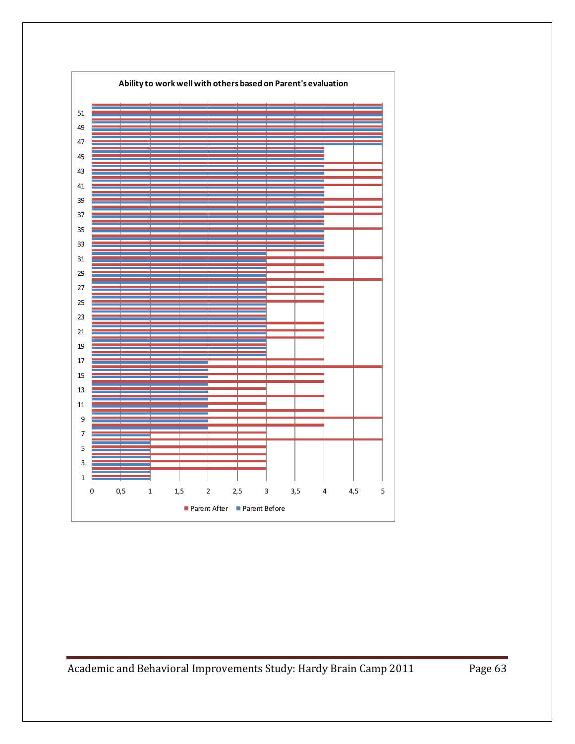**Ability to work well with others based on Parent's evaluation**

| | Parent Before | Parent After |
|---|---|---|
| Scale | 0 – 5 | 0 – 5 |

Parent After ■ Parent Before ■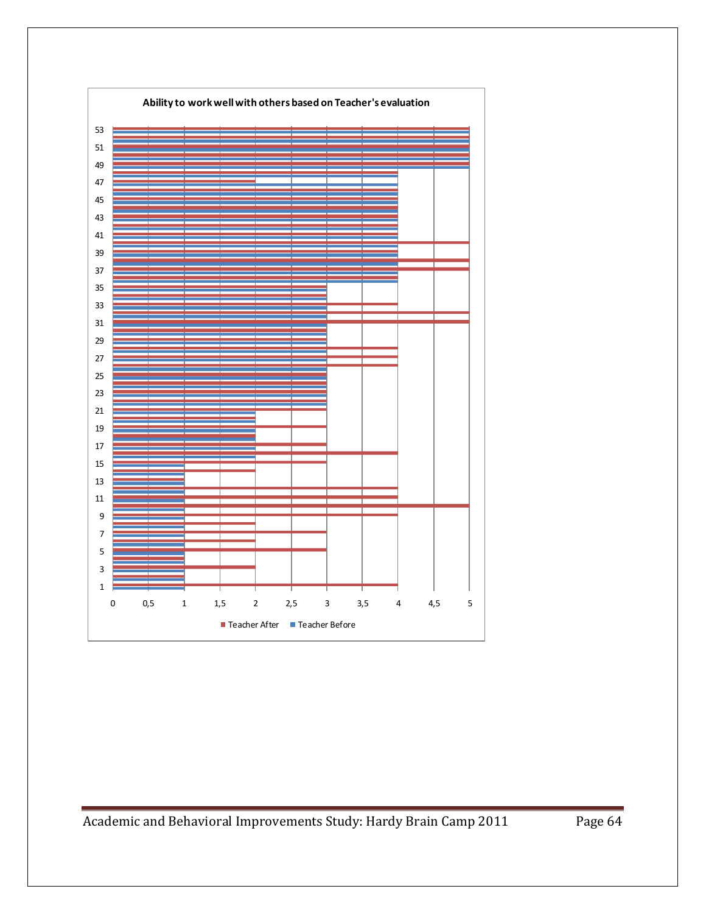**Ability to work well with others based on Teacher's evaluation**

53
51
49
47
45
43
41
39
37
35
33
31
29
27
25
23
21
19
17
15
13
11
9
7
5
3
1

0 0,5 1 1,5 2 2,5 3 3,5 4 4,5 5

Teacher After Teacher Before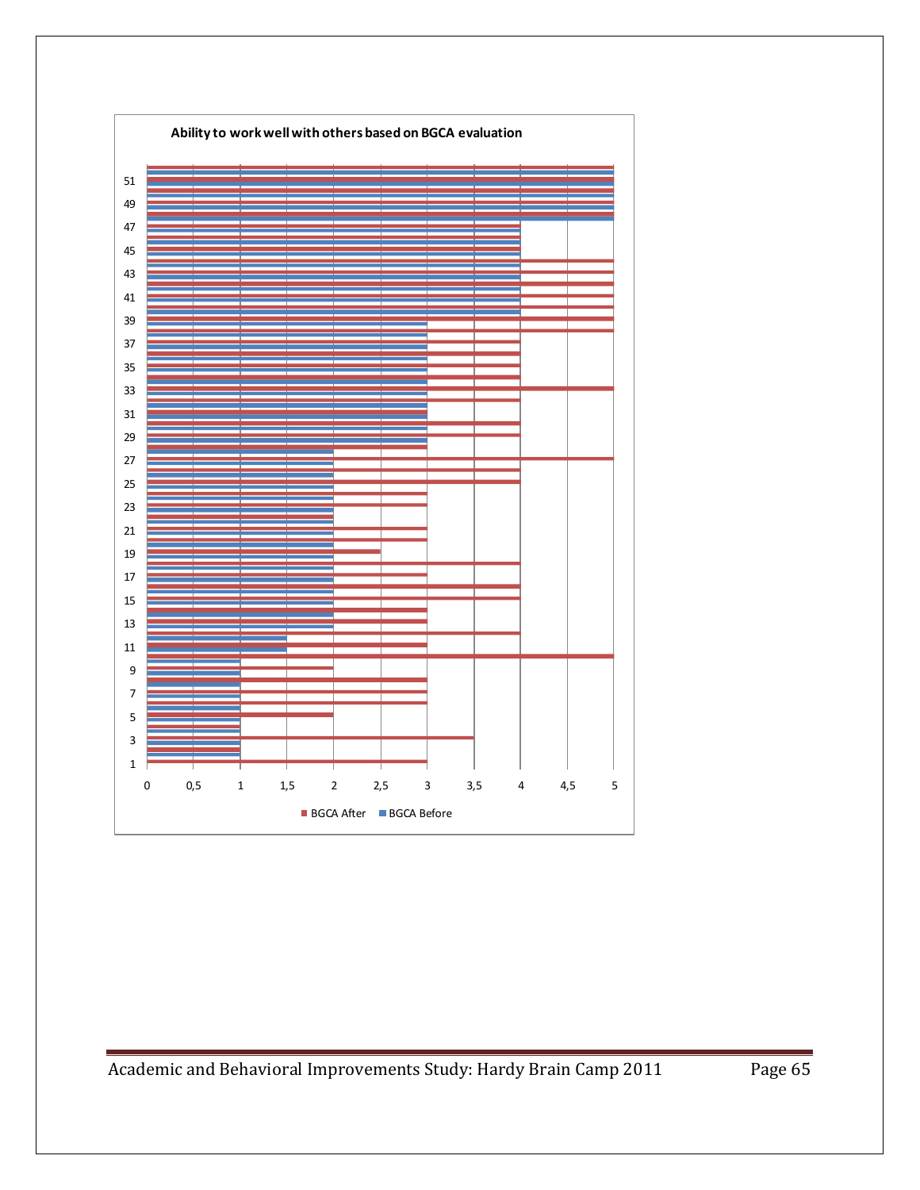**Ability to work well with others based on BGCA evaluation**

51
49
47
45
43
41
39
37
35
33
31
29
27
25
23
21
19
17
15
13
11
9
7
5
3
1

0 0,5 1 1,5 2 2,5 3 3,5 4 4,5 5

■ BGCA After ■ BGCA Before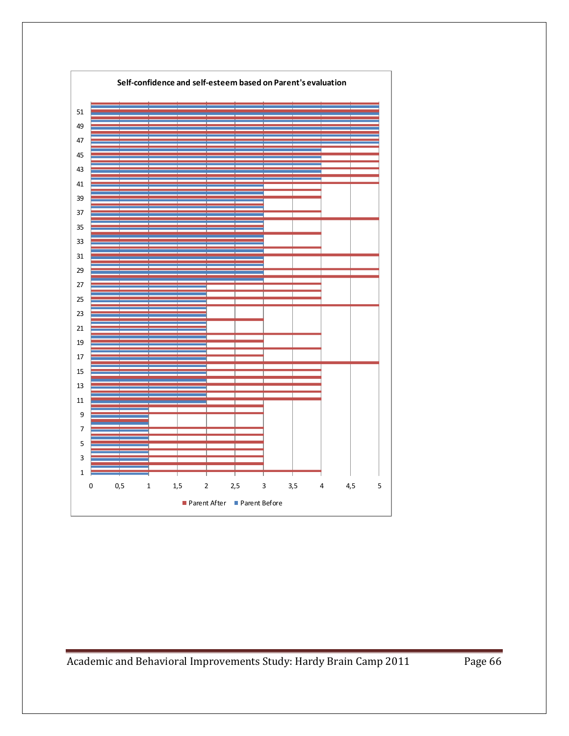**Self-confidence and self-esteem based on Parent's evaluation**

■ Parent After ■ Parent Before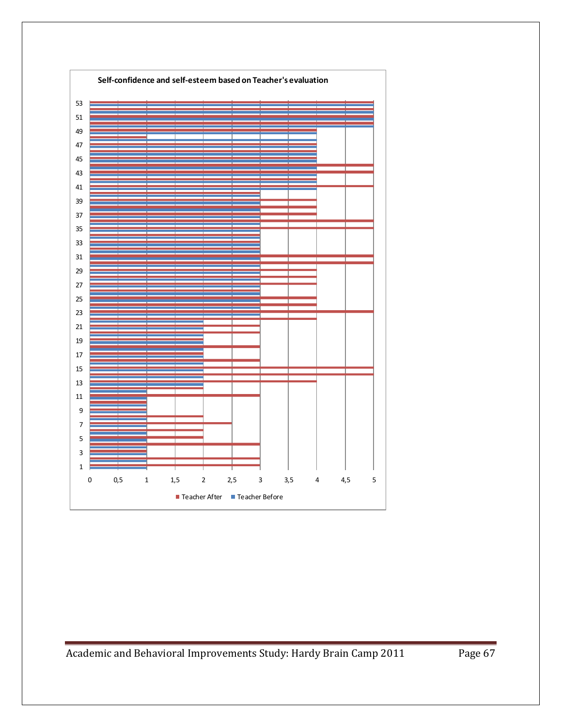**Self-confidence and self-esteem based on Teacher's evaluation**

53
51
49
47
45
43
41
39
37
35
33
31
29
27
25
23
21
19
17
15
13
11
9
7
5
3
1

0 0,5 1 1,5 2 2,5 3 3,5 4 4,5 5

Teacher After    Teacher Before